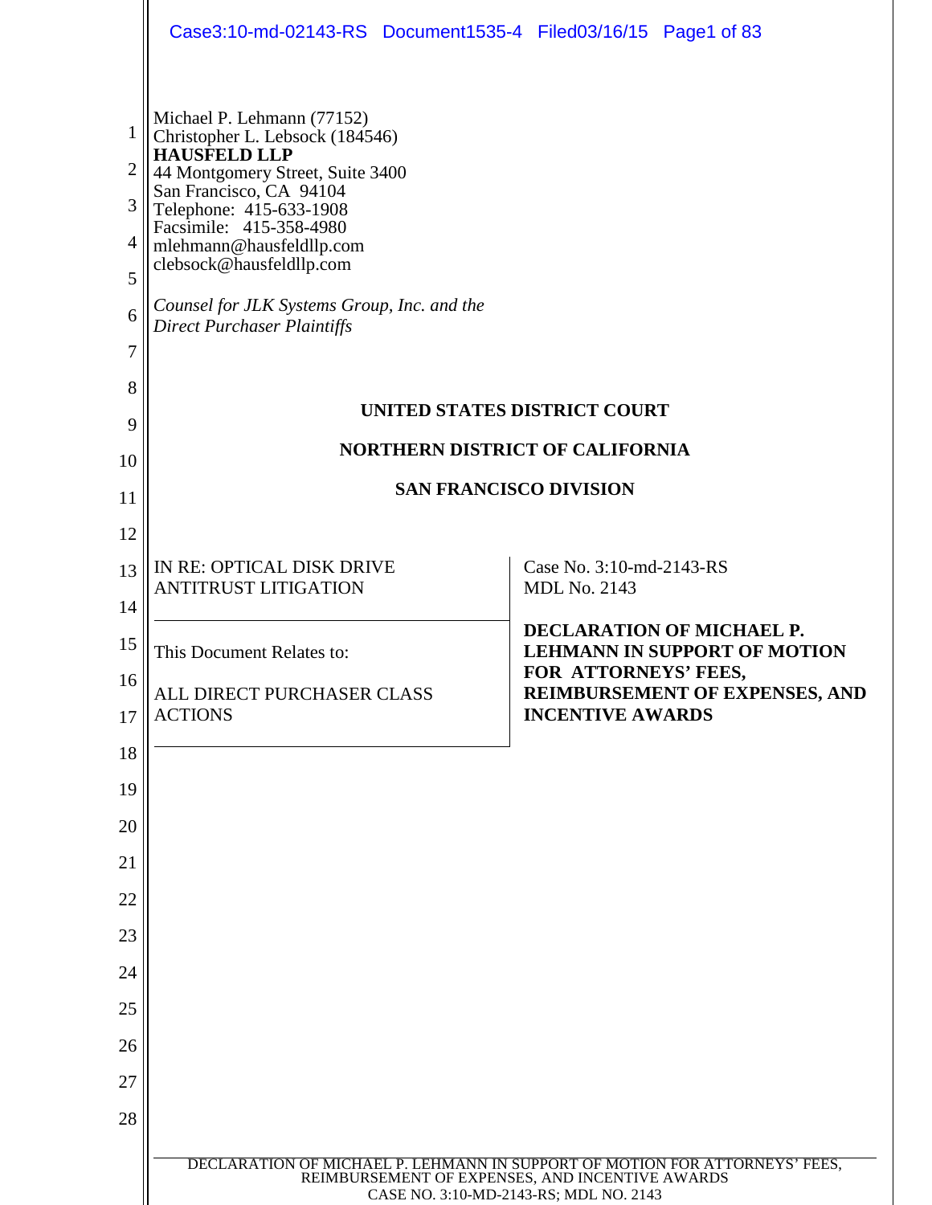Michael P. Lehmann (77152)
Christopher L. Lebsock (184546)
**HAUSFELD LLP**
44 Montgomery Street, Suite 3400
San Francisco, CA 94104
Telephone: 415-633-1908
Facsimile: 415-358-4980
mlehmann@hausfeldllp.com
clebsock@hausfeldllp.com

*Counsel for JLK Systems Group, Inc. and the Direct Purchaser Plaintiffs*

**UNITED STATES DISTRICT COURT**

**NORTHERN DISTRICT OF CALIFORNIA**

**SAN FRANCISCO DIVISION**

| | |
|---|---|
| IN RE: OPTICAL DISK DRIVE ANTITRUST LITIGATION | Case No. 3:10-md-2143-RS<br>MDL No. 2143 |
| This Document Relates to:<br><br>ALL DIRECT PURCHASER CLASS ACTIONS | **DECLARATION OF MICHAEL P. LEHMANN IN SUPPORT OF MOTION FOR ATTORNEYS' FEES, REIMBURSEMENT OF EXPENSES, AND INCENTIVE AWARDS** |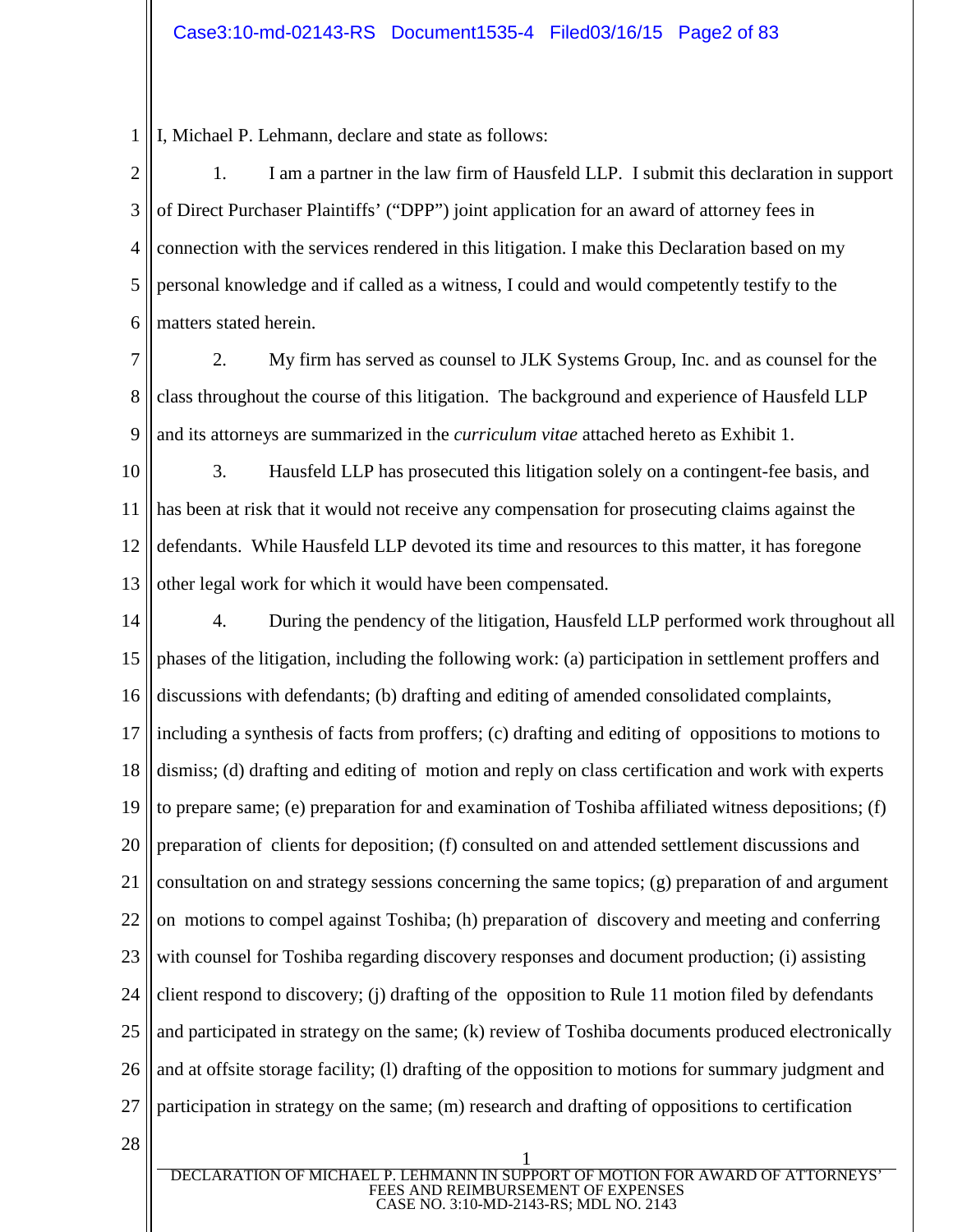I, Michael P. Lehmann, declare and state as follows:

1. I am a partner in the law firm of Hausfeld LLP. I submit this declaration in support of Direct Purchaser Plaintiffs' ("DPP") joint application for an award of attorney fees in connection with the services rendered in this litigation. I make this Declaration based on my personal knowledge and if called as a witness, I could and would competently testify to the matters stated herein.

2. My firm has served as counsel to JLK Systems Group, Inc. and as counsel for the class throughout the course of this litigation. The background and experience of Hausfeld LLP and its attorneys are summarized in the *curriculum vitae* attached hereto as Exhibit 1.

3. Hausfeld LLP has prosecuted this litigation solely on a contingent-fee basis, and has been at risk that it would not receive any compensation for prosecuting claims against the defendants. While Hausfeld LLP devoted its time and resources to this matter, it has foregone other legal work for which it would have been compensated.

4. During the pendency of the litigation, Hausfeld LLP performed work throughout all phases of the litigation, including the following work: (a) participation in settlement proffers and discussions with defendants; (b) drafting and editing of amended consolidated complaints, including a synthesis of facts from proffers; (c) drafting and editing of oppositions to motions to dismiss; (d) drafting and editing of motion and reply on class certification and work with experts to prepare same; (e) preparation for and examination of Toshiba affiliated witness depositions; (f) preparation of clients for deposition; (f) consulted on and attended settlement discussions and consultation on and strategy sessions concerning the same topics; (g) preparation of and argument on motions to compel against Toshiba; (h) preparation of discovery and meeting and conferring with counsel for Toshiba regarding discovery responses and document production; (i) assisting client respond to discovery; (j) drafting of the opposition to Rule 11 motion filed by defendants and participated in strategy on the same; (k) review of Toshiba documents produced electronically and at offsite storage facility; (l) drafting of the opposition to motions for summary judgment and participation in strategy on the same; (m) research and drafting of oppositions to certification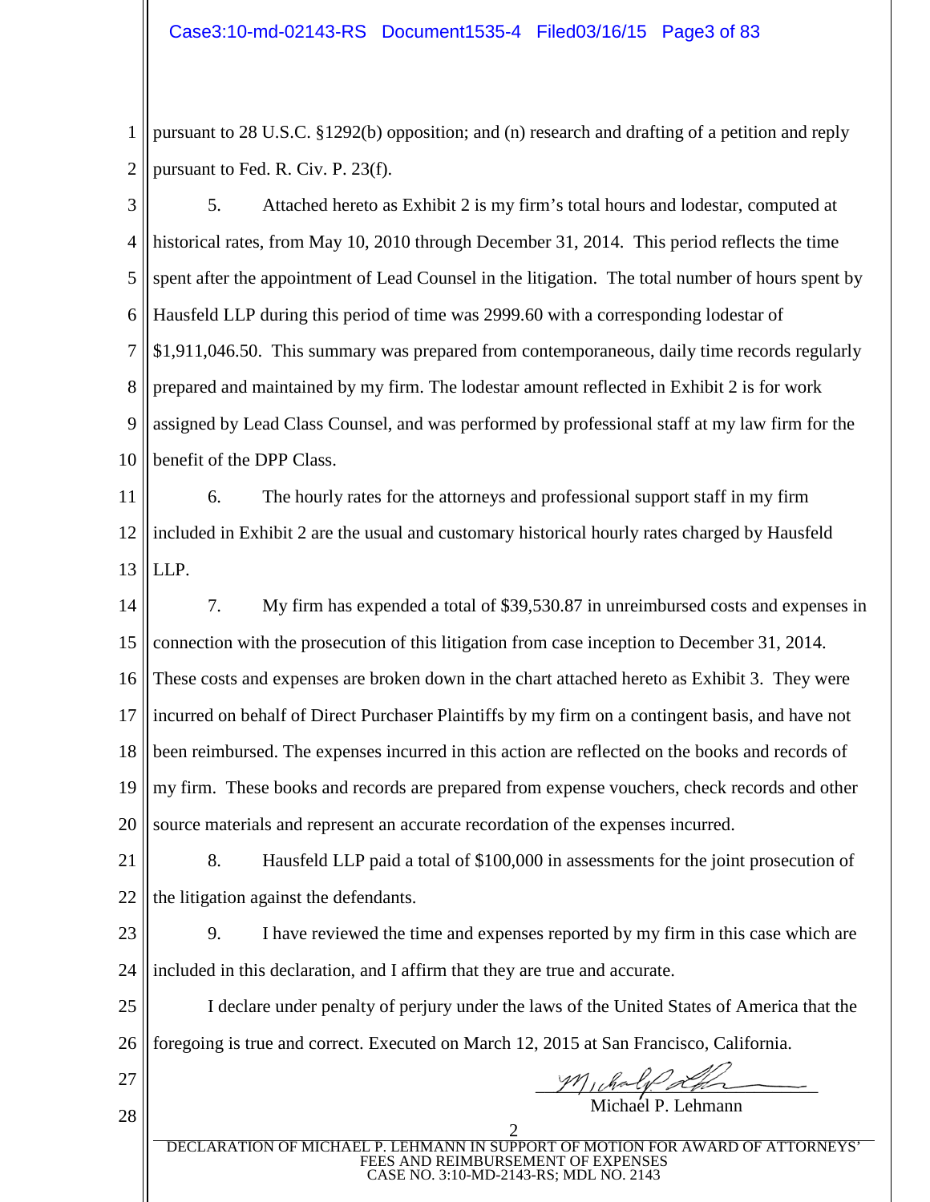pursuant to 28 U.S.C. §1292(b) opposition; and (n) research and drafting of a petition and reply pursuant to Fed. R. Civ. P. 23(f).

5. Attached hereto as Exhibit 2 is my firm's total hours and lodestar, computed at historical rates, from May 10, 2010 through December 31, 2014. This period reflects the time spent after the appointment of Lead Counsel in the litigation. The total number of hours spent by Hausfeld LLP during this period of time was 2999.60 with a corresponding lodestar of $1,911,046.50. This summary was prepared from contemporaneous, daily time records regularly prepared and maintained by my firm. The lodestar amount reflected in Exhibit 2 is for work assigned by Lead Class Counsel, and was performed by professional staff at my law firm for the benefit of the DPP Class.

6. The hourly rates for the attorneys and professional support staff in my firm included in Exhibit 2 are the usual and customary historical hourly rates charged by Hausfeld LLP.

7. My firm has expended a total of $39,530.87 in unreimbursed costs and expenses in connection with the prosecution of this litigation from case inception to December 31, 2014. These costs and expenses are broken down in the chart attached hereto as Exhibit 3. They were incurred on behalf of Direct Purchaser Plaintiffs by my firm on a contingent basis, and have not been reimbursed. The expenses incurred in this action are reflected on the books and records of my firm. These books and records are prepared from expense vouchers, check records and other source materials and represent an accurate recordation of the expenses incurred.

8. Hausfeld LLP paid a total of $100,000 in assessments for the joint prosecution of the litigation against the defendants.

9. I have reviewed the time and expenses reported by my firm in this case which are included in this declaration, and I affirm that they are true and accurate.

I declare under penalty of perjury under the laws of the United States of America that the foregoing is true and correct. Executed on March 12, 2015 at San Francisco, California.

Michael P. Lehmann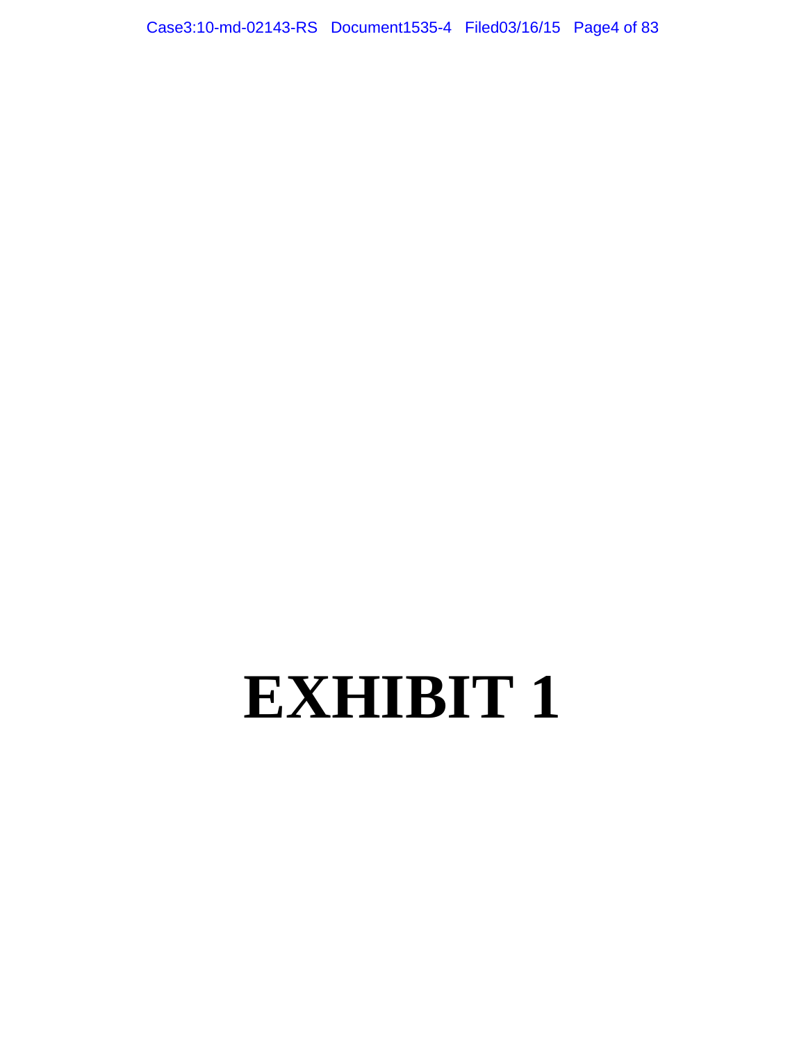# EXHIBIT 1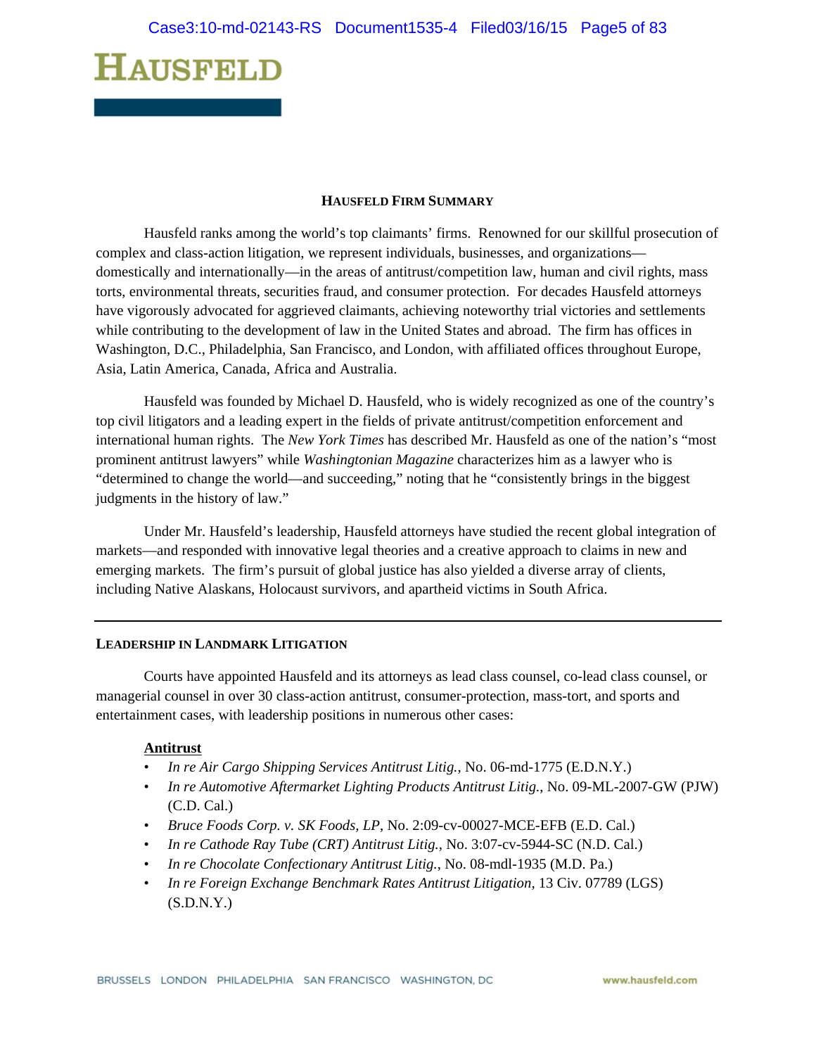# HAUSFELD

## HAUSFELD FIRM SUMMARY

Hausfeld ranks among the world's top claimants' firms. Renowned for our skillful prosecution of complex and class-action litigation, we represent individuals, businesses, and organizations—domestically and internationally—in the areas of antitrust/competition law, human and civil rights, mass torts, environmental threats, securities fraud, and consumer protection. For decades Hausfeld attorneys have vigorously advocated for aggrieved claimants, achieving noteworthy trial victories and settlements while contributing to the development of law in the United States and abroad. The firm has offices in Washington, D.C., Philadelphia, San Francisco, and London, with affiliated offices throughout Europe, Asia, Latin America, Canada, Africa and Australia.

Hausfeld was founded by Michael D. Hausfeld, who is widely recognized as one of the country's top civil litigators and a leading expert in the fields of private antitrust/competition enforcement and international human rights. The *New York Times* has described Mr. Hausfeld as one of the nation's "most prominent antitrust lawyers" while *Washingtonian Magazine* characterizes him as a lawyer who is "determined to change the world—and succeeding," noting that he "consistently brings in the biggest judgments in the history of law."

Under Mr. Hausfeld's leadership, Hausfeld attorneys have studied the recent global integration of markets—and responded with innovative legal theories and a creative approach to claims in new and emerging markets. The firm's pursuit of global justice has also yielded a diverse array of clients, including Native Alaskans, Holocaust survivors, and apartheid victims in South Africa.

---

## LEADERSHIP IN LANDMARK LITIGATION

Courts have appointed Hausfeld and its attorneys as lead class counsel, co-lead class counsel, or managerial counsel in over 30 class-action antitrust, consumer-protection, mass-tort, and sports and entertainment cases, with leadership positions in numerous other cases:

**Antitrust**

- *In re Air Cargo Shipping Services Antitrust Litig.*, No. 06-md-1775 (E.D.N.Y.)
- *In re Automotive Aftermarket Lighting Products Antitrust Litig.*, No. 09-ML-2007-GW (PJW) (C.D. Cal.)
- *Bruce Foods Corp. v. SK Foods, LP*, No. 2:09-cv-00027-MCE-EFB (E.D. Cal.)
- *In re Cathode Ray Tube (CRT) Antitrust Litig.*, No. 3:07-cv-5944-SC (N.D. Cal.)
- *In re Chocolate Confectionary Antitrust Litig.*, No. 08-mdl-1935 (M.D. Pa.)
- *In re Foreign Exchange Benchmark Rates Antitrust Litigation*, 13 Civ. 07789 (LGS) (S.D.N.Y.)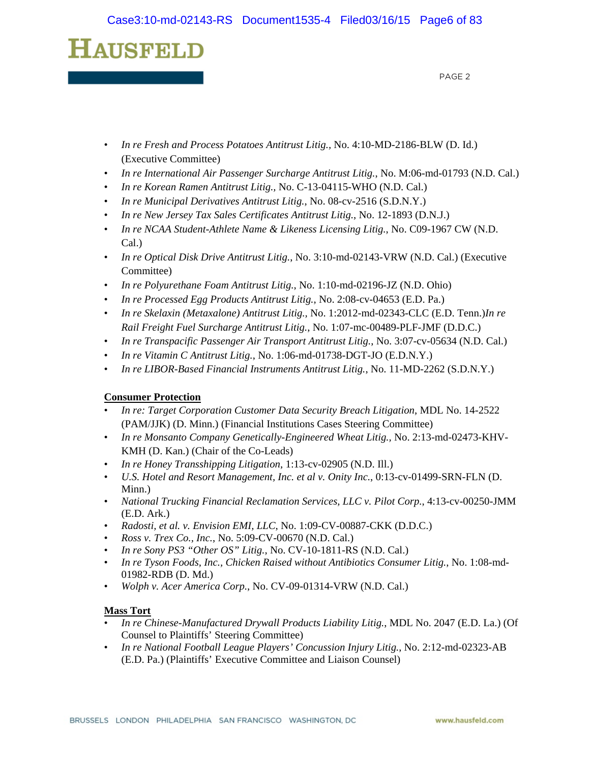- *In re Fresh and Process Potatoes Antitrust Litig.*, No. 4:10-MD-2186-BLW (D. Id.) (Executive Committee)
- *In re International Air Passenger Surcharge Antitrust Litig.*, No. M:06-md-01793 (N.D. Cal.)
- *In re Korean Ramen Antitrust Litig.*, No. C-13-04115-WHO (N.D. Cal.)
- *In re Municipal Derivatives Antitrust Litig.*, No. 08-cv-2516 (S.D.N.Y.)
- *In re New Jersey Tax Sales Certificates Antitrust Litig.*, No. 12-1893 (D.N.J.)
- *In re NCAA Student-Athlete Name & Likeness Licensing Litig.*, No. C09-1967 CW (N.D. Cal.)
- *In re Optical Disk Drive Antitrust Litig.*, No. 3:10-md-02143-VRW (N.D. Cal.) (Executive Committee)
- *In re Polyurethane Foam Antitrust Litig.*, No. 1:10-md-02196-JZ (N.D. Ohio)
- *In re Processed Egg Products Antitrust Litig.*, No. 2:08-cv-04653 (E.D. Pa.)
- *In re Skelaxin (Metaxalone) Antitrust Litig.*, No. 1:2012-md-02343-CLC (E.D. Tenn.)*In re Rail Freight Fuel Surcharge Antitrust Litig.*, No. 1:07-mc-00489-PLF-JMF (D.D.C.)
- *In re Transpacific Passenger Air Transport Antitrust Litig.*, No. 3:07-cv-05634 (N.D. Cal.)
- *In re Vitamin C Antitrust Litig.*, No. 1:06-md-01738-DGT-JO (E.D.N.Y.)
- *In re LIBOR-Based Financial Instruments Antitrust Litig.*, No. 11-MD-2262 (S.D.N.Y.)

**Consumer Protection**

- *In re: Target Corporation Customer Data Security Breach Litigation*, MDL No. 14-2522 (PAM/JJK) (D. Minn.) (Financial Institutions Cases Steering Committee)
- *In re Monsanto Company Genetically-Engineered Wheat Litig.*, No. 2:13-md-02473-KHV-KMH (D. Kan.) (Chair of the Co-Leads)
- *In re Honey Transshipping Litigation*, 1:13-cv-02905 (N.D. Ill.)
- *U.S. Hotel and Resort Management, Inc. et al v. Onity Inc.*, 0:13-cv-01499-SRN-FLN (D. Minn.)
- *National Trucking Financial Reclamation Services, LLC v. Pilot Corp.*, 4:13-cv-00250-JMM (E.D. Ark.)
- *Radosti, et al. v. Envision EMI, LLC*, No. 1:09-CV-00887-CKK (D.D.C.)
- *Ross v. Trex Co., Inc.*, No. 5:09-CV-00670 (N.D. Cal.)
- *In re Sony PS3 "Other OS" Litig.*, No. CV-10-1811-RS (N.D. Cal.)
- *In re Tyson Foods, Inc., Chicken Raised without Antibiotics Consumer Litig.*, No. 1:08-md-01982-RDB (D. Md.)
- *Wolph v. Acer America Corp.*, No. CV-09-01314-VRW (N.D. Cal.)

**Mass Tort**

- *In re Chinese-Manufactured Drywall Products Liability Litig.*, MDL No. 2047 (E.D. La.) (Of Counsel to Plaintiffs' Steering Committee)
- *In re National Football League Players' Concussion Injury Litig.*, No. 2:12-md-02323-AB (E.D. Pa.) (Plaintiffs' Executive Committee and Liaison Counsel)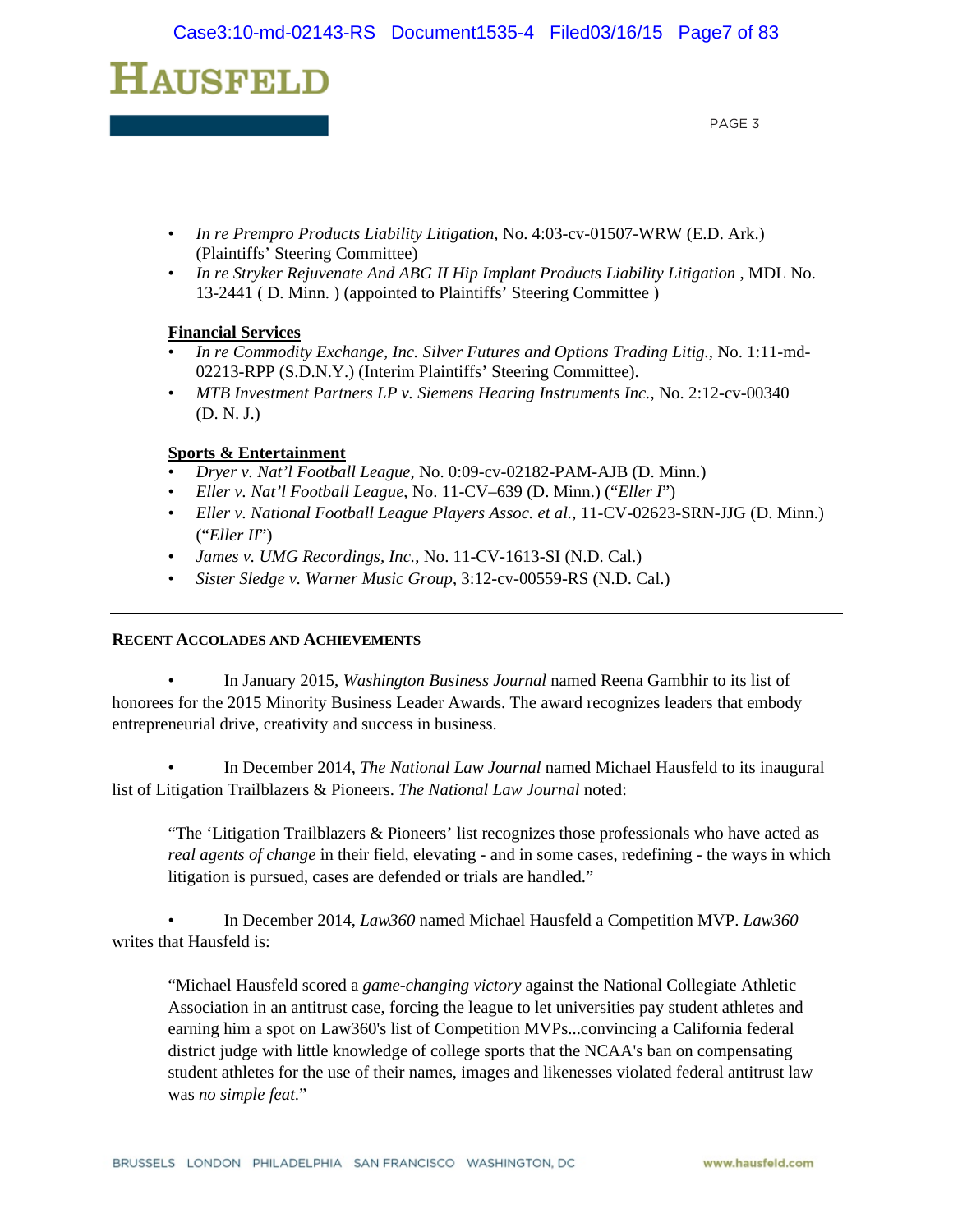- *In re Prempro Products Liability Litigation*, No. 4:03-cv-01507-WRW (E.D. Ark.) (Plaintiffs' Steering Committee)
- *In re Stryker Rejuvenate And ABG II Hip Implant Products Liability Litigation* , MDL No. 13-2441 ( D. Minn. ) (appointed to Plaintiffs' Steering Committee )

**Financial Services**

- *In re Commodity Exchange, Inc. Silver Futures and Options Trading Litig.*, No. 1:11-md-02213-RPP (S.D.N.Y.) (Interim Plaintiffs' Steering Committee).
- *MTB Investment Partners LP v. Siemens Hearing Instruments Inc.*, No. 2:12-cv-00340 (D. N. J.)

**Sports & Entertainment**

- *Dryer v. Nat'l Football League*, No. 0:09-cv-02182-PAM-AJB (D. Minn.)
- *Eller v. Nat'l Football League*, No. 11-CV–639 (D. Minn.) ("*Eller I*")
- *Eller v. National Football League Players Assoc. et al.*, 11-CV-02623-SRN-JJG (D. Minn.) ("*Eller II*")
- *James v. UMG Recordings, Inc.*, No. 11-CV-1613-SI (N.D. Cal.)
- *Sister Sledge v. Warner Music Group*, 3:12-cv-00559-RS (N.D. Cal.)

---

**RECENT ACCOLADES AND ACHIEVEMENTS**

- In January 2015, *Washington Business Journal* named Reena Gambhir to its list of honorees for the 2015 Minority Business Leader Awards. The award recognizes leaders that embody entrepreneurial drive, creativity and success in business.

- In December 2014, *The National Law Journal* named Michael Hausfeld to its inaugural list of Litigation Trailblazers & Pioneers. *The National Law Journal* noted:

> "The 'Litigation Trailblazers & Pioneers' list recognizes those professionals who have acted as *real agents of change* in their field, elevating - and in some cases, redefining - the ways in which litigation is pursued, cases are defended or trials are handled."

- In December 2014, *Law360* named Michael Hausfeld a Competition MVP. *Law360* writes that Hausfeld is:

> "Michael Hausfeld scored a *game-changing victory* against the National Collegiate Athletic Association in an antitrust case, forcing the league to let universities pay student athletes and earning him a spot on Law360's list of Competition MVPs...convincing a California federal district judge with little knowledge of college sports that the NCAA's ban on compensating student athletes for the use of their names, images and likenesses violated federal antitrust law was *no simple feat*."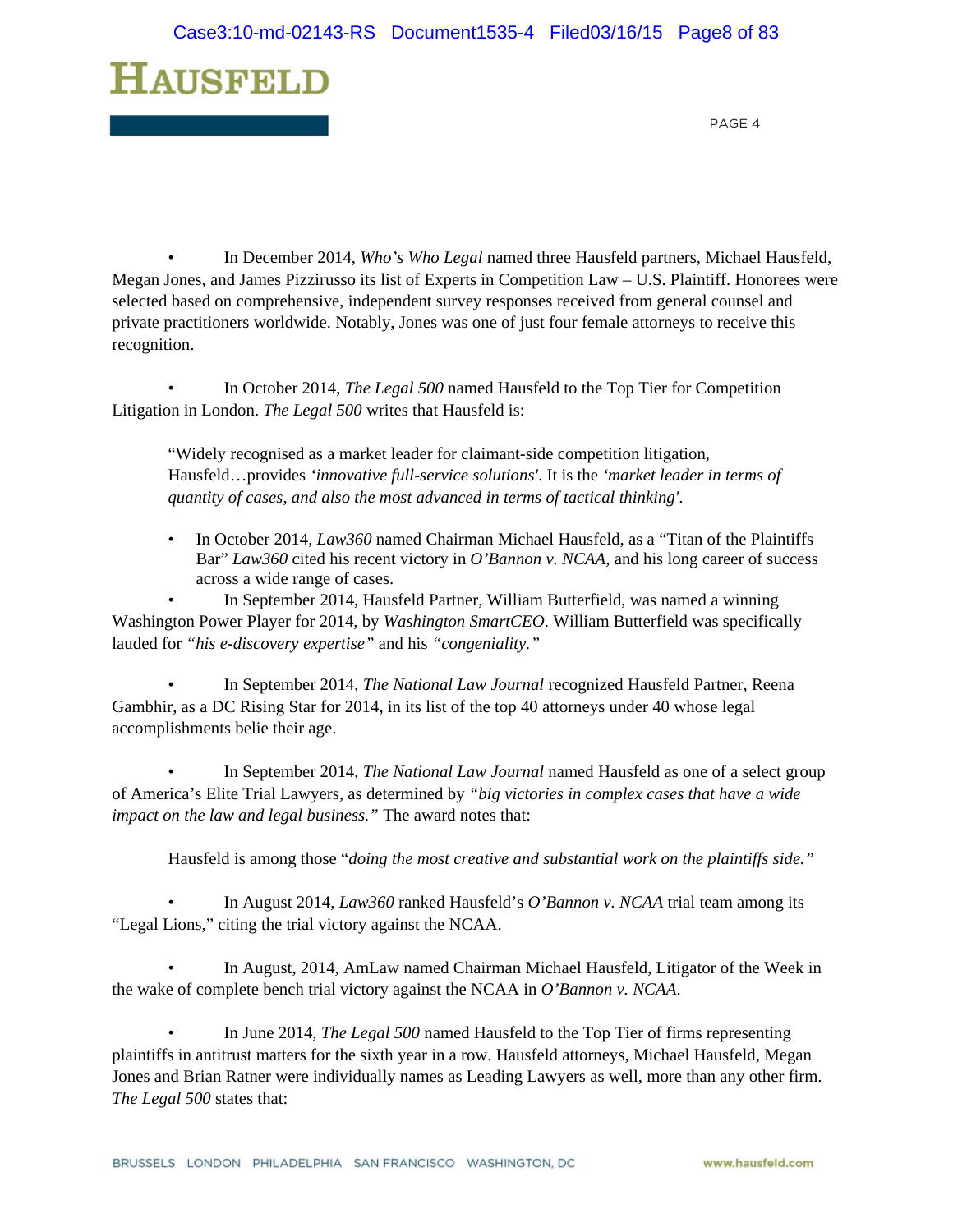- In December 2014, *Who's Who Legal* named three Hausfeld partners, Michael Hausfeld, Megan Jones, and James Pizzirusso its list of Experts in Competition Law – U.S. Plaintiff. Honorees were selected based on comprehensive, independent survey responses received from general counsel and private practitioners worldwide. Notably, Jones was one of just four female attorneys to receive this recognition.

- In October 2014, *The Legal 500* named Hausfeld to the Top Tier for Competition Litigation in London. *The Legal 500* writes that Hausfeld is:

  "Widely recognised as a market leader for claimant-side competition litigation, Hausfeld…provides *'innovative full-service solutions'*. It is the *'market leader in terms of quantity of cases, and also the most advanced in terms of tactical thinking'*.

- In October 2014, *Law360* named Chairman Michael Hausfeld, as a "Titan of the Plaintiffs Bar" *Law360* cited his recent victory in *O'Bannon v. NCAA*, and his long career of success across a wide range of cases.

- In September 2014, Hausfeld Partner, William Butterfield, was named a winning Washington Power Player for 2014, by *Washington SmartCEO*. William Butterfield was specifically lauded for *"his e-discovery expertise"* and his *"congeniality."*

- In September 2014, *The National Law Journal* recognized Hausfeld Partner, Reena Gambhir, as a DC Rising Star for 2014, in its list of the top 40 attorneys under 40 whose legal accomplishments belie their age.

- In September 2014, *The National Law Journal* named Hausfeld as one of a select group of America's Elite Trial Lawyers, as determined by *"big victories in complex cases that have a wide impact on the law and legal business."* The award notes that:

  Hausfeld is among those "*doing the most creative and substantial work on the plaintiffs side."*

- In August 2014, *Law360* ranked Hausfeld's *O'Bannon v. NCAA* trial team among its "Legal Lions," citing the trial victory against the NCAA.

- In August, 2014, AmLaw named Chairman Michael Hausfeld, Litigator of the Week in the wake of complete bench trial victory against the NCAA in *O'Bannon v. NCAA*.

- In June 2014, *The Legal 500* named Hausfeld to the Top Tier of firms representing plaintiffs in antitrust matters for the sixth year in a row. Hausfeld attorneys, Michael Hausfeld, Megan Jones and Brian Ratner were individually names as Leading Lawyers as well, more than any other firm. *The Legal 500* states that: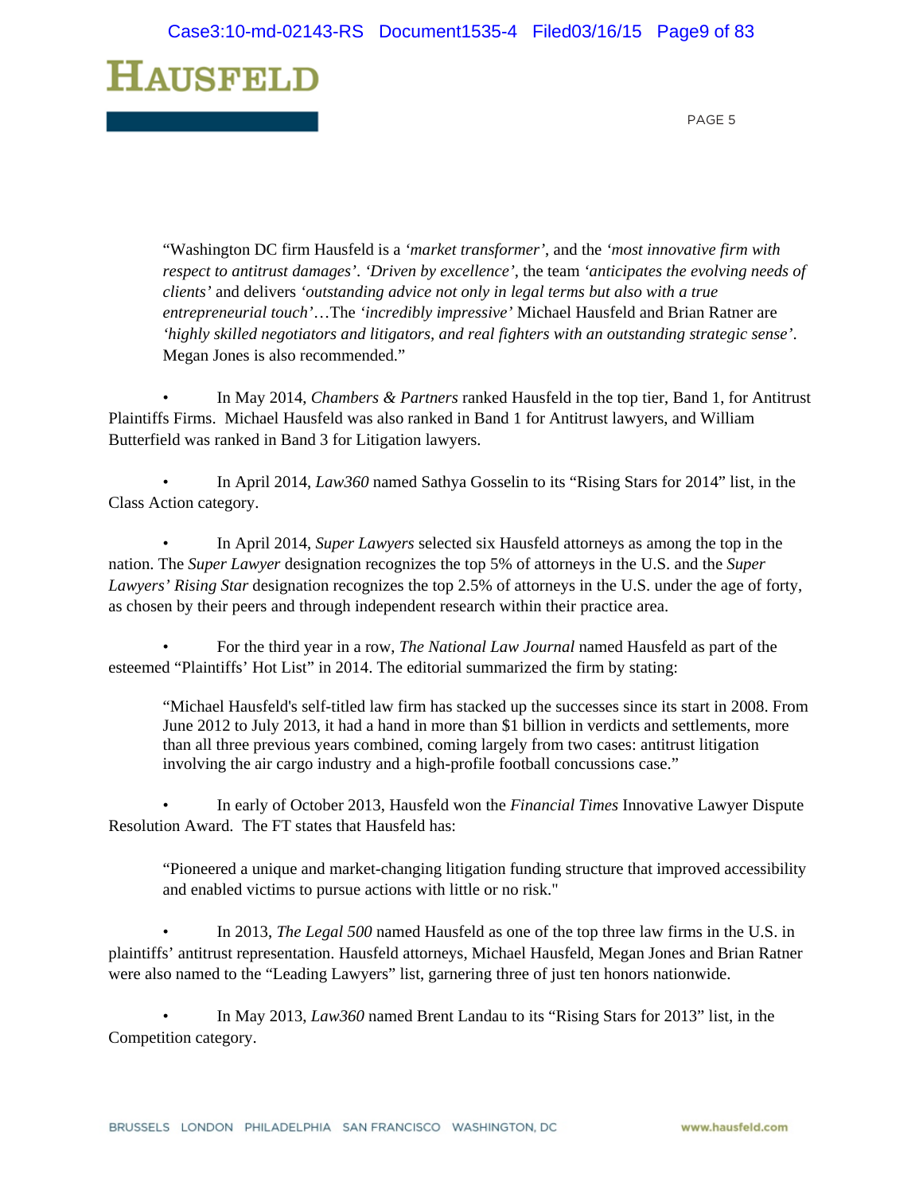"Washington DC firm Hausfeld is a *'market transformer'*, and the *'most innovative firm with respect to antitrust damages'*. *'Driven by excellence'*, the team *'anticipates the evolving needs of clients'* and delivers *'outstanding advice not only in legal terms but also with a true entrepreneurial touch'*…The *'incredibly impressive'* Michael Hausfeld and Brian Ratner are *'highly skilled negotiators and litigators, and real fighters with an outstanding strategic sense'*. Megan Jones is also recommended."

- In May 2014, *Chambers & Partners* ranked Hausfeld in the top tier, Band 1, for Antitrust Plaintiffs Firms. Michael Hausfeld was also ranked in Band 1 for Antitrust lawyers, and William Butterfield was ranked in Band 3 for Litigation lawyers.

- In April 2014, *Law360* named Sathya Gosselin to its "Rising Stars for 2014" list, in the Class Action category.

- In April 2014, *Super Lawyers* selected six Hausfeld attorneys as among the top in the nation. The *Super Lawyer* designation recognizes the top 5% of attorneys in the U.S. and the *Super Lawyers' Rising Star* designation recognizes the top 2.5% of attorneys in the U.S. under the age of forty, as chosen by their peers and through independent research within their practice area.

- For the third year in a row, *The National Law Journal* named Hausfeld as part of the esteemed "Plaintiffs' Hot List" in 2014. The editorial summarized the firm by stating:

"Michael Hausfeld's self-titled law firm has stacked up the successes since its start in 2008. From June 2012 to July 2013, it had a hand in more than $1 billion in verdicts and settlements, more than all three previous years combined, coming largely from two cases: antitrust litigation involving the air cargo industry and a high-profile football concussions case."

- In early of October 2013, Hausfeld won the *Financial Times* Innovative Lawyer Dispute Resolution Award. The FT states that Hausfeld has:

"Pioneered a unique and market-changing litigation funding structure that improved accessibility and enabled victims to pursue actions with little or no risk."

- In 2013, *The Legal 500* named Hausfeld as one of the top three law firms in the U.S. in plaintiffs' antitrust representation. Hausfeld attorneys, Michael Hausfeld, Megan Jones and Brian Ratner were also named to the "Leading Lawyers" list, garnering three of just ten honors nationwide.

- In May 2013, *Law360* named Brent Landau to its "Rising Stars for 2013" list, in the Competition category.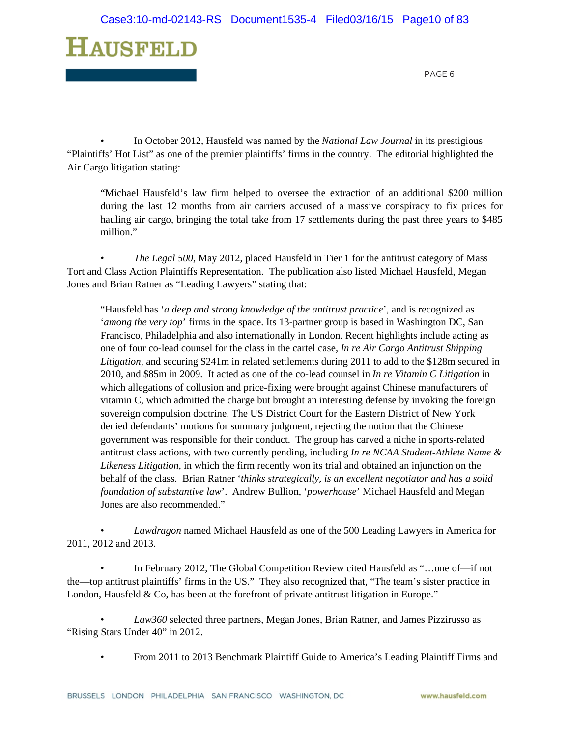- In October 2012, Hausfeld was named by the *National Law Journal* in its prestigious "Plaintiffs' Hot List" as one of the premier plaintiffs' firms in the country. The editorial highlighted the Air Cargo litigation stating:

> "Michael Hausfeld's law firm helped to oversee the extraction of an additional $200 million during the last 12 months from air carriers accused of a massive conspiracy to fix prices for hauling air cargo, bringing the total take from 17 settlements during the past three years to $485 million."

- *The Legal 500*, May 2012, placed Hausfeld in Tier 1 for the antitrust category of Mass Tort and Class Action Plaintiffs Representation. The publication also listed Michael Hausfeld, Megan Jones and Brian Ratner as "Leading Lawyers" stating that:

> "Hausfeld has '*a deep and strong knowledge of the antitrust practice*', and is recognized as '*among the very top*' firms in the space. Its 13-partner group is based in Washington DC, San Francisco, Philadelphia and also internationally in London. Recent highlights include acting as one of four co-lead counsel for the class in the cartel case, *In re Air Cargo Antitrust Shipping Litigation*, and securing $241m in related settlements during 2011 to add to the $128m secured in 2010, and $85m in 2009. It acted as one of the co-lead counsel in *In re Vitamin C Litigation* in which allegations of collusion and price-fixing were brought against Chinese manufacturers of vitamin C, which admitted the charge but brought an interesting defense by invoking the foreign sovereign compulsion doctrine. The US District Court for the Eastern District of New York denied defendants' motions for summary judgment, rejecting the notion that the Chinese government was responsible for their conduct. The group has carved a niche in sports-related antitrust class actions, with two currently pending, including *In re NCAA Student-Athlete Name & Likeness Litigation*, in which the firm recently won its trial and obtained an injunction on the behalf of the class. Brian Ratner '*thinks strategically, is an excellent negotiator and has a solid foundation of substantive law*'. Andrew Bullion, '*powerhouse*' Michael Hausfeld and Megan Jones are also recommended."

- *Lawdragon* named Michael Hausfeld as one of the 500 Leading Lawyers in America for 2011, 2012 and 2013.

- In February 2012, The Global Competition Review cited Hausfeld as "…one of—if not the—top antitrust plaintiffs' firms in the US." They also recognized that, "The team's sister practice in London, Hausfeld & Co, has been at the forefront of private antitrust litigation in Europe."

- *Law360* selected three partners, Megan Jones, Brian Ratner, and James Pizzirusso as "Rising Stars Under 40" in 2012.

- From 2011 to 2013 Benchmark Plaintiff Guide to America's Leading Plaintiff Firms and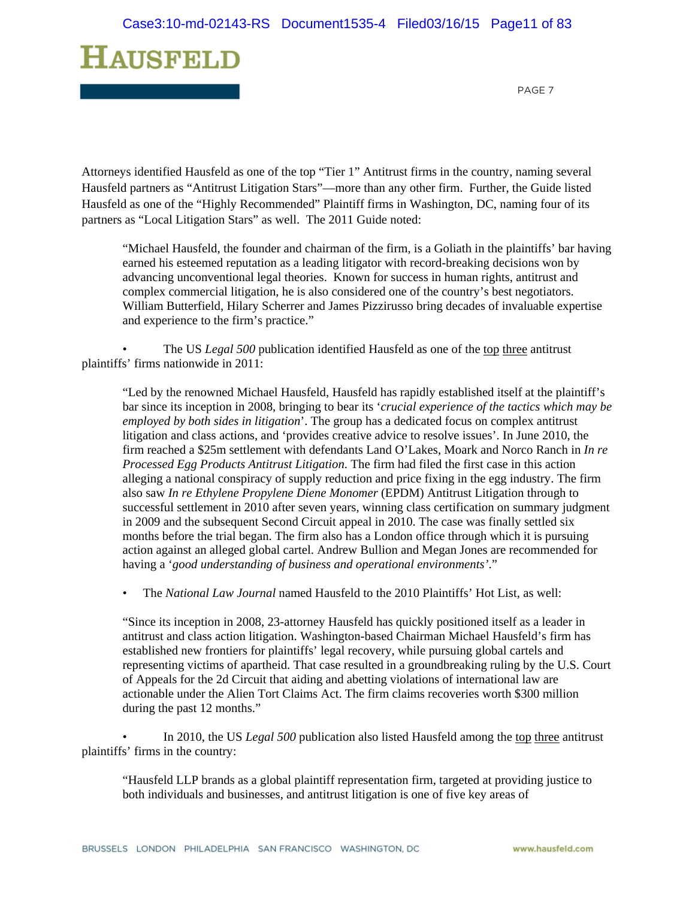Attorneys identified Hausfeld as one of the top "Tier 1" Antitrust firms in the country, naming several Hausfeld partners as "Antitrust Litigation Stars"—more than any other firm. Further, the Guide listed Hausfeld as one of the "Highly Recommended" Plaintiff firms in Washington, DC, naming four of its partners as "Local Litigation Stars" as well. The 2011 Guide noted:

> "Michael Hausfeld, the founder and chairman of the firm, is a Goliath in the plaintiffs' bar having earned his esteemed reputation as a leading litigator with record-breaking decisions won by advancing unconventional legal theories. Known for success in human rights, antitrust and complex commercial litigation, he is also considered one of the country's best negotiators. William Butterfield, Hilary Scherrer and James Pizzirusso bring decades of invaluable expertise and experience to the firm's practice."

- The US *Legal 500* publication identified Hausfeld as one of the top three antitrust plaintiffs' firms nationwide in 2011:

> "Led by the renowned Michael Hausfeld, Hausfeld has rapidly established itself at the plaintiff's bar since its inception in 2008, bringing to bear its '*crucial experience of the tactics which may be employed by both sides in litigation*'. The group has a dedicated focus on complex antitrust litigation and class actions, and 'provides creative advice to resolve issues'. In June 2010, the firm reached a $25m settlement with defendants Land O'Lakes, Moark and Norco Ranch in *In re Processed Egg Products Antitrust Litigation*. The firm had filed the first case in this action alleging a national conspiracy of supply reduction and price fixing in the egg industry. The firm also saw *In re Ethylene Propylene Diene Monomer* (EPDM) Antitrust Litigation through to successful settlement in 2010 after seven years, winning class certification on summary judgment in 2009 and the subsequent Second Circuit appeal in 2010. The case was finally settled six months before the trial began. The firm also has a London office through which it is pursuing action against an alleged global cartel. Andrew Bullion and Megan Jones are recommended for having a '*good understanding of business and operational environments*'."

- The *National Law Journal* named Hausfeld to the 2010 Plaintiffs' Hot List, as well:

> "Since its inception in 2008, 23-attorney Hausfeld has quickly positioned itself as a leader in antitrust and class action litigation. Washington-based Chairman Michael Hausfeld's firm has established new frontiers for plaintiffs' legal recovery, while pursuing global cartels and representing victims of apartheid. That case resulted in a groundbreaking ruling by the U.S. Court of Appeals for the 2d Circuit that aiding and abetting violations of international law are actionable under the Alien Tort Claims Act. The firm claims recoveries worth $300 million during the past 12 months."

- In 2010, the US *Legal 500* publication also listed Hausfeld among the top three antitrust plaintiffs' firms in the country:

> "Hausfeld LLP brands as a global plaintiff representation firm, targeted at providing justice to both individuals and businesses, and antitrust litigation is one of five key areas of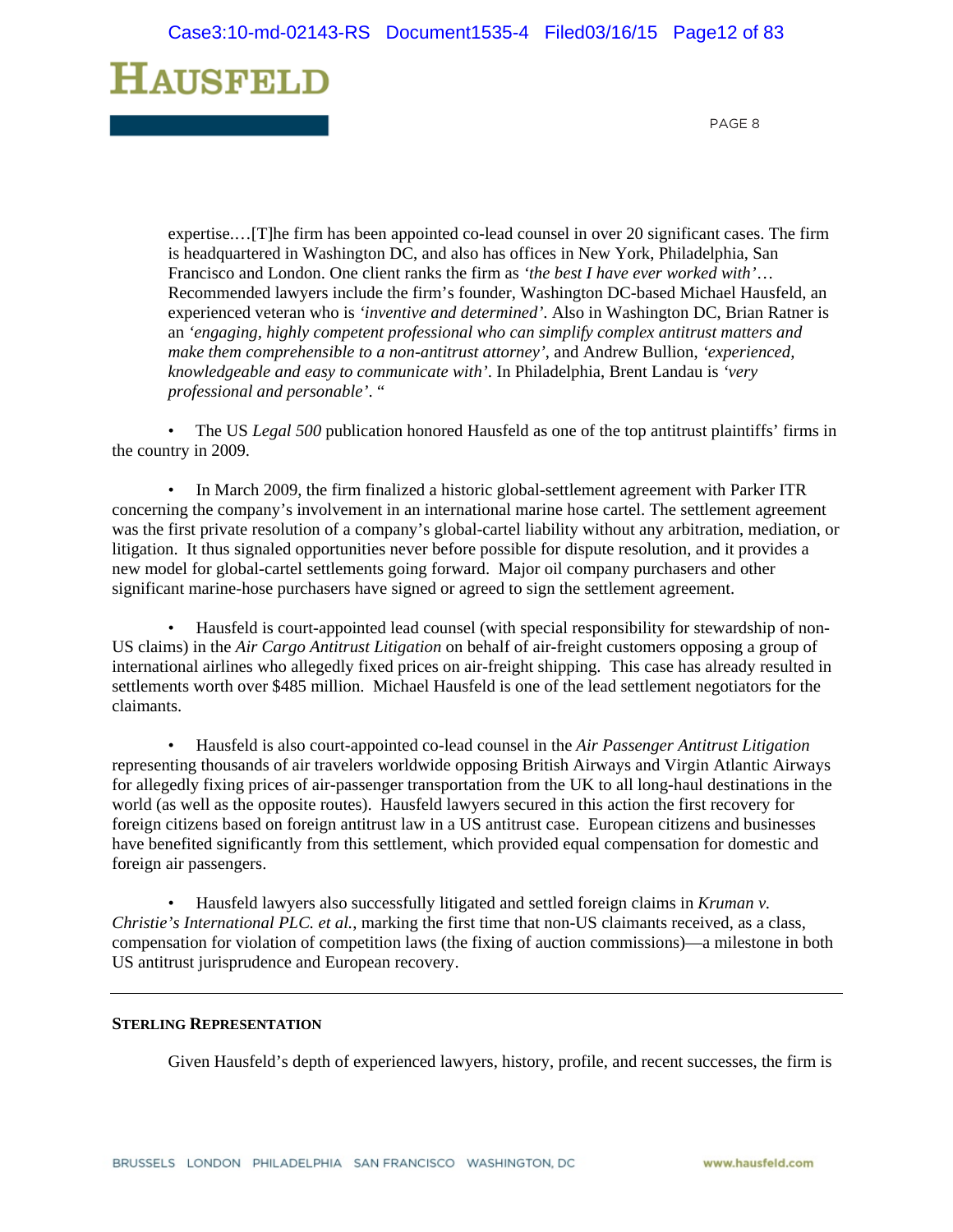expertise.…[T]he firm has been appointed co-lead counsel in over 20 significant cases. The firm is headquartered in Washington DC, and also has offices in New York, Philadelphia, San Francisco and London. One client ranks the firm as *'the best I have ever worked with'*… Recommended lawyers include the firm's founder, Washington DC-based Michael Hausfeld, an experienced veteran who is *'inventive and determined'*. Also in Washington DC, Brian Ratner is an *'engaging, highly competent professional who can simplify complex antitrust matters and make them comprehensible to a non-antitrust attorney'*, and Andrew Bullion, *'experienced, knowledgeable and easy to communicate with'*. In Philadelphia, Brent Landau is *'very professional and personable'*. "

- The US *Legal 500* publication honored Hausfeld as one of the top antitrust plaintiffs' firms in the country in 2009.

- In March 2009, the firm finalized a historic global-settlement agreement with Parker ITR concerning the company's involvement in an international marine hose cartel. The settlement agreement was the first private resolution of a company's global-cartel liability without any arbitration, mediation, or litigation. It thus signaled opportunities never before possible for dispute resolution, and it provides a new model for global-cartel settlements going forward. Major oil company purchasers and other significant marine-hose purchasers have signed or agreed to sign the settlement agreement.

- Hausfeld is court-appointed lead counsel (with special responsibility for stewardship of non-US claims) in the *Air Cargo Antitrust Litigation* on behalf of air-freight customers opposing a group of international airlines who allegedly fixed prices on air-freight shipping. This case has already resulted in settlements worth over $485 million. Michael Hausfeld is one of the lead settlement negotiators for the claimants.

- Hausfeld is also court-appointed co-lead counsel in the *Air Passenger Antitrust Litigation* representing thousands of air travelers worldwide opposing British Airways and Virgin Atlantic Airways for allegedly fixing prices of air-passenger transportation from the UK to all long-haul destinations in the world (as well as the opposite routes). Hausfeld lawyers secured in this action the first recovery for foreign citizens based on foreign antitrust law in a US antitrust case. European citizens and businesses have benefited significantly from this settlement, which provided equal compensation for domestic and foreign air passengers.

- Hausfeld lawyers also successfully litigated and settled foreign claims in *Kruman v. Christie's International PLC. et al.*, marking the first time that non-US claimants received, as a class, compensation for violation of competition laws (the fixing of auction commissions)—a milestone in both US antitrust jurisprudence and European recovery.

---

**STERLING REPRESENTATION**

Given Hausfeld's depth of experienced lawyers, history, profile, and recent successes, the firm is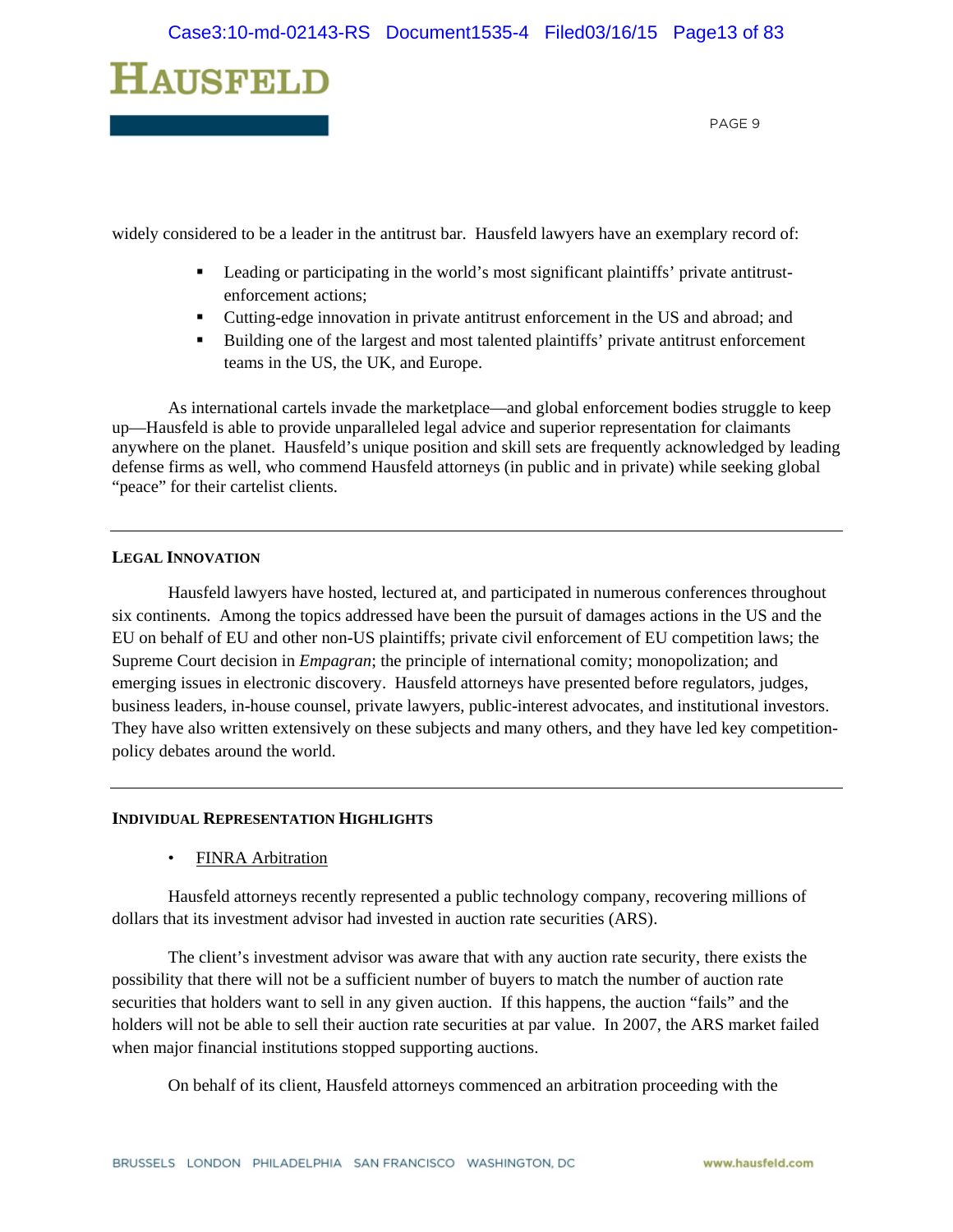widely considered to be a leader in the antitrust bar. Hausfeld lawyers have an exemplary record of:

- Leading or participating in the world's most significant plaintiffs' private antitrust-enforcement actions;
- Cutting-edge innovation in private antitrust enforcement in the US and abroad; and
- Building one of the largest and most talented plaintiffs' private antitrust enforcement teams in the US, the UK, and Europe.

As international cartels invade the marketplace—and global enforcement bodies struggle to keep up—Hausfeld is able to provide unparalleled legal advice and superior representation for claimants anywhere on the planet. Hausfeld's unique position and skill sets are frequently acknowledged by leading defense firms as well, who commend Hausfeld attorneys (in public and in private) while seeking global "peace" for their cartelist clients.

---

**LEGAL INNOVATION**

Hausfeld lawyers have hosted, lectured at, and participated in numerous conferences throughout six continents. Among the topics addressed have been the pursuit of damages actions in the US and the EU on behalf of EU and other non-US plaintiffs; private civil enforcement of EU competition laws; the Supreme Court decision in *Empagran*; the principle of international comity; monopolization; and emerging issues in electronic discovery. Hausfeld attorneys have presented before regulators, judges, business leaders, in-house counsel, private lawyers, public-interest advocates, and institutional investors. They have also written extensively on these subjects and many others, and they have led key competition-policy debates around the world.

---

**INDIVIDUAL REPRESENTATION HIGHLIGHTS**

- <u>FINRA Arbitration</u>

Hausfeld attorneys recently represented a public technology company, recovering millions of dollars that its investment advisor had invested in auction rate securities (ARS).

The client's investment advisor was aware that with any auction rate security, there exists the possibility that there will not be a sufficient number of buyers to match the number of auction rate securities that holders want to sell in any given auction. If this happens, the auction "fails" and the holders will not be able to sell their auction rate securities at par value. In 2007, the ARS market failed when major financial institutions stopped supporting auctions.

On behalf of its client, Hausfeld attorneys commenced an arbitration proceeding with the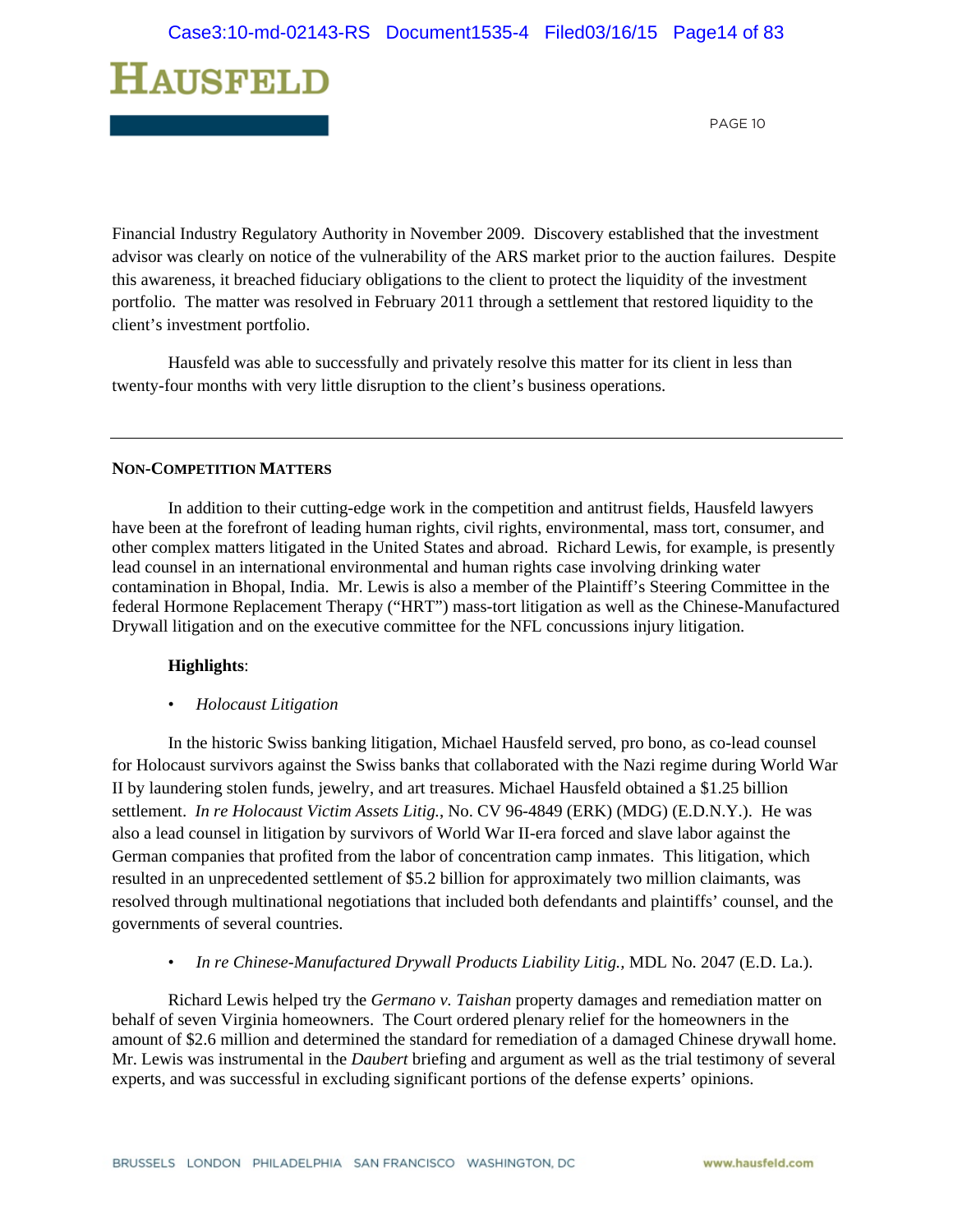Financial Industry Regulatory Authority in November 2009. Discovery established that the investment advisor was clearly on notice of the vulnerability of the ARS market prior to the auction failures. Despite this awareness, it breached fiduciary obligations to the client to protect the liquidity of the investment portfolio. The matter was resolved in February 2011 through a settlement that restored liquidity to the client's investment portfolio.

Hausfeld was able to successfully and privately resolve this matter for its client in less than twenty-four months with very little disruption to the client's business operations.

---

**NON-COMPETITION MATTERS**

In addition to their cutting-edge work in the competition and antitrust fields, Hausfeld lawyers have been at the forefront of leading human rights, civil rights, environmental, mass tort, consumer, and other complex matters litigated in the United States and abroad. Richard Lewis, for example, is presently lead counsel in an international environmental and human rights case involving drinking water contamination in Bhopal, India. Mr. Lewis is also a member of the Plaintiff's Steering Committee in the federal Hormone Replacement Therapy ("HRT") mass-tort litigation as well as the Chinese-Manufactured Drywall litigation and on the executive committee for the NFL concussions injury litigation.

**Highlights**:

- *Holocaust Litigation*

In the historic Swiss banking litigation, Michael Hausfeld served, pro bono, as co-lead counsel for Holocaust survivors against the Swiss banks that collaborated with the Nazi regime during World War II by laundering stolen funds, jewelry, and art treasures. Michael Hausfeld obtained a $1.25 billion settlement. *In re Holocaust Victim Assets Litig.*, No. CV 96-4849 (ERK) (MDG) (E.D.N.Y.). He was also a lead counsel in litigation by survivors of World War II-era forced and slave labor against the German companies that profited from the labor of concentration camp inmates. This litigation, which resulted in an unprecedented settlement of $5.2 billion for approximately two million claimants, was resolved through multinational negotiations that included both defendants and plaintiffs' counsel, and the governments of several countries.

- *In re Chinese-Manufactured Drywall Products Liability Litig.*, MDL No. 2047 (E.D. La.).

Richard Lewis helped try the *Germano v. Taishan* property damages and remediation matter on behalf of seven Virginia homeowners. The Court ordered plenary relief for the homeowners in the amount of $2.6 million and determined the standard for remediation of a damaged Chinese drywall home. Mr. Lewis was instrumental in the *Daubert* briefing and argument as well as the trial testimony of several experts, and was successful in excluding significant portions of the defense experts' opinions.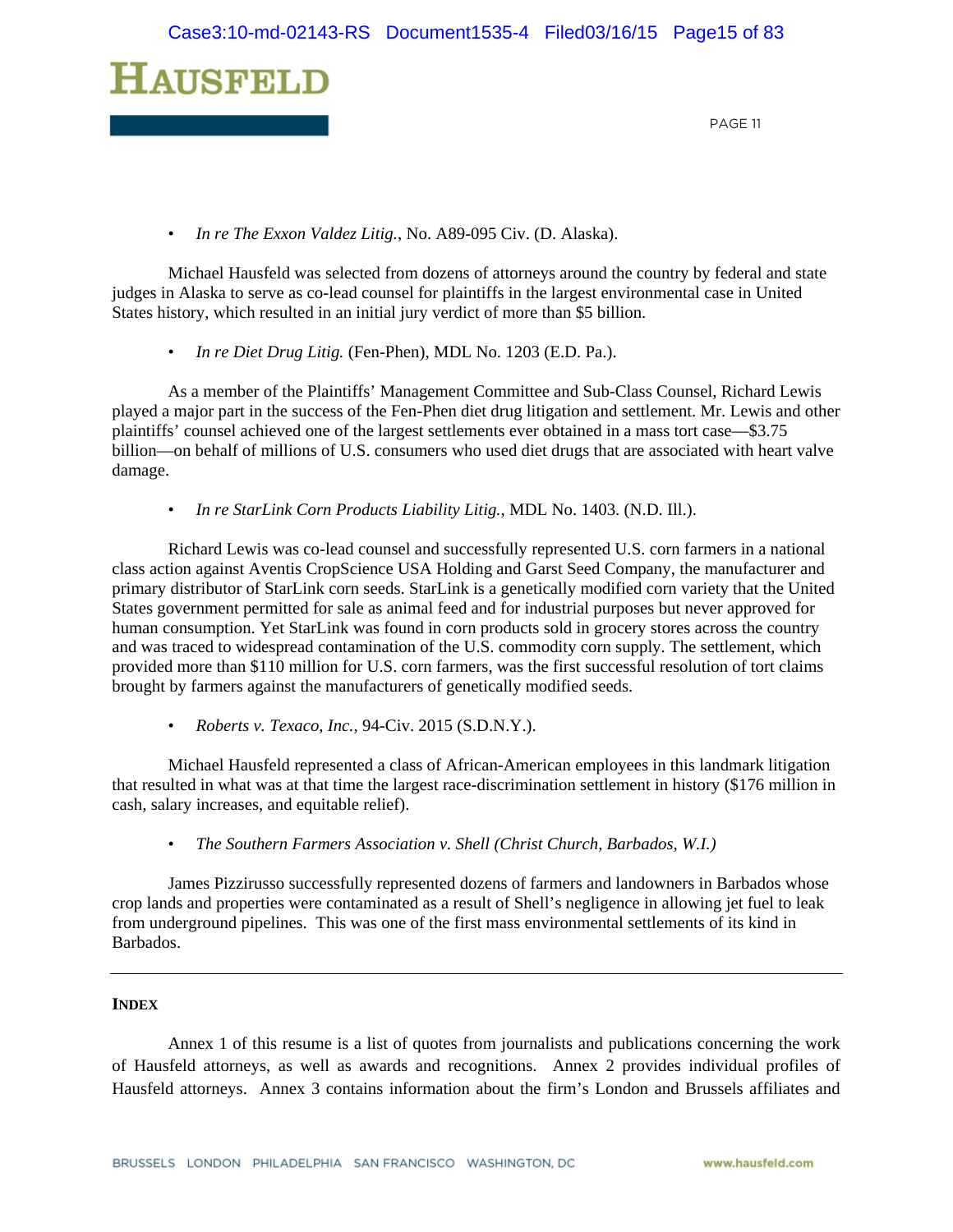- *In re The Exxon Valdez Litig.*, No. A89-095 Civ. (D. Alaska).

Michael Hausfeld was selected from dozens of attorneys around the country by federal and state judges in Alaska to serve as co-lead counsel for plaintiffs in the largest environmental case in United States history, which resulted in an initial jury verdict of more than $5 billion.

- *In re Diet Drug Litig.* (Fen-Phen), MDL No. 1203 (E.D. Pa.).

As a member of the Plaintiffs' Management Committee and Sub-Class Counsel, Richard Lewis played a major part in the success of the Fen-Phen diet drug litigation and settlement. Mr. Lewis and other plaintiffs' counsel achieved one of the largest settlements ever obtained in a mass tort case—$3.75 billion—on behalf of millions of U.S. consumers who used diet drugs that are associated with heart valve damage.

- *In re StarLink Corn Products Liability Litig.*, MDL No. 1403. (N.D. Ill.).

Richard Lewis was co-lead counsel and successfully represented U.S. corn farmers in a national class action against Aventis CropScience USA Holding and Garst Seed Company, the manufacturer and primary distributor of StarLink corn seeds. StarLink is a genetically modified corn variety that the United States government permitted for sale as animal feed and for industrial purposes but never approved for human consumption. Yet StarLink was found in corn products sold in grocery stores across the country and was traced to widespread contamination of the U.S. commodity corn supply. The settlement, which provided more than $110 million for U.S. corn farmers, was the first successful resolution of tort claims brought by farmers against the manufacturers of genetically modified seeds.

- *Roberts v. Texaco, Inc.*, 94-Civ. 2015 (S.D.N.Y.).

Michael Hausfeld represented a class of African-American employees in this landmark litigation that resulted in what was at that time the largest race-discrimination settlement in history ($176 million in cash, salary increases, and equitable relief).

- *The Southern Farmers Association v. Shell (Christ Church, Barbados, W.I.)*

James Pizzirusso successfully represented dozens of farmers and landowners in Barbados whose crop lands and properties were contaminated as a result of Shell's negligence in allowing jet fuel to leak from underground pipelines. This was one of the first mass environmental settlements of its kind in Barbados.

---

**INDEX**

Annex 1 of this resume is a list of quotes from journalists and publications concerning the work of Hausfeld attorneys, as well as awards and recognitions. Annex 2 provides individual profiles of Hausfeld attorneys. Annex 3 contains information about the firm's London and Brussels affiliates and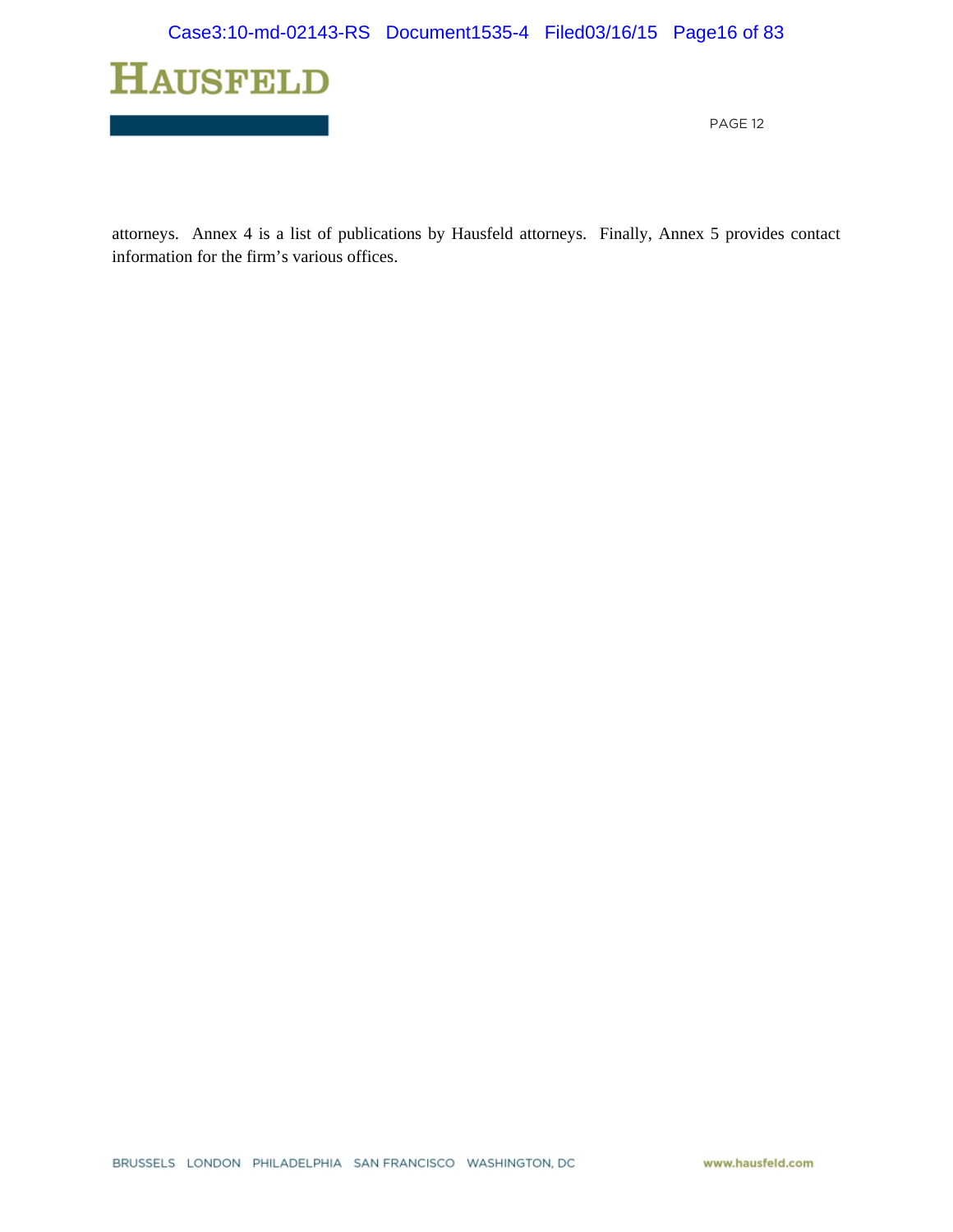attorneys. Annex 4 is a list of publications by Hausfeld attorneys. Finally, Annex 5 provides contact information for the firm's various offices.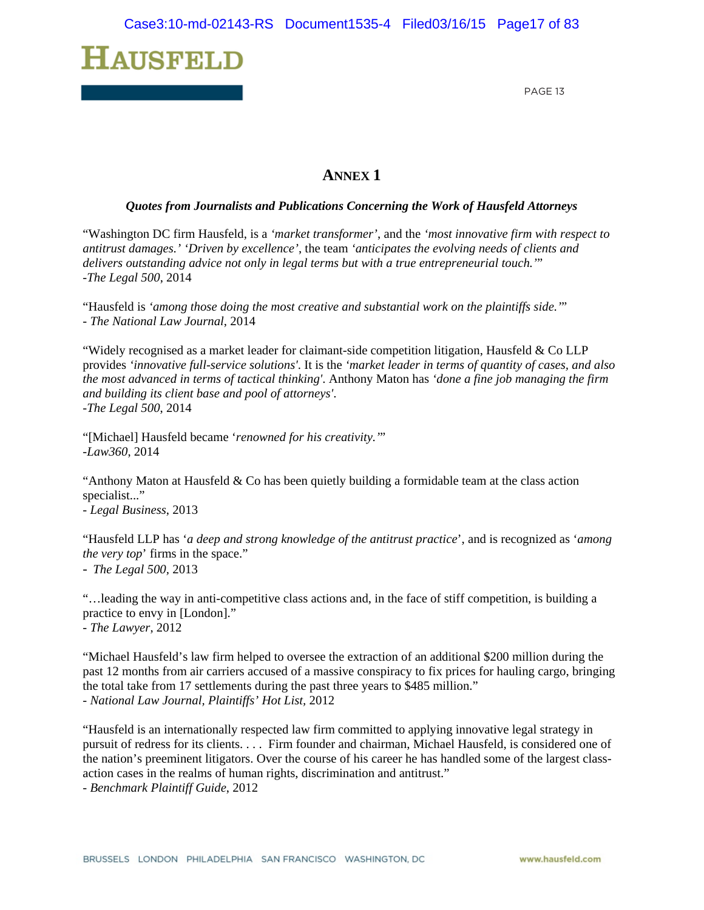# ANNEX 1

***Quotes from Journalists and Publications Concerning the Work of Hausfeld Attorneys***

"Washington DC firm Hausfeld, is a *'market transformer'*, and the *'most innovative firm with respect to antitrust damages.' 'Driven by excellence'*, the team *'anticipates the evolving needs of clients and delivers outstanding advice not only in legal terms but with a true entrepreneurial touch.'*"
-*The Legal 500*, 2014

"Hausfeld is *'among those doing the most creative and substantial work on the plaintiffs side.'*"
- *The National Law Journal*, 2014

"Widely recognised as a market leader for claimant-side competition litigation, Hausfeld & Co LLP provides *'innovative full-service solutions'*. It is the *'market leader in terms of quantity of cases, and also the most advanced in terms of tactical thinking'*. Anthony Maton has *'done a fine job managing the firm and building its client base and pool of attorneys'*.
-*The Legal 500*, 2014

"[Michael] Hausfeld became '*renowned for his creativity.'*"
-*Law360*, 2014

"Anthony Maton at Hausfeld & Co has been quietly building a formidable team at the class action specialist..."
- *Legal Business*, 2013

"Hausfeld LLP has '*a deep and strong knowledge of the antitrust practice*', and is recognized as '*among the very top*' firms in the space."
- *The Legal 500*, 2013

"…leading the way in anti-competitive class actions and, in the face of stiff competition, is building a practice to envy in [London]."
- *The Lawyer*, 2012

"Michael Hausfeld's law firm helped to oversee the extraction of an additional $200 million during the past 12 months from air carriers accused of a massive conspiracy to fix prices for hauling cargo, bringing the total take from 17 settlements during the past three years to $485 million."
- *National Law Journal, Plaintiffs' Hot List*, 2012

"Hausfeld is an internationally respected law firm committed to applying innovative legal strategy in pursuit of redress for its clients. . . . Firm founder and chairman, Michael Hausfeld, is considered one of the nation's preeminent litigators. Over the course of his career he has handled some of the largest class-action cases in the realms of human rights, discrimination and antitrust."
- *Benchmark Plaintiff Guide*, 2012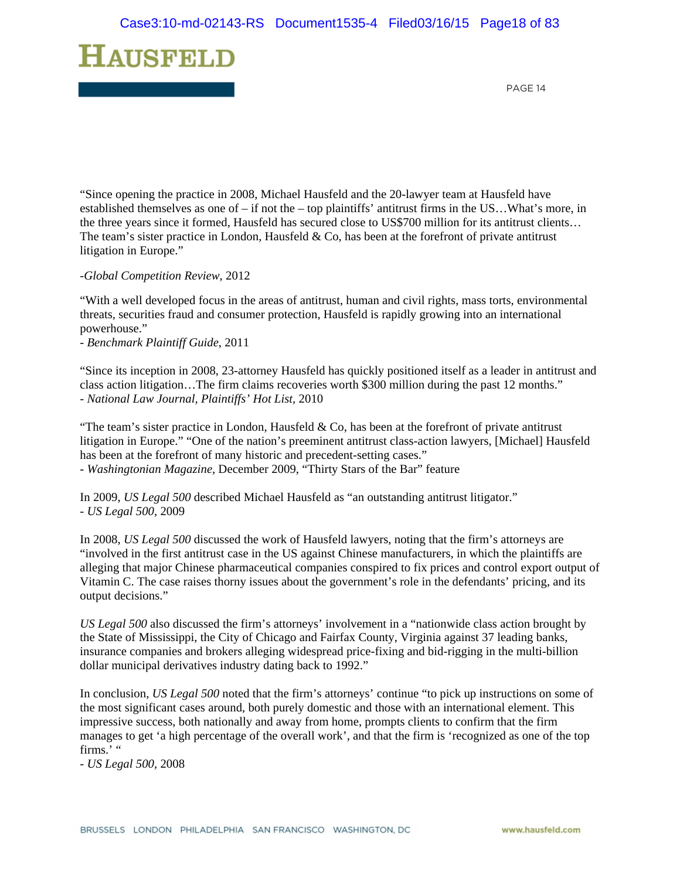"Since opening the practice in 2008, Michael Hausfeld and the 20-lawyer team at Hausfeld have established themselves as one of – if not the – top plaintiffs' antitrust firms in the US…What's more, in the three years since it formed, Hausfeld has secured close to US$700 million for its antitrust clients… The team's sister practice in London, Hausfeld & Co, has been at the forefront of private antitrust litigation in Europe."

-*Global Competition Review*, 2012

"With a well developed focus in the areas of antitrust, human and civil rights, mass torts, environmental threats, securities fraud and consumer protection, Hausfeld is rapidly growing into an international powerhouse."
- *Benchmark Plaintiff Guide*, 2011

"Since its inception in 2008, 23-attorney Hausfeld has quickly positioned itself as a leader in antitrust and class action litigation…The firm claims recoveries worth $300 million during the past 12 months."
- *National Law Journal, Plaintiffs' Hot List*, 2010

"The team's sister practice in London, Hausfeld & Co, has been at the forefront of private antitrust litigation in Europe." "One of the nation's preeminent antitrust class-action lawyers, [Michael] Hausfeld has been at the forefront of many historic and precedent-setting cases."
- *Washingtonian Magazine*, December 2009, "Thirty Stars of the Bar" feature

In 2009, *US Legal 500* described Michael Hausfeld as "an outstanding antitrust litigator."
- *US Legal 500*, 2009

In 2008, *US Legal 500* discussed the work of Hausfeld lawyers, noting that the firm's attorneys are "involved in the first antitrust case in the US against Chinese manufacturers, in which the plaintiffs are alleging that major Chinese pharmaceutical companies conspired to fix prices and control export output of Vitamin C. The case raises thorny issues about the government's role in the defendants' pricing, and its output decisions."

*US Legal 500* also discussed the firm's attorneys' involvement in a "nationwide class action brought by the State of Mississippi, the City of Chicago and Fairfax County, Virginia against 37 leading banks, insurance companies and brokers alleging widespread price-fixing and bid-rigging in the multi-billion dollar municipal derivatives industry dating back to 1992."

In conclusion, *US Legal 500* noted that the firm's attorneys' continue "to pick up instructions on some of the most significant cases around, both purely domestic and those with an international element. This impressive success, both nationally and away from home, prompts clients to confirm that the firm manages to get 'a high percentage of the overall work', and that the firm is 'recognized as one of the top firms.' "
- *US Legal 500*, 2008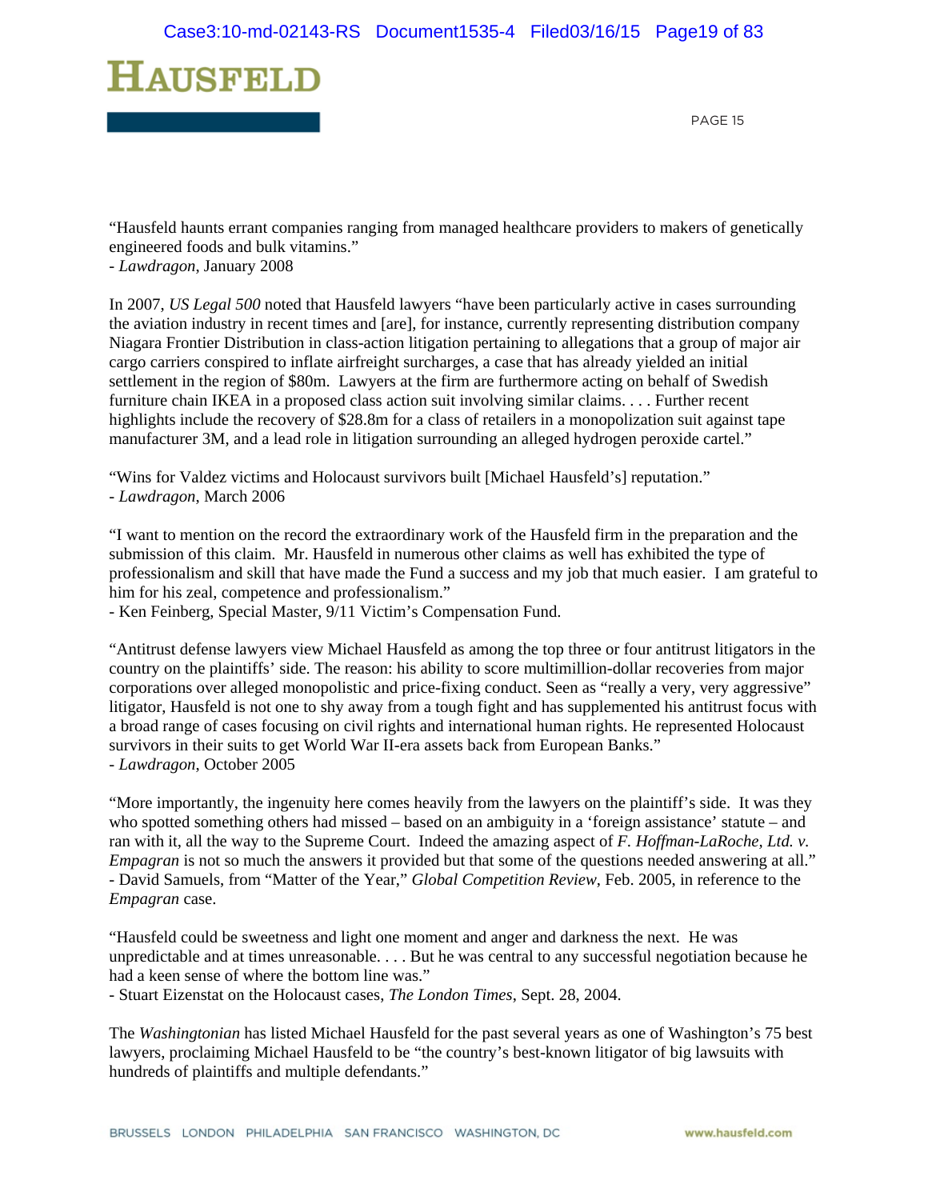"Hausfeld haunts errant companies ranging from managed healthcare providers to makers of genetically engineered foods and bulk vitamins."
- *Lawdragon*, January 2008

In 2007, *US Legal 500* noted that Hausfeld lawyers "have been particularly active in cases surrounding the aviation industry in recent times and [are], for instance, currently representing distribution company Niagara Frontier Distribution in class-action litigation pertaining to allegations that a group of major air cargo carriers conspired to inflate airfreight surcharges, a case that has already yielded an initial settlement in the region of $80m. Lawyers at the firm are furthermore acting on behalf of Swedish furniture chain IKEA in a proposed class action suit involving similar claims. . . . Further recent highlights include the recovery of $28.8m for a class of retailers in a monopolization suit against tape manufacturer 3M, and a lead role in litigation surrounding an alleged hydrogen peroxide cartel."

"Wins for Valdez victims and Holocaust survivors built [Michael Hausfeld's] reputation."
- *Lawdragon*, March 2006

"I want to mention on the record the extraordinary work of the Hausfeld firm in the preparation and the submission of this claim. Mr. Hausfeld in numerous other claims as well has exhibited the type of professionalism and skill that have made the Fund a success and my job that much easier. I am grateful to him for his zeal, competence and professionalism."
- Ken Feinberg, Special Master, 9/11 Victim's Compensation Fund.

"Antitrust defense lawyers view Michael Hausfeld as among the top three or four antitrust litigators in the country on the plaintiffs' side. The reason: his ability to score multimillion-dollar recoveries from major corporations over alleged monopolistic and price-fixing conduct. Seen as "really a very, very aggressive" litigator, Hausfeld is not one to shy away from a tough fight and has supplemented his antitrust focus with a broad range of cases focusing on civil rights and international human rights. He represented Holocaust survivors in their suits to get World War II-era assets back from European Banks."
- *Lawdragon*, October 2005

"More importantly, the ingenuity here comes heavily from the lawyers on the plaintiff's side. It was they who spotted something others had missed – based on an ambiguity in a 'foreign assistance' statute – and ran with it, all the way to the Supreme Court. Indeed the amazing aspect of *F. Hoffman-LaRoche, Ltd. v. Empagran* is not so much the answers it provided but that some of the questions needed answering at all."
- David Samuels, from "Matter of the Year," *Global Competition Review*, Feb. 2005, in reference to the *Empagran* case.

"Hausfeld could be sweetness and light one moment and anger and darkness the next. He was unpredictable and at times unreasonable. . . . But he was central to any successful negotiation because he had a keen sense of where the bottom line was."
- Stuart Eizenstat on the Holocaust cases, *The London Times*, Sept. 28, 2004.

The *Washingtonian* has listed Michael Hausfeld for the past several years as one of Washington's 75 best lawyers, proclaiming Michael Hausfeld to be "the country's best-known litigator of big lawsuits with hundreds of plaintiffs and multiple defendants."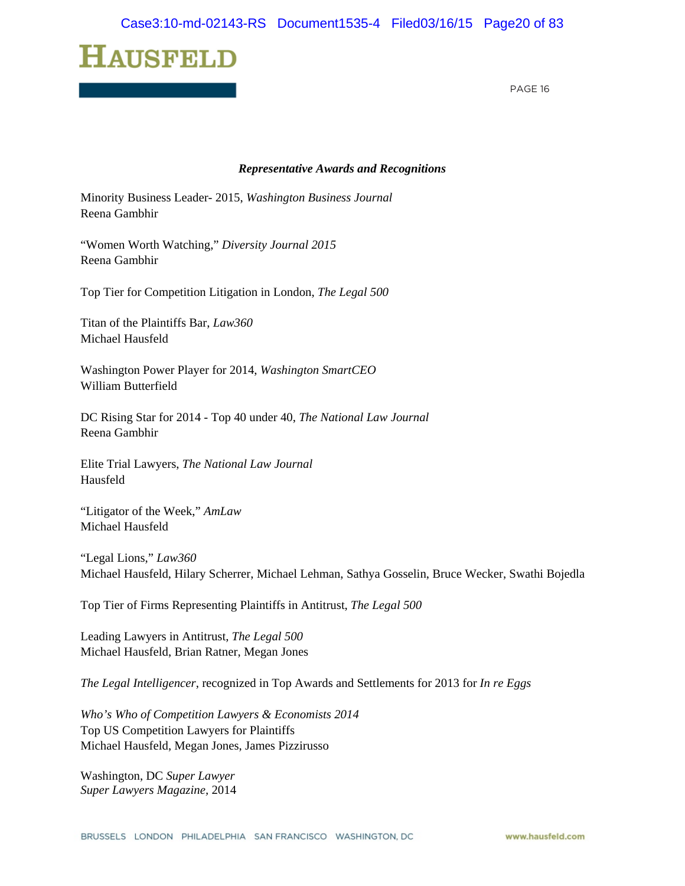***Representative Awards and Recognitions***

Minority Business Leader- 2015, *Washington Business Journal*
Reena Gambhir

"Women Worth Watching," *Diversity Journal 2015*
Reena Gambhir

Top Tier for Competition Litigation in London, *The Legal 500*

Titan of the Plaintiffs Bar, *Law360*
Michael Hausfeld

Washington Power Player for 2014, *Washington SmartCEO*
William Butterfield

DC Rising Star for 2014 - Top 40 under 40, *The National Law Journal*
Reena Gambhir

Elite Trial Lawyers, *The National Law Journal*
Hausfeld

"Litigator of the Week," *AmLaw*
Michael Hausfeld

"Legal Lions," *Law360*
Michael Hausfeld, Hilary Scherrer, Michael Lehman, Sathya Gosselin, Bruce Wecker, Swathi Bojedla

Top Tier of Firms Representing Plaintiffs in Antitrust, *The Legal 500*

Leading Lawyers in Antitrust, *The Legal 500*
Michael Hausfeld, Brian Ratner, Megan Jones

*The Legal Intelligencer*, recognized in Top Awards and Settlements for 2013 for *In re Eggs*

*Who's Who of Competition Lawyers & Economists 2014*
Top US Competition Lawyers for Plaintiffs
Michael Hausfeld, Megan Jones, James Pizzirusso

Washington, DC *Super Lawyer*
*Super Lawyers Magazine*, 2014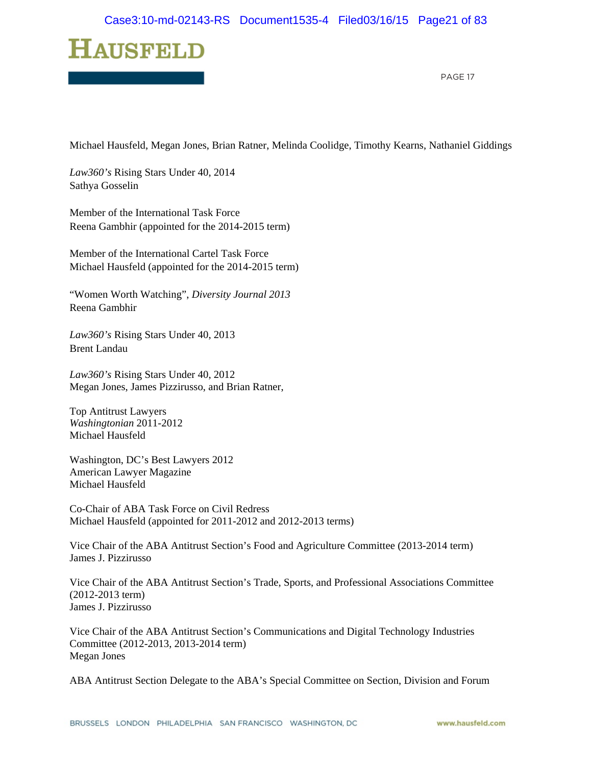Michael Hausfeld, Megan Jones, Brian Ratner, Melinda Coolidge, Timothy Kearns, Nathaniel Giddings

*Law360's* Rising Stars Under 40, 2014
Sathya Gosselin

Member of the International Task Force
Reena Gambhir (appointed for the 2014-2015 term)

Member of the International Cartel Task Force
Michael Hausfeld (appointed for the 2014-2015 term)

"Women Worth Watching", *Diversity Journal 2013*
Reena Gambhir

*Law360's* Rising Stars Under 40, 2013
Brent Landau

*Law360's* Rising Stars Under 40, 2012
Megan Jones, James Pizzirusso, and Brian Ratner,

Top Antitrust Lawyers
*Washingtonian* 2011-2012
Michael Hausfeld

Washington, DC's Best Lawyers 2012
American Lawyer Magazine
Michael Hausfeld

Co-Chair of ABA Task Force on Civil Redress
Michael Hausfeld (appointed for 2011-2012 and 2012-2013 terms)

Vice Chair of the ABA Antitrust Section's Food and Agriculture Committee (2013-2014 term)
James J. Pizzirusso

Vice Chair of the ABA Antitrust Section's Trade, Sports, and Professional Associations Committee (2012-2013 term)
James J. Pizzirusso

Vice Chair of the ABA Antitrust Section's Communications and Digital Technology Industries Committee (2012-2013, 2013-2014 term)
Megan Jones

ABA Antitrust Section Delegate to the ABA's Special Committee on Section, Division and Forum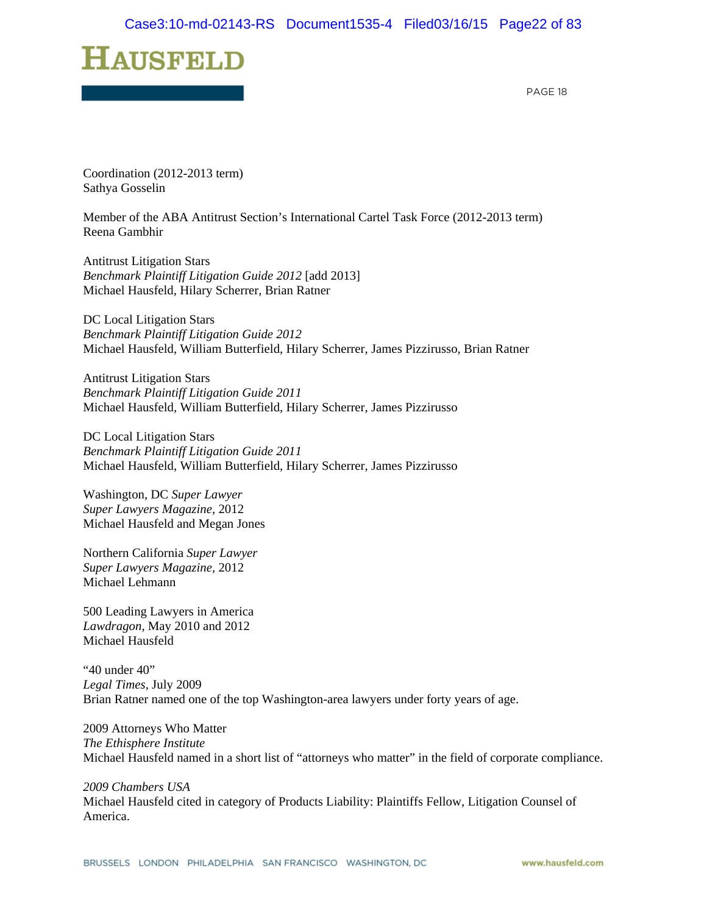Coordination (2012-2013 term)
Sathya Gosselin

Member of the ABA Antitrust Section's International Cartel Task Force (2012-2013 term)
Reena Gambhir

Antitrust Litigation Stars
*Benchmark Plaintiff Litigation Guide 2012* [add 2013]
Michael Hausfeld, Hilary Scherrer, Brian Ratner

DC Local Litigation Stars
*Benchmark Plaintiff Litigation Guide 2012*
Michael Hausfeld, William Butterfield, Hilary Scherrer, James Pizzirusso, Brian Ratner

Antitrust Litigation Stars
*Benchmark Plaintiff Litigation Guide 2011*
Michael Hausfeld, William Butterfield, Hilary Scherrer, James Pizzirusso

DC Local Litigation Stars
*Benchmark Plaintiff Litigation Guide 2011*
Michael Hausfeld, William Butterfield, Hilary Scherrer, James Pizzirusso

Washington, DC *Super Lawyer*
*Super Lawyers Magazine*, 2012
Michael Hausfeld and Megan Jones

Northern California *Super Lawyer*
*Super Lawyers Magazine*, 2012
Michael Lehmann

500 Leading Lawyers in America
*Lawdragon*, May 2010 and 2012
Michael Hausfeld

"40 under 40"
*Legal Times*, July 2009
Brian Ratner named one of the top Washington-area lawyers under forty years of age.

2009 Attorneys Who Matter
*The Ethisphere Institute*
Michael Hausfeld named in a short list of "attorneys who matter" in the field of corporate compliance.

*2009 Chambers USA*
Michael Hausfeld cited in category of Products Liability: Plaintiffs Fellow, Litigation Counsel of America.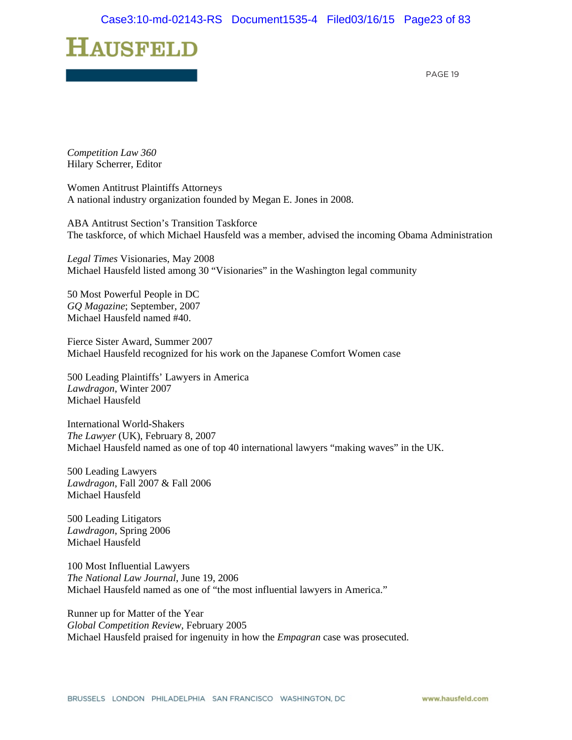*Competition Law 360*
Hilary Scherrer, Editor

Women Antitrust Plaintiffs Attorneys
A national industry organization founded by Megan E. Jones in 2008.

ABA Antitrust Section's Transition Taskforce
The taskforce, of which Michael Hausfeld was a member, advised the incoming Obama Administration

*Legal Times* Visionaries, May 2008
Michael Hausfeld listed among 30 "Visionaries" in the Washington legal community

50 Most Powerful People in DC
*GQ Magazine*; September, 2007
Michael Hausfeld named #40.

Fierce Sister Award, Summer 2007
Michael Hausfeld recognized for his work on the Japanese Comfort Women case

500 Leading Plaintiffs' Lawyers in America
*Lawdragon*, Winter 2007
Michael Hausfeld

International World-Shakers
*The Lawyer* (UK), February 8, 2007
Michael Hausfeld named as one of top 40 international lawyers "making waves" in the UK.

500 Leading Lawyers
*Lawdragon*, Fall 2007 & Fall 2006
Michael Hausfeld

500 Leading Litigators
*Lawdragon*, Spring 2006
Michael Hausfeld

100 Most Influential Lawyers
*The National Law Journal*, June 19, 2006
Michael Hausfeld named as one of "the most influential lawyers in America."

Runner up for Matter of the Year
*Global Competition Review*, February 2005
Michael Hausfeld praised for ingenuity in how the *Empagran* case was prosecuted.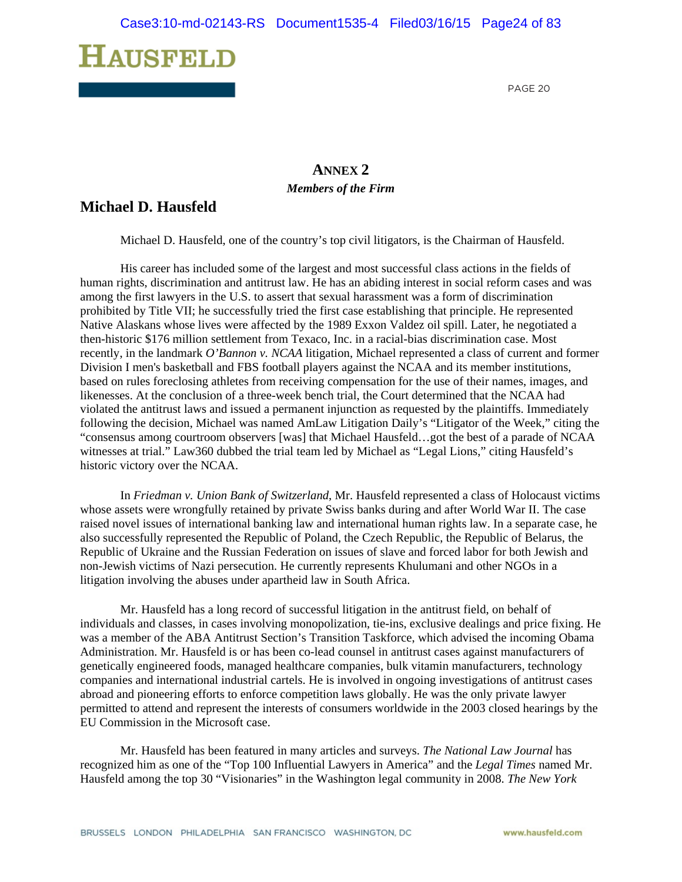## ANNEX 2

***Members of the Firm***

### Michael D. Hausfeld

Michael D. Hausfeld, one of the country's top civil litigators, is the Chairman of Hausfeld.

His career has included some of the largest and most successful class actions in the fields of human rights, discrimination and antitrust law. He has an abiding interest in social reform cases and was among the first lawyers in the U.S. to assert that sexual harassment was a form of discrimination prohibited by Title VII; he successfully tried the first case establishing that principle. He represented Native Alaskans whose lives were affected by the 1989 Exxon Valdez oil spill. Later, he negotiated a then-historic $176 million settlement from Texaco, Inc. in a racial-bias discrimination case. Most recently, in the landmark *O'Bannon v. NCAA* litigation, Michael represented a class of current and former Division I men's basketball and FBS football players against the NCAA and its member institutions, based on rules foreclosing athletes from receiving compensation for the use of their names, images, and likenesses. At the conclusion of a three-week bench trial, the Court determined that the NCAA had violated the antitrust laws and issued a permanent injunction as requested by the plaintiffs. Immediately following the decision, Michael was named AmLaw Litigation Daily's "Litigator of the Week," citing the "consensus among courtroom observers [was] that Michael Hausfeld…got the best of a parade of NCAA witnesses at trial." Law360 dubbed the trial team led by Michael as "Legal Lions," citing Hausfeld's historic victory over the NCAA.

In *Friedman v. Union Bank of Switzerland*, Mr. Hausfeld represented a class of Holocaust victims whose assets were wrongfully retained by private Swiss banks during and after World War II. The case raised novel issues of international banking law and international human rights law. In a separate case, he also successfully represented the Republic of Poland, the Czech Republic, the Republic of Belarus, the Republic of Ukraine and the Russian Federation on issues of slave and forced labor for both Jewish and non-Jewish victims of Nazi persecution. He currently represents Khulumani and other NGOs in a litigation involving the abuses under apartheid law in South Africa.

Mr. Hausfeld has a long record of successful litigation in the antitrust field, on behalf of individuals and classes, in cases involving monopolization, tie-ins, exclusive dealings and price fixing. He was a member of the ABA Antitrust Section's Transition Taskforce, which advised the incoming Obama Administration. Mr. Hausfeld is or has been co-lead counsel in antitrust cases against manufacturers of genetically engineered foods, managed healthcare companies, bulk vitamin manufacturers, technology companies and international industrial cartels. He is involved in ongoing investigations of antitrust cases abroad and pioneering efforts to enforce competition laws globally. He was the only private lawyer permitted to attend and represent the interests of consumers worldwide in the 2003 closed hearings by the EU Commission in the Microsoft case.

Mr. Hausfeld has been featured in many articles and surveys. *The National Law Journal* has recognized him as one of the "Top 100 Influential Lawyers in America" and the *Legal Times* named Mr. Hausfeld among the top 30 "Visionaries" in the Washington legal community in 2008. *The New York*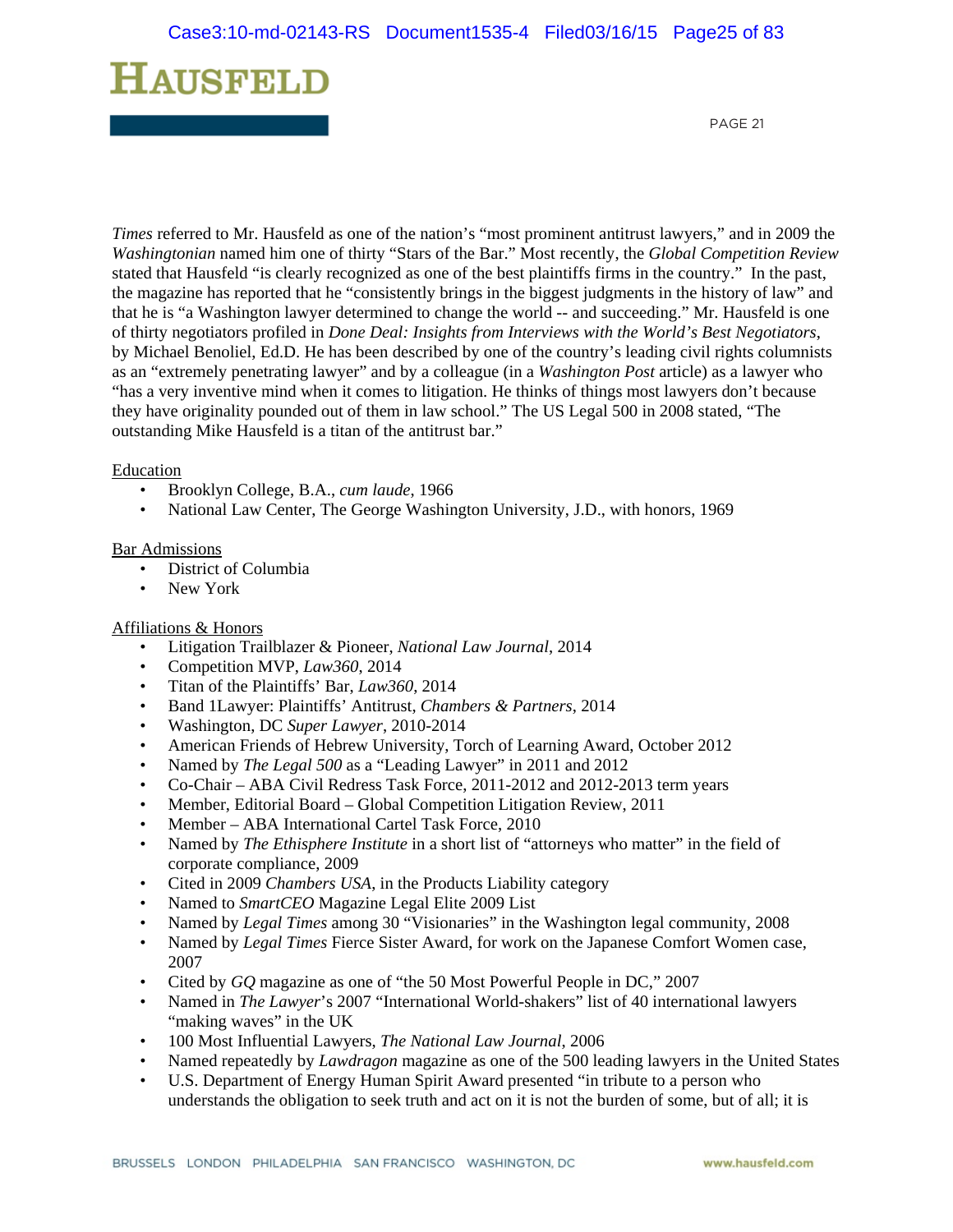*Times* referred to Mr. Hausfeld as one of the nation's "most prominent antitrust lawyers," and in 2009 the *Washingtonian* named him one of thirty "Stars of the Bar." Most recently, the *Global Competition Review* stated that Hausfeld "is clearly recognized as one of the best plaintiffs firms in the country." In the past, the magazine has reported that he "consistently brings in the biggest judgments in the history of law" and that he is "a Washington lawyer determined to change the world -- and succeeding." Mr. Hausfeld is one of thirty negotiators profiled in *Done Deal: Insights from Interviews with the World's Best Negotiators*, by Michael Benoliel, Ed.D. He has been described by one of the country's leading civil rights columnists as an "extremely penetrating lawyer" and by a colleague (in a *Washington Post* article) as a lawyer who "has a very inventive mind when it comes to litigation. He thinks of things most lawyers don't because they have originality pounded out of them in law school." The US Legal 500 in 2008 stated, "The outstanding Mike Hausfeld is a titan of the antitrust bar."

Education

- Brooklyn College, B.A., *cum laude*, 1966
- National Law Center, The George Washington University, J.D., with honors, 1969

Bar Admissions

- District of Columbia
- New York

Affiliations & Honors

- Litigation Trailblazer & Pioneer, *National Law Journal*, 2014
- Competition MVP, *Law360*, 2014
- Titan of the Plaintiffs' Bar, *Law360*, 2014
- Band 1Lawyer: Plaintiffs' Antitrust, *Chambers & Partners*, 2014
- Washington, DC *Super Lawyer*, 2010-2014
- American Friends of Hebrew University, Torch of Learning Award, October 2012
- Named by *The Legal 500* as a "Leading Lawyer" in 2011 and 2012
- Co-Chair – ABA Civil Redress Task Force, 2011-2012 and 2012-2013 term years
- Member, Editorial Board – Global Competition Litigation Review, 2011
- Member – ABA International Cartel Task Force, 2010
- Named by *The Ethisphere Institute* in a short list of "attorneys who matter" in the field of corporate compliance, 2009
- Cited in 2009 *Chambers USA*, in the Products Liability category
- Named to *SmartCEO* Magazine Legal Elite 2009 List
- Named by *Legal Times* among 30 "Visionaries" in the Washington legal community, 2008
- Named by *Legal Times* Fierce Sister Award, for work on the Japanese Comfort Women case, 2007
- Cited by *GQ* magazine as one of "the 50 Most Powerful People in DC," 2007
- Named in *The Lawyer*'s 2007 "International World-shakers" list of 40 international lawyers "making waves" in the UK
- 100 Most Influential Lawyers, *The National Law Journal*, 2006
- Named repeatedly by *Lawdragon* magazine as one of the 500 leading lawyers in the United States
- U.S. Department of Energy Human Spirit Award presented "in tribute to a person who understands the obligation to seek truth and act on it is not the burden of some, but of all; it is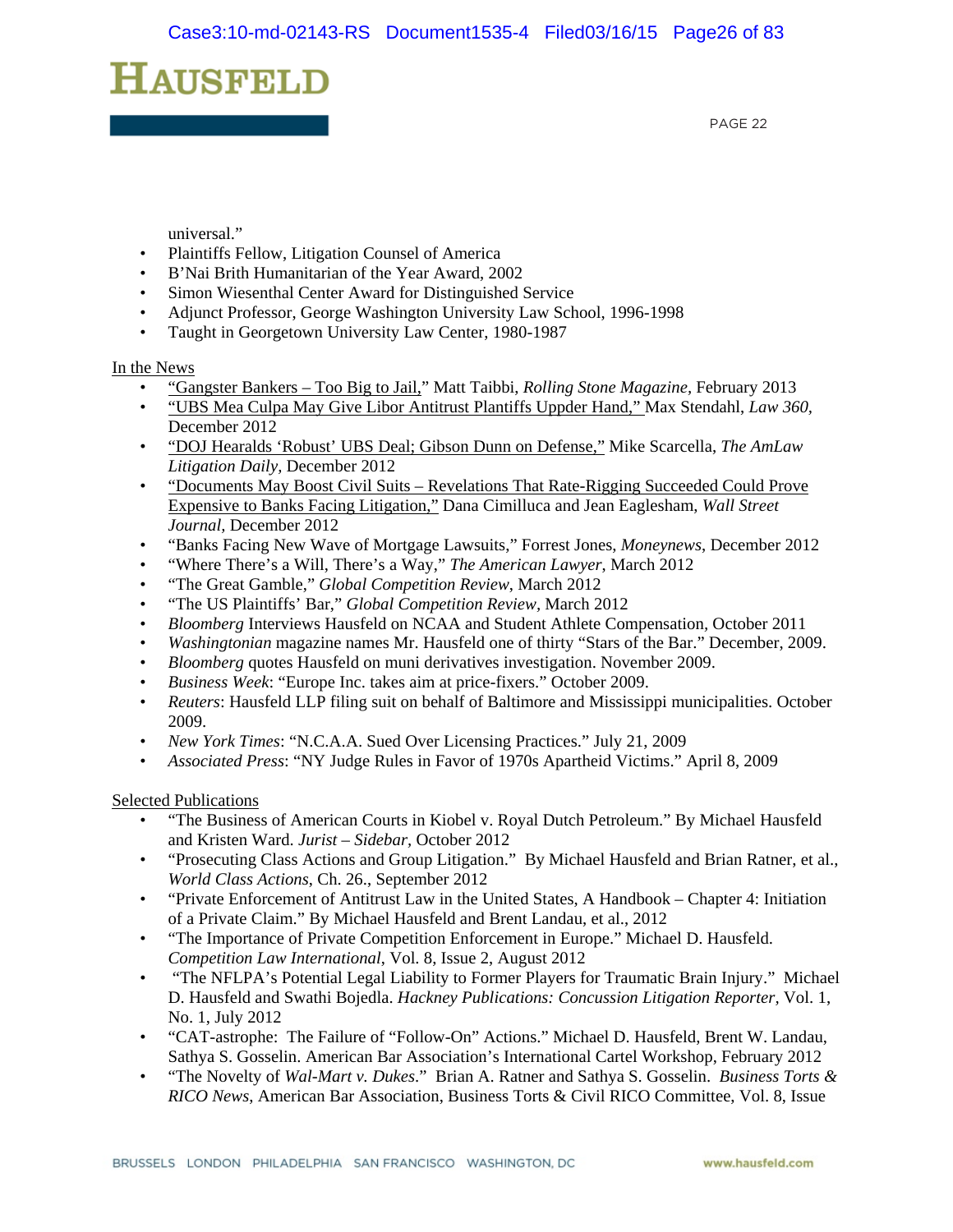universal."

- Plaintiffs Fellow, Litigation Counsel of America
- B'Nai Brith Humanitarian of the Year Award, 2002
- Simon Wiesenthal Center Award for Distinguished Service
- Adjunct Professor, George Washington University Law School, 1996-1998
- Taught in Georgetown University Law Center, 1980-1987

In the News

- "Gangster Bankers – Too Big to Jail," Matt Taibbi, *Rolling Stone Magazine*, February 2013
- "UBS Mea Culpa May Give Libor Antitrust Plantiffs Uppder Hand," Max Stendahl, *Law 360*, December 2012
- "DOJ Hearalds 'Robust' UBS Deal; Gibson Dunn on Defense," Mike Scarcella, *The AmLaw Litigation Daily*, December 2012
- "Documents May Boost Civil Suits – Revelations That Rate-Rigging Succeeded Could Prove Expensive to Banks Facing Litigation," Dana Cimilluca and Jean Eaglesham, *Wall Street Journal*, December 2012
- "Banks Facing New Wave of Mortgage Lawsuits," Forrest Jones, *Moneynews*, December 2012
- "Where There's a Will, There's a Way," *The American Lawyer*, March 2012
- "The Great Gamble," *Global Competition Review*, March 2012
- "The US Plaintiffs' Bar," *Global Competition Review*, March 2012
- *Bloomberg* Interviews Hausfeld on NCAA and Student Athlete Compensation, October 2011
- *Washingtonian* magazine names Mr. Hausfeld one of thirty "Stars of the Bar." December, 2009.
- *Bloomberg* quotes Hausfeld on muni derivatives investigation. November 2009.
- *Business Week*: "Europe Inc. takes aim at price-fixers." October 2009.
- *Reuters*: Hausfeld LLP filing suit on behalf of Baltimore and Mississippi municipalities. October 2009.
- *New York Times*: "N.C.A.A. Sued Over Licensing Practices." July 21, 2009
- *Associated Press*: "NY Judge Rules in Favor of 1970s Apartheid Victims." April 8, 2009

Selected Publications

- "The Business of American Courts in Kiobel v. Royal Dutch Petroleum." By Michael Hausfeld and Kristen Ward. *Jurist – Sidebar*, October 2012
- "Prosecuting Class Actions and Group Litigation." By Michael Hausfeld and Brian Ratner, et al., *World Class Actions*, Ch. 26., September 2012
- "Private Enforcement of Antitrust Law in the United States, A Handbook – Chapter 4: Initiation of a Private Claim." By Michael Hausfeld and Brent Landau, et al., 2012
- "The Importance of Private Competition Enforcement in Europe." Michael D. Hausfeld. *Competition Law International*, Vol. 8, Issue 2, August 2012
- "The NFLPA's Potential Legal Liability to Former Players for Traumatic Brain Injury." Michael D. Hausfeld and Swathi Bojedla. *Hackney Publications: Concussion Litigation Reporter*, Vol. 1, No. 1, July 2012
- "CAT-astrophe: The Failure of "Follow-On" Actions." Michael D. Hausfeld, Brent W. Landau, Sathya S. Gosselin. American Bar Association's International Cartel Workshop, February 2012
- "The Novelty of *Wal-Mart v. Dukes*." Brian A. Ratner and Sathya S. Gosselin. *Business Torts & RICO News*, American Bar Association, Business Torts & Civil RICO Committee, Vol. 8, Issue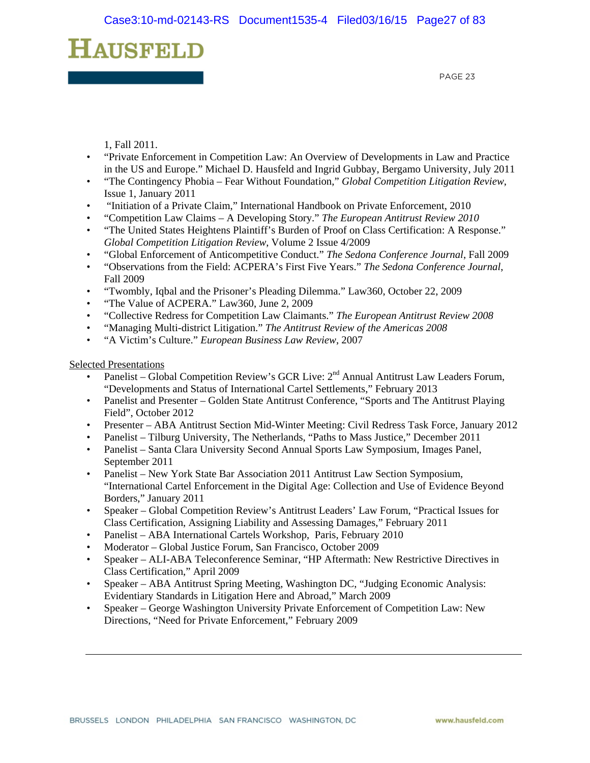1, Fall 2011.

- "Private Enforcement in Competition Law: An Overview of Developments in Law and Practice in the US and Europe." Michael D. Hausfeld and Ingrid Gubbay, Bergamo University, July 2011
- "The Contingency Phobia – Fear Without Foundation," *Global Competition Litigation Review*, Issue 1, January 2011
- "Initiation of a Private Claim," International Handbook on Private Enforcement, 2010
- "Competition Law Claims – A Developing Story." *The European Antitrust Review 2010*
- "The United States Heightens Plaintiff's Burden of Proof on Class Certification: A Response." *Global Competition Litigation Review*, Volume 2 Issue 4/2009
- "Global Enforcement of Anticompetitive Conduct." *The Sedona Conference Journal*, Fall 2009
- "Observations from the Field: ACPERA's First Five Years." *The Sedona Conference Journal*, Fall 2009
- "Twombly, Iqbal and the Prisoner's Pleading Dilemma." Law360, October 22, 2009
- "The Value of ACPERA." Law360, June 2, 2009
- "Collective Redress for Competition Law Claimants." *The European Antitrust Review 2008*
- "Managing Multi-district Litigation." *The Antitrust Review of the Americas 2008*
- "A Victim's Culture." *European Business Law Review*, 2007

Selected Presentations

- Panelist – Global Competition Review's GCR Live: 2nd Annual Antitrust Law Leaders Forum, "Developments and Status of International Cartel Settlements," February 2013
- Panelist and Presenter – Golden State Antitrust Conference, "Sports and The Antitrust Playing Field", October 2012
- Presenter – ABA Antitrust Section Mid-Winter Meeting: Civil Redress Task Force, January 2012
- Panelist – Tilburg University, The Netherlands, "Paths to Mass Justice," December 2011
- Panelist – Santa Clara University Second Annual Sports Law Symposium, Images Panel, September 2011
- Panelist – New York State Bar Association 2011 Antitrust Law Section Symposium, "International Cartel Enforcement in the Digital Age: Collection and Use of Evidence Beyond Borders," January 2011
- Speaker – Global Competition Review's Antitrust Leaders' Law Forum, "Practical Issues for Class Certification, Assigning Liability and Assessing Damages," February 2011
- Panelist – ABA International Cartels Workshop, Paris, February 2010
- Moderator – Global Justice Forum, San Francisco, October 2009
- Speaker – ALI-ABA Teleconference Seminar, "HP Aftermath: New Restrictive Directives in Class Certification," April 2009
- Speaker – ABA Antitrust Spring Meeting, Washington DC, "Judging Economic Analysis: Evidentiary Standards in Litigation Here and Abroad," March 2009
- Speaker – George Washington University Private Enforcement of Competition Law: New Directions, "Need for Private Enforcement," February 2009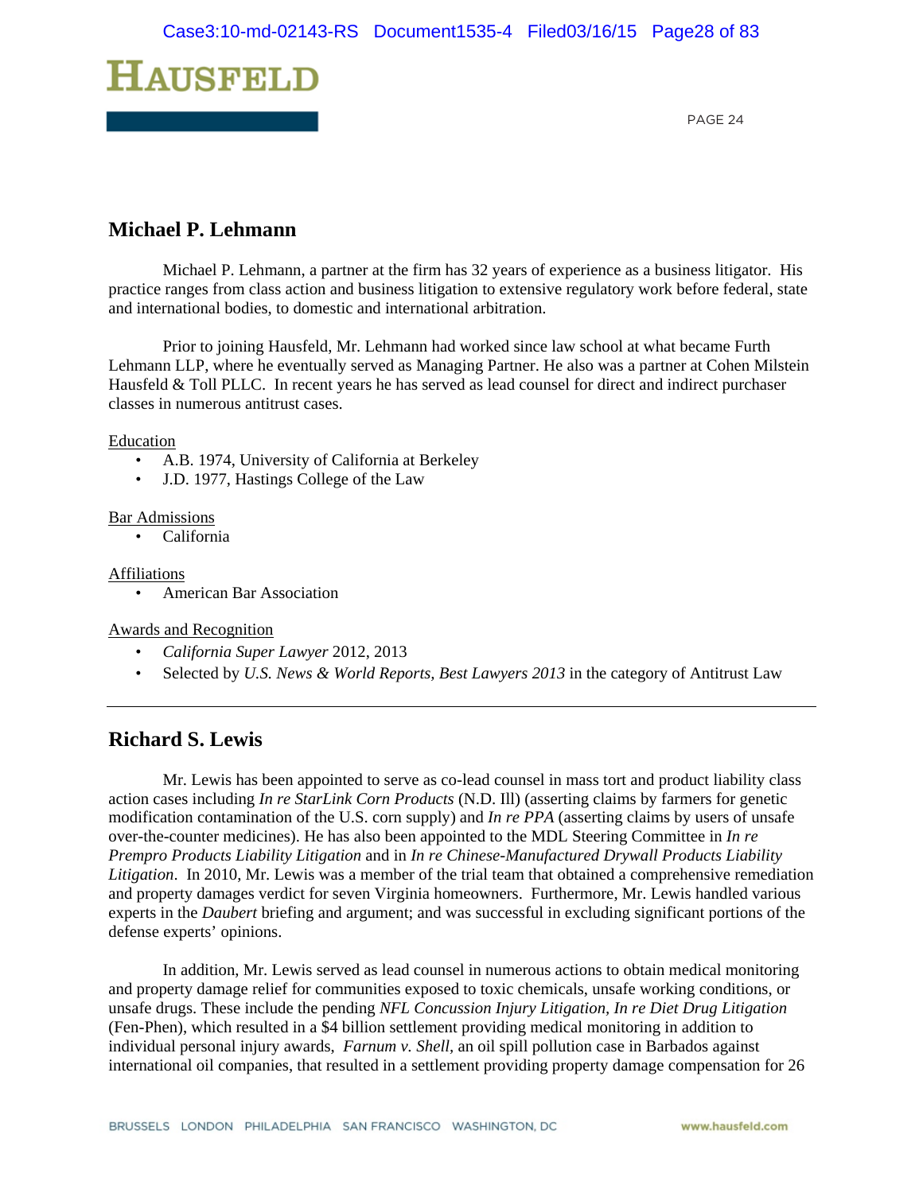## Michael P. Lehmann

Michael P. Lehmann, a partner at the firm has 32 years of experience as a business litigator. His practice ranges from class action and business litigation to extensive regulatory work before federal, state and international bodies, to domestic and international arbitration.

Prior to joining Hausfeld, Mr. Lehmann had worked since law school at what became Furth Lehmann LLP, where he eventually served as Managing Partner. He also was a partner at Cohen Milstein Hausfeld & Toll PLLC. In recent years he has served as lead counsel for direct and indirect purchaser classes in numerous antitrust cases.

Education

- A.B. 1974, University of California at Berkeley
- J.D. 1977, Hastings College of the Law

Bar Admissions

- California

Affiliations

- American Bar Association

Awards and Recognition

- *California Super Lawyer* 2012, 2013
- Selected by *U.S. News & World Reports, Best Lawyers 2013* in the category of Antitrust Law

---

## Richard S. Lewis

Mr. Lewis has been appointed to serve as co-lead counsel in mass tort and product liability class action cases including *In re StarLink Corn Products* (N.D. Ill) (asserting claims by farmers for genetic modification contamination of the U.S. corn supply) and *In re PPA* (asserting claims by users of unsafe over-the-counter medicines). He has also been appointed to the MDL Steering Committee in *In re Prempro Products Liability Litigation* and in *In re Chinese-Manufactured Drywall Products Liability Litigation*. In 2010, Mr. Lewis was a member of the trial team that obtained a comprehensive remediation and property damages verdict for seven Virginia homeowners. Furthermore, Mr. Lewis handled various experts in the *Daubert* briefing and argument; and was successful in excluding significant portions of the defense experts' opinions.

In addition, Mr. Lewis served as lead counsel in numerous actions to obtain medical monitoring and property damage relief for communities exposed to toxic chemicals, unsafe working conditions, or unsafe drugs. These include the pending *NFL Concussion Injury Litigation, In re Diet Drug Litigation* (Fen-Phen), which resulted in a $4 billion settlement providing medical monitoring in addition to individual personal injury awards, *Farnum v. Shell,* an oil spill pollution case in Barbados against international oil companies, that resulted in a settlement providing property damage compensation for 26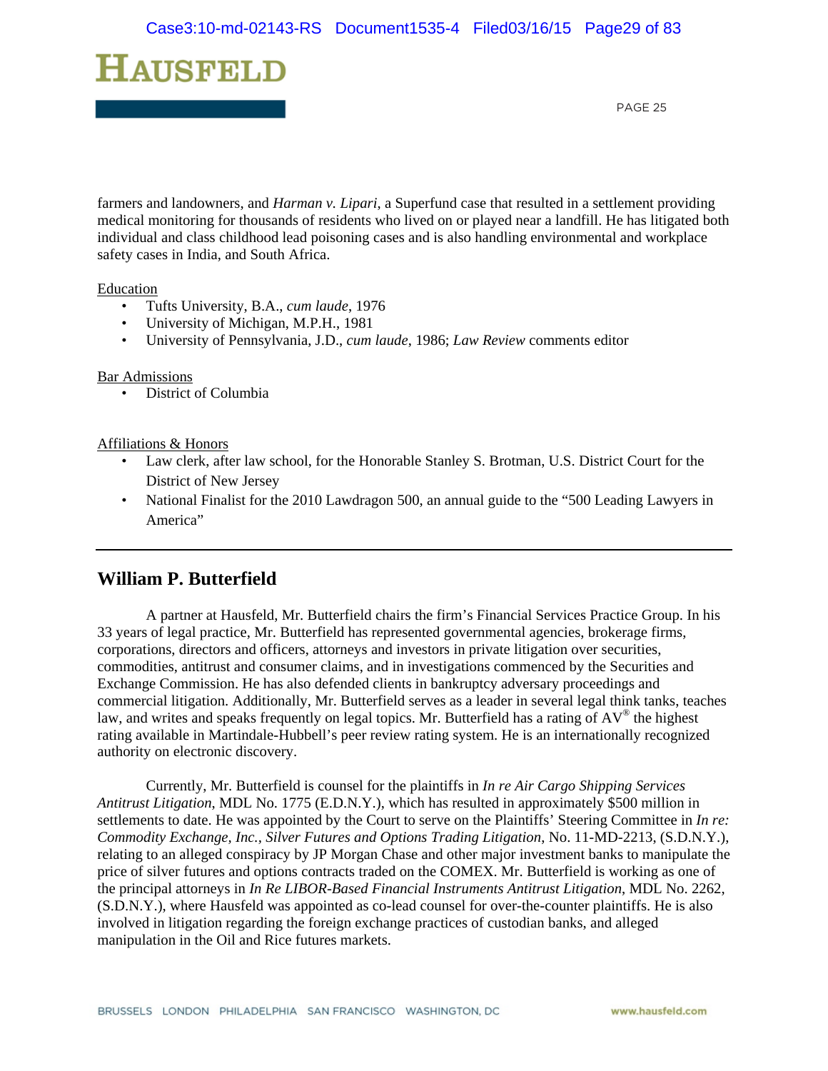farmers and landowners, and *Harman v. Lipari*, a Superfund case that resulted in a settlement providing medical monitoring for thousands of residents who lived on or played near a landfill. He has litigated both individual and class childhood lead poisoning cases and is also handling environmental and workplace safety cases in India, and South Africa.

Education

- Tufts University, B.A., *cum laude*, 1976
- University of Michigan, M.P.H., 1981
- University of Pennsylvania, J.D., *cum laude*, 1986; *Law Review* comments editor

Bar Admissions

- District of Columbia

Affiliations & Honors

- Law clerk, after law school, for the Honorable Stanley S. Brotman, U.S. District Court for the District of New Jersey
- National Finalist for the 2010 Lawdragon 500, an annual guide to the "500 Leading Lawyers in America"

---

## William P. Butterfield

A partner at Hausfeld, Mr. Butterfield chairs the firm's Financial Services Practice Group. In his 33 years of legal practice, Mr. Butterfield has represented governmental agencies, brokerage firms, corporations, directors and officers, attorneys and investors in private litigation over securities, commodities, antitrust and consumer claims, and in investigations commenced by the Securities and Exchange Commission. He has also defended clients in bankruptcy adversary proceedings and commercial litigation. Additionally, Mr. Butterfield serves as a leader in several legal think tanks, teaches law, and writes and speaks frequently on legal topics. Mr. Butterfield has a rating of AV® the highest rating available in Martindale-Hubbell's peer review rating system. He is an internationally recognized authority on electronic discovery.

Currently, Mr. Butterfield is counsel for the plaintiffs in *In re Air Cargo Shipping Services Antitrust Litigation*, MDL No. 1775 (E.D.N.Y.), which has resulted in approximately $500 million in settlements to date. He was appointed by the Court to serve on the Plaintiffs' Steering Committee in *In re: Commodity Exchange, Inc., Silver Futures and Options Trading Litigation*, No. 11-MD-2213, (S.D.N.Y.), relating to an alleged conspiracy by JP Morgan Chase and other major investment banks to manipulate the price of silver futures and options contracts traded on the COMEX. Mr. Butterfield is working as one of the principal attorneys in *In Re LIBOR-Based Financial Instruments Antitrust Litigation*, MDL No. 2262, (S.D.N.Y.), where Hausfeld was appointed as co-lead counsel for over-the-counter plaintiffs. He is also involved in litigation regarding the foreign exchange practices of custodian banks, and alleged manipulation in the Oil and Rice futures markets.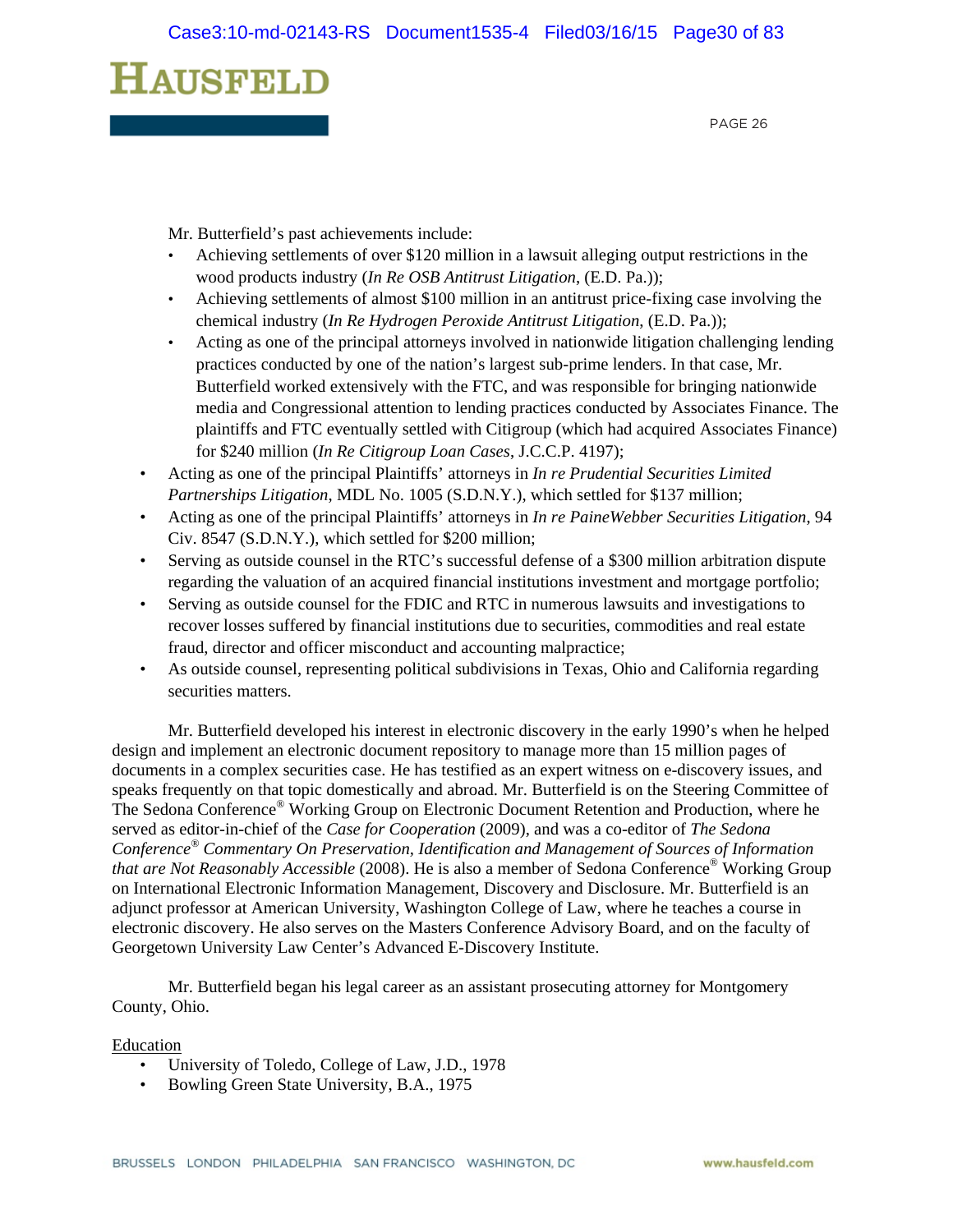Mr. Butterfield's past achievements include:

- Achieving settlements of over $120 million in a lawsuit alleging output restrictions in the wood products industry (*In Re OSB Antitrust Litigation*, (E.D. Pa.));
- Achieving settlements of almost $100 million in an antitrust price-fixing case involving the chemical industry (*In Re Hydrogen Peroxide Antitrust Litigation*, (E.D. Pa.));
- Acting as one of the principal attorneys involved in nationwide litigation challenging lending practices conducted by one of the nation's largest sub-prime lenders. In that case, Mr. Butterfield worked extensively with the FTC, and was responsible for bringing nationwide media and Congressional attention to lending practices conducted by Associates Finance. The plaintiffs and FTC eventually settled with Citigroup (which had acquired Associates Finance) for $240 million (*In Re Citigroup Loan Cases*, J.C.C.P. 4197);
- Acting as one of the principal Plaintiffs' attorneys in *In re Prudential Securities Limited Partnerships Litigation*, MDL No. 1005 (S.D.N.Y.), which settled for $137 million;
- Acting as one of the principal Plaintiffs' attorneys in *In re PaineWebber Securities Litigation*, 94 Civ. 8547 (S.D.N.Y.), which settled for $200 million;
- Serving as outside counsel in the RTC's successful defense of a $300 million arbitration dispute regarding the valuation of an acquired financial institutions investment and mortgage portfolio;
- Serving as outside counsel for the FDIC and RTC in numerous lawsuits and investigations to recover losses suffered by financial institutions due to securities, commodities and real estate fraud, director and officer misconduct and accounting malpractice;
- As outside counsel, representing political subdivisions in Texas, Ohio and California regarding securities matters.

Mr. Butterfield developed his interest in electronic discovery in the early 1990's when he helped design and implement an electronic document repository to manage more than 15 million pages of documents in a complex securities case. He has testified as an expert witness on e-discovery issues, and speaks frequently on that topic domestically and abroad. Mr. Butterfield is on the Steering Committee of The Sedona Conference® Working Group on Electronic Document Retention and Production, where he served as editor-in-chief of the *Case for Cooperation* (2009), and was a co-editor of *The Sedona Conference® Commentary On Preservation, Identification and Management of Sources of Information that are Not Reasonably Accessible* (2008). He is also a member of Sedona Conference® Working Group on International Electronic Information Management, Discovery and Disclosure. Mr. Butterfield is an adjunct professor at American University, Washington College of Law, where he teaches a course in electronic discovery. He also serves on the Masters Conference Advisory Board, and on the faculty of Georgetown University Law Center's Advanced E-Discovery Institute.

Mr. Butterfield began his legal career as an assistant prosecuting attorney for Montgomery County, Ohio.

Education

- University of Toledo, College of Law, J.D., 1978
- Bowling Green State University, B.A., 1975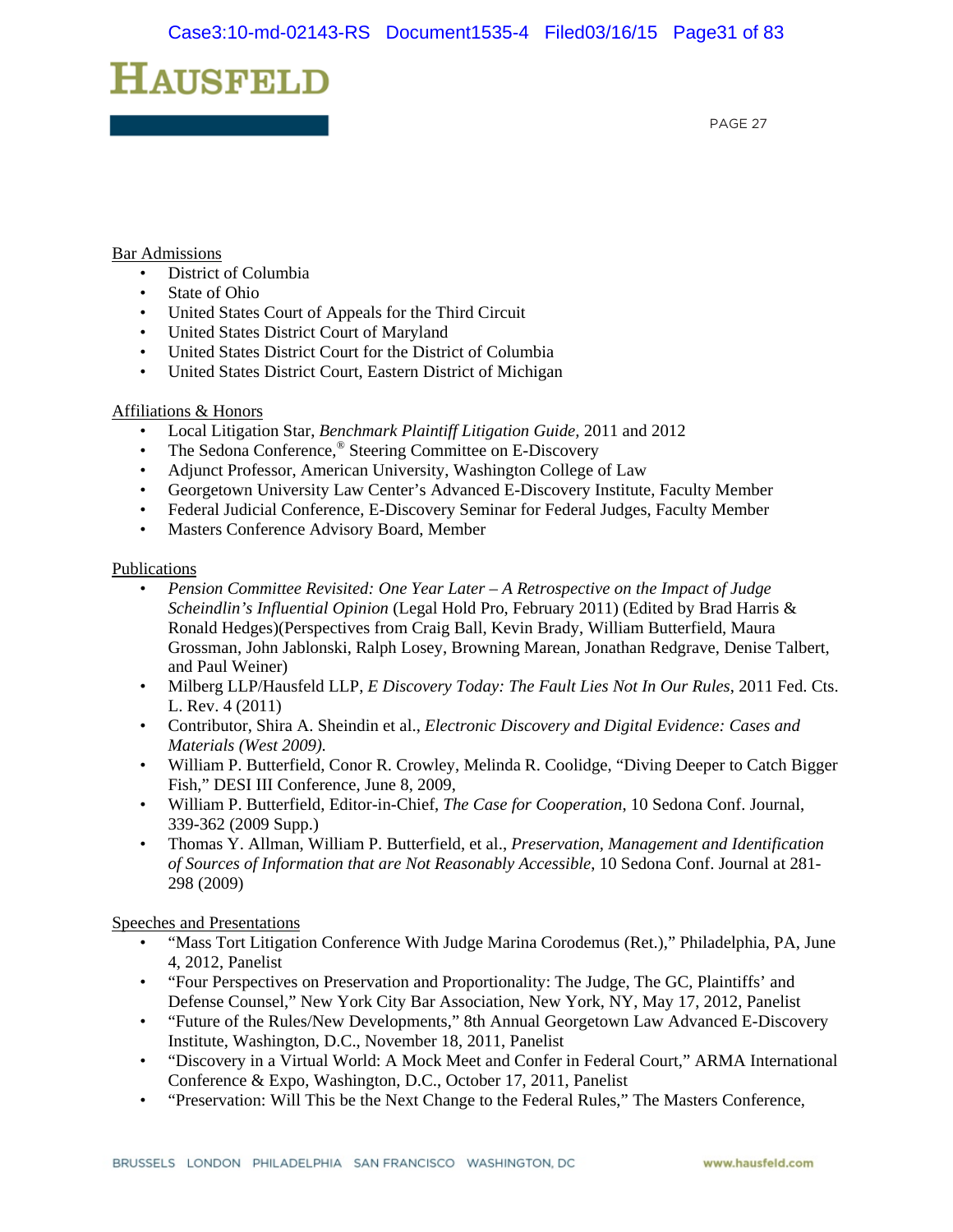Bar Admissions

- District of Columbia
- State of Ohio
- United States Court of Appeals for the Third Circuit
- United States District Court of Maryland
- United States District Court for the District of Columbia
- United States District Court, Eastern District of Michigan

Affiliations & Honors

- Local Litigation Star, *Benchmark Plaintiff Litigation Guide*, 2011 and 2012
- The Sedona Conference,® Steering Committee on E-Discovery
- Adjunct Professor, American University, Washington College of Law
- Georgetown University Law Center's Advanced E-Discovery Institute, Faculty Member
- Federal Judicial Conference, E-Discovery Seminar for Federal Judges, Faculty Member
- Masters Conference Advisory Board, Member

Publications

- *Pension Committee Revisited: One Year Later – A Retrospective on the Impact of Judge Scheindlin's Influential Opinion* (Legal Hold Pro, February 2011) (Edited by Brad Harris & Ronald Hedges)(Perspectives from Craig Ball, Kevin Brady, William Butterfield, Maura Grossman, John Jablonski, Ralph Losey, Browning Marean, Jonathan Redgrave, Denise Talbert, and Paul Weiner)
- Milberg LLP/Hausfeld LLP, *E Discovery Today: The Fault Lies Not In Our Rules*, 2011 Fed. Cts. L. Rev. 4 (2011)
- Contributor, Shira A. Sheindin et al., *Electronic Discovery and Digital Evidence: Cases and Materials (West 2009).*
- William P. Butterfield, Conor R. Crowley, Melinda R. Coolidge, "Diving Deeper to Catch Bigger Fish," DESI III Conference, June 8, 2009,
- William P. Butterfield, Editor-in-Chief, *The Case for Cooperation*, 10 Sedona Conf. Journal, 339-362 (2009 Supp.)
- Thomas Y. Allman, William P. Butterfield, et al., *Preservation, Management and Identification of Sources of Information that are Not Reasonably Accessible*, 10 Sedona Conf. Journal at 281-298 (2009)

Speeches and Presentations

- "Mass Tort Litigation Conference With Judge Marina Corodemus (Ret.)," Philadelphia, PA, June 4, 2012, Panelist
- "Four Perspectives on Preservation and Proportionality: The Judge, The GC, Plaintiffs' and Defense Counsel," New York City Bar Association, New York, NY, May 17, 2012, Panelist
- "Future of the Rules/New Developments," 8th Annual Georgetown Law Advanced E-Discovery Institute, Washington, D.C., November 18, 2011, Panelist
- "Discovery in a Virtual World: A Mock Meet and Confer in Federal Court," ARMA International Conference & Expo, Washington, D.C., October 17, 2011, Panelist
- "Preservation: Will This be the Next Change to the Federal Rules," The Masters Conference,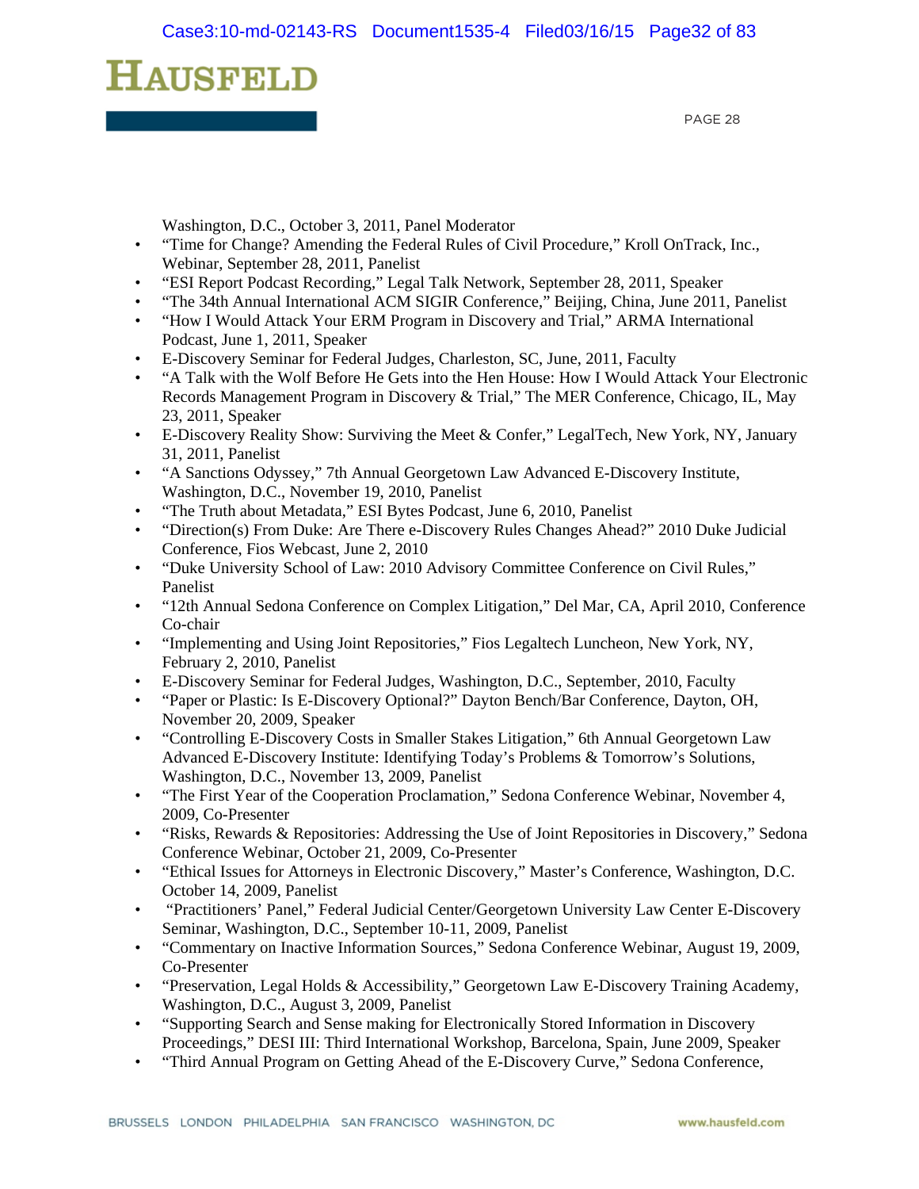Washington, D.C., October 3, 2011, Panel Moderator

- "Time for Change? Amending the Federal Rules of Civil Procedure," Kroll OnTrack, Inc., Webinar, September 28, 2011, Panelist
- "ESI Report Podcast Recording," Legal Talk Network, September 28, 2011, Speaker
- "The 34th Annual International ACM SIGIR Conference," Beijing, China, June 2011, Panelist
- "How I Would Attack Your ERM Program in Discovery and Trial," ARMA International Podcast, June 1, 2011, Speaker
- E-Discovery Seminar for Federal Judges, Charleston, SC, June, 2011, Faculty
- "A Talk with the Wolf Before He Gets into the Hen House: How I Would Attack Your Electronic Records Management Program in Discovery & Trial," The MER Conference, Chicago, IL, May 23, 2011, Speaker
- E-Discovery Reality Show: Surviving the Meet & Confer," LegalTech, New York, NY, January 31, 2011, Panelist
- "A Sanctions Odyssey," 7th Annual Georgetown Law Advanced E-Discovery Institute, Washington, D.C., November 19, 2010, Panelist
- "The Truth about Metadata," ESI Bytes Podcast, June 6, 2010, Panelist
- "Direction(s) From Duke: Are There e-Discovery Rules Changes Ahead?" 2010 Duke Judicial Conference, Fios Webcast, June 2, 2010
- "Duke University School of Law: 2010 Advisory Committee Conference on Civil Rules," Panelist
- "12th Annual Sedona Conference on Complex Litigation," Del Mar, CA, April 2010, Conference Co-chair
- "Implementing and Using Joint Repositories," Fios Legaltech Luncheon, New York, NY, February 2, 2010, Panelist
- E-Discovery Seminar for Federal Judges, Washington, D.C., September, 2010, Faculty
- "Paper or Plastic: Is E-Discovery Optional?" Dayton Bench/Bar Conference, Dayton, OH, November 20, 2009, Speaker
- "Controlling E-Discovery Costs in Smaller Stakes Litigation," 6th Annual Georgetown Law Advanced E-Discovery Institute: Identifying Today's Problems & Tomorrow's Solutions, Washington, D.C., November 13, 2009, Panelist
- "The First Year of the Cooperation Proclamation," Sedona Conference Webinar, November 4, 2009, Co-Presenter
- "Risks, Rewards & Repositories: Addressing the Use of Joint Repositories in Discovery," Sedona Conference Webinar, October 21, 2009, Co-Presenter
- "Ethical Issues for Attorneys in Electronic Discovery," Master's Conference, Washington, D.C. October 14, 2009, Panelist
- "Practitioners' Panel," Federal Judicial Center/Georgetown University Law Center E-Discovery Seminar, Washington, D.C., September 10-11, 2009, Panelist
- "Commentary on Inactive Information Sources," Sedona Conference Webinar, August 19, 2009, Co-Presenter
- "Preservation, Legal Holds & Accessibility," Georgetown Law E-Discovery Training Academy, Washington, D.C., August 3, 2009, Panelist
- "Supporting Search and Sense making for Electronically Stored Information in Discovery Proceedings," DESI III: Third International Workshop, Barcelona, Spain, June 2009, Speaker
- "Third Annual Program on Getting Ahead of the E-Discovery Curve," Sedona Conference,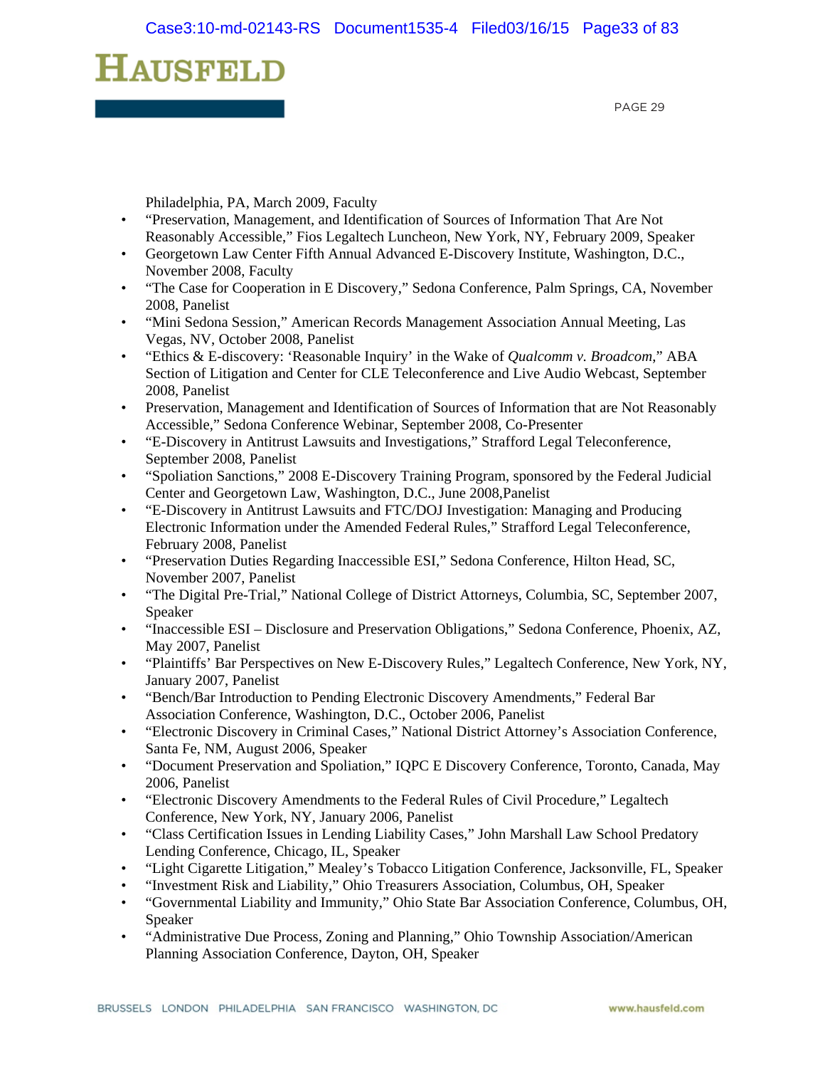Philadelphia, PA, March 2009, Faculty

- "Preservation, Management, and Identification of Sources of Information That Are Not Reasonably Accessible," Fios Legaltech Luncheon, New York, NY, February 2009, Speaker
- Georgetown Law Center Fifth Annual Advanced E-Discovery Institute, Washington, D.C., November 2008, Faculty
- "The Case for Cooperation in E Discovery," Sedona Conference, Palm Springs, CA, November 2008, Panelist
- "Mini Sedona Session," American Records Management Association Annual Meeting, Las Vegas, NV, October 2008, Panelist
- "Ethics & E-discovery: 'Reasonable Inquiry' in the Wake of *Qualcomm v. Broadcom*," ABA Section of Litigation and Center for CLE Teleconference and Live Audio Webcast, September 2008, Panelist
- Preservation, Management and Identification of Sources of Information that are Not Reasonably Accessible," Sedona Conference Webinar, September 2008, Co-Presenter
- "E-Discovery in Antitrust Lawsuits and Investigations," Strafford Legal Teleconference, September 2008, Panelist
- "Spoliation Sanctions," 2008 E-Discovery Training Program, sponsored by the Federal Judicial Center and Georgetown Law, Washington, D.C., June 2008,Panelist
- "E-Discovery in Antitrust Lawsuits and FTC/DOJ Investigation: Managing and Producing Electronic Information under the Amended Federal Rules," Strafford Legal Teleconference, February 2008, Panelist
- "Preservation Duties Regarding Inaccessible ESI," Sedona Conference, Hilton Head, SC, November 2007, Panelist
- "The Digital Pre-Trial," National College of District Attorneys, Columbia, SC, September 2007, Speaker
- "Inaccessible ESI – Disclosure and Preservation Obligations," Sedona Conference, Phoenix, AZ, May 2007, Panelist
- "Plaintiffs' Bar Perspectives on New E-Discovery Rules," Legaltech Conference, New York, NY, January 2007, Panelist
- "Bench/Bar Introduction to Pending Electronic Discovery Amendments," Federal Bar Association Conference, Washington, D.C., October 2006, Panelist
- "Electronic Discovery in Criminal Cases," National District Attorney's Association Conference, Santa Fe, NM, August 2006, Speaker
- "Document Preservation and Spoliation," IQPC E Discovery Conference, Toronto, Canada, May 2006, Panelist
- "Electronic Discovery Amendments to the Federal Rules of Civil Procedure," Legaltech Conference, New York, NY, January 2006, Panelist
- "Class Certification Issues in Lending Liability Cases," John Marshall Law School Predatory Lending Conference, Chicago, IL, Speaker
- "Light Cigarette Litigation," Mealey's Tobacco Litigation Conference, Jacksonville, FL, Speaker
- "Investment Risk and Liability," Ohio Treasurers Association, Columbus, OH, Speaker
- "Governmental Liability and Immunity," Ohio State Bar Association Conference, Columbus, OH, Speaker
- "Administrative Due Process, Zoning and Planning," Ohio Township Association/American Planning Association Conference, Dayton, OH, Speaker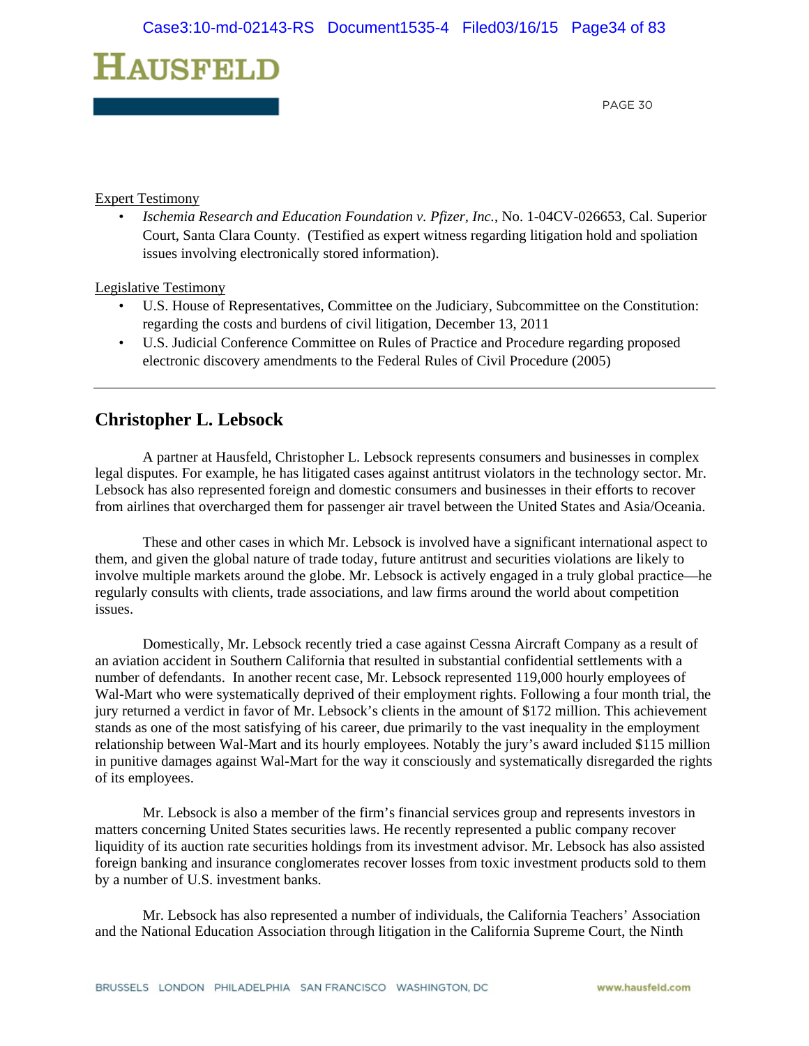Expert Testimony

- *Ischemia Research and Education Foundation v. Pfizer, Inc.*, No. 1-04CV-026653, Cal. Superior Court, Santa Clara County. (Testified as expert witness regarding litigation hold and spoliation issues involving electronically stored information).

Legislative Testimony

- U.S. House of Representatives, Committee on the Judiciary, Subcommittee on the Constitution: regarding the costs and burdens of civil litigation, December 13, 2011
- U.S. Judicial Conference Committee on Rules of Practice and Procedure regarding proposed electronic discovery amendments to the Federal Rules of Civil Procedure (2005)

---

## Christopher L. Lebsock

A partner at Hausfeld, Christopher L. Lebsock represents consumers and businesses in complex legal disputes. For example, he has litigated cases against antitrust violators in the technology sector. Mr. Lebsock has also represented foreign and domestic consumers and businesses in their efforts to recover from airlines that overcharged them for passenger air travel between the United States and Asia/Oceania.

These and other cases in which Mr. Lebsock is involved have a significant international aspect to them, and given the global nature of trade today, future antitrust and securities violations are likely to involve multiple markets around the globe. Mr. Lebsock is actively engaged in a truly global practice—he regularly consults with clients, trade associations, and law firms around the world about competition issues.

Domestically, Mr. Lebsock recently tried a case against Cessna Aircraft Company as a result of an aviation accident in Southern California that resulted in substantial confidential settlements with a number of defendants. In another recent case, Mr. Lebsock represented 119,000 hourly employees of Wal-Mart who were systematically deprived of their employment rights. Following a four month trial, the jury returned a verdict in favor of Mr. Lebsock's clients in the amount of $172 million. This achievement stands as one of the most satisfying of his career, due primarily to the vast inequality in the employment relationship between Wal-Mart and its hourly employees. Notably the jury's award included $115 million in punitive damages against Wal-Mart for the way it consciously and systematically disregarded the rights of its employees.

Mr. Lebsock is also a member of the firm's financial services group and represents investors in matters concerning United States securities laws. He recently represented a public company recover liquidity of its auction rate securities holdings from its investment advisor. Mr. Lebsock has also assisted foreign banking and insurance conglomerates recover losses from toxic investment products sold to them by a number of U.S. investment banks.

Mr. Lebsock has also represented a number of individuals, the California Teachers' Association and the National Education Association through litigation in the California Supreme Court, the Ninth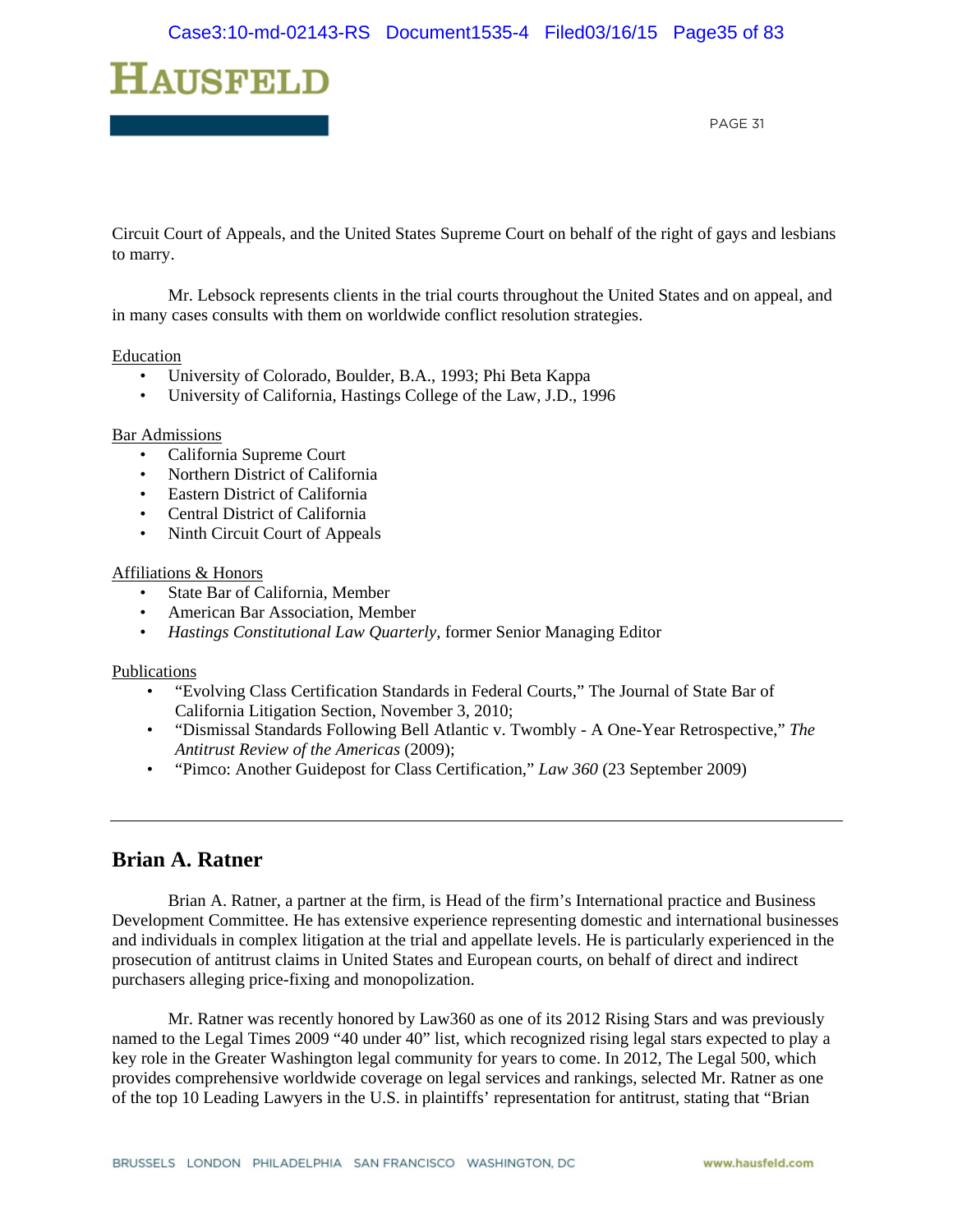Circuit Court of Appeals, and the United States Supreme Court on behalf of the right of gays and lesbians to marry.

Mr. Lebsock represents clients in the trial courts throughout the United States and on appeal, and in many cases consults with them on worldwide conflict resolution strategies.

Education

- University of Colorado, Boulder, B.A., 1993; Phi Beta Kappa
- University of California, Hastings College of the Law, J.D., 1996

Bar Admissions

- California Supreme Court
- Northern District of California
- Eastern District of California
- Central District of California
- Ninth Circuit Court of Appeals

Affiliations & Honors

- State Bar of California, Member
- American Bar Association, Member
- *Hastings Constitutional Law Quarterly,* former Senior Managing Editor

Publications

- "Evolving Class Certification Standards in Federal Courts," The Journal of State Bar of California Litigation Section, November 3, 2010;
- "Dismissal Standards Following Bell Atlantic v. Twombly - A One-Year Retrospective," *The Antitrust Review of the Americas* (2009);
- "Pimco: Another Guidepost for Class Certification," *Law 360* (23 September 2009)

---

## Brian A. Ratner

Brian A. Ratner, a partner at the firm, is Head of the firm's International practice and Business Development Committee. He has extensive experience representing domestic and international businesses and individuals in complex litigation at the trial and appellate levels. He is particularly experienced in the prosecution of antitrust claims in United States and European courts, on behalf of direct and indirect purchasers alleging price-fixing and monopolization.

Mr. Ratner was recently honored by Law360 as one of its 2012 Rising Stars and was previously named to the Legal Times 2009 "40 under 40" list, which recognized rising legal stars expected to play a key role in the Greater Washington legal community for years to come. In 2012, The Legal 500, which provides comprehensive worldwide coverage on legal services and rankings, selected Mr. Ratner as one of the top 10 Leading Lawyers in the U.S. in plaintiffs' representation for antitrust, stating that "Brian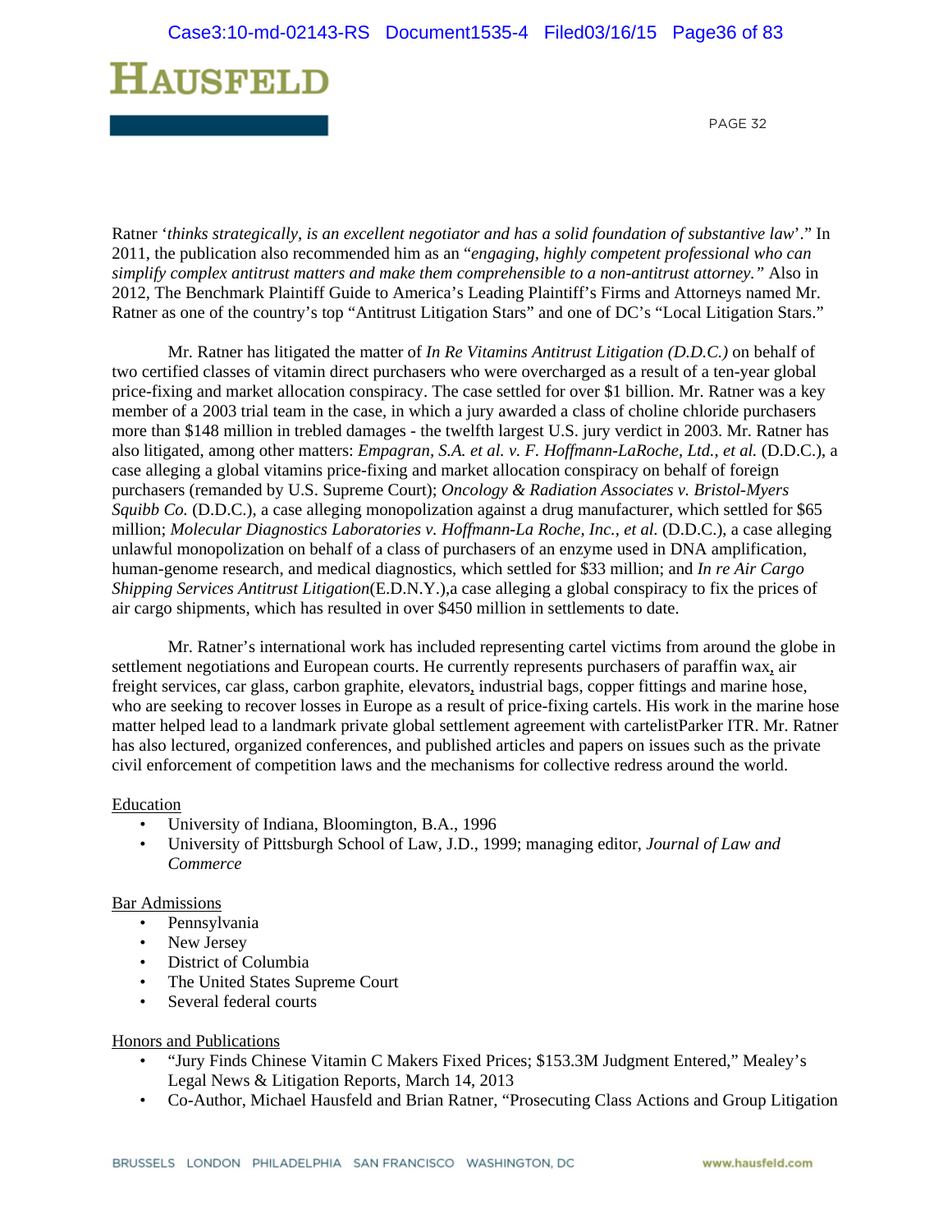Ratner '*thinks strategically, is an excellent negotiator and has a solid foundation of substantive law*'." In 2011, the publication also recommended him as an "*engaging, highly competent professional who can simplify complex antitrust matters and make them comprehensible to a non-antitrust attorney.*" Also in 2012, The Benchmark Plaintiff Guide to America's Leading Plaintiff's Firms and Attorneys named Mr. Ratner as one of the country's top "Antitrust Litigation Stars" and one of DC's "Local Litigation Stars."

Mr. Ratner has litigated the matter of *In Re Vitamins Antitrust Litigation (D.D.C.)* on behalf of two certified classes of vitamin direct purchasers who were overcharged as a result of a ten-year global price-fixing and market allocation conspiracy. The case settled for over $1 billion. Mr. Ratner was a key member of a 2003 trial team in the case, in which a jury awarded a class of choline chloride purchasers more than $148 million in trebled damages - the twelfth largest U.S. jury verdict in 2003. Mr. Ratner has also litigated, among other matters: *Empagran, S.A. et al. v. F. Hoffmann-LaRoche, Ltd., et al.* (D.D.C.), a case alleging a global vitamins price-fixing and market allocation conspiracy on behalf of foreign purchasers (remanded by U.S. Supreme Court); *Oncology & Radiation Associates v. Bristol-Myers Squibb Co.* (D.D.C.), a case alleging monopolization against a drug manufacturer, which settled for $65 million; *Molecular Diagnostics Laboratories v. Hoffmann-La Roche, Inc., et al.* (D.D.C.), a case alleging unlawful monopolization on behalf of a class of purchasers of an enzyme used in DNA amplification, human-genome research, and medical diagnostics, which settled for $33 million; and *In re Air Cargo Shipping Services Antitrust Litigation*(E.D.N.Y.),a case alleging a global conspiracy to fix the prices of air cargo shipments, which has resulted in over $450 million in settlements to date.

Mr. Ratner's international work has included representing cartel victims from around the globe in settlement negotiations and European courts. He currently represents purchasers of paraffin wax, air freight services, car glass, carbon graphite, elevators, industrial bags, copper fittings and marine hose, who are seeking to recover losses in Europe as a result of price-fixing cartels. His work in the marine hose matter helped lead to a landmark private global settlement agreement with cartelistParker ITR. Mr. Ratner has also lectured, organized conferences, and published articles and papers on issues such as the private civil enforcement of competition laws and the mechanisms for collective redress around the world.

Education

- University of Indiana, Bloomington, B.A., 1996
- University of Pittsburgh School of Law, J.D., 1999; managing editor, *Journal of Law and Commerce*

Bar Admissions

- Pennsylvania
- New Jersey
- District of Columbia
- The United States Supreme Court
- Several federal courts

Honors and Publications

- "Jury Finds Chinese Vitamin C Makers Fixed Prices; $153.3M Judgment Entered," Mealey's Legal News & Litigation Reports, March 14, 2013
- Co-Author, Michael Hausfeld and Brian Ratner, "Prosecuting Class Actions and Group Litigation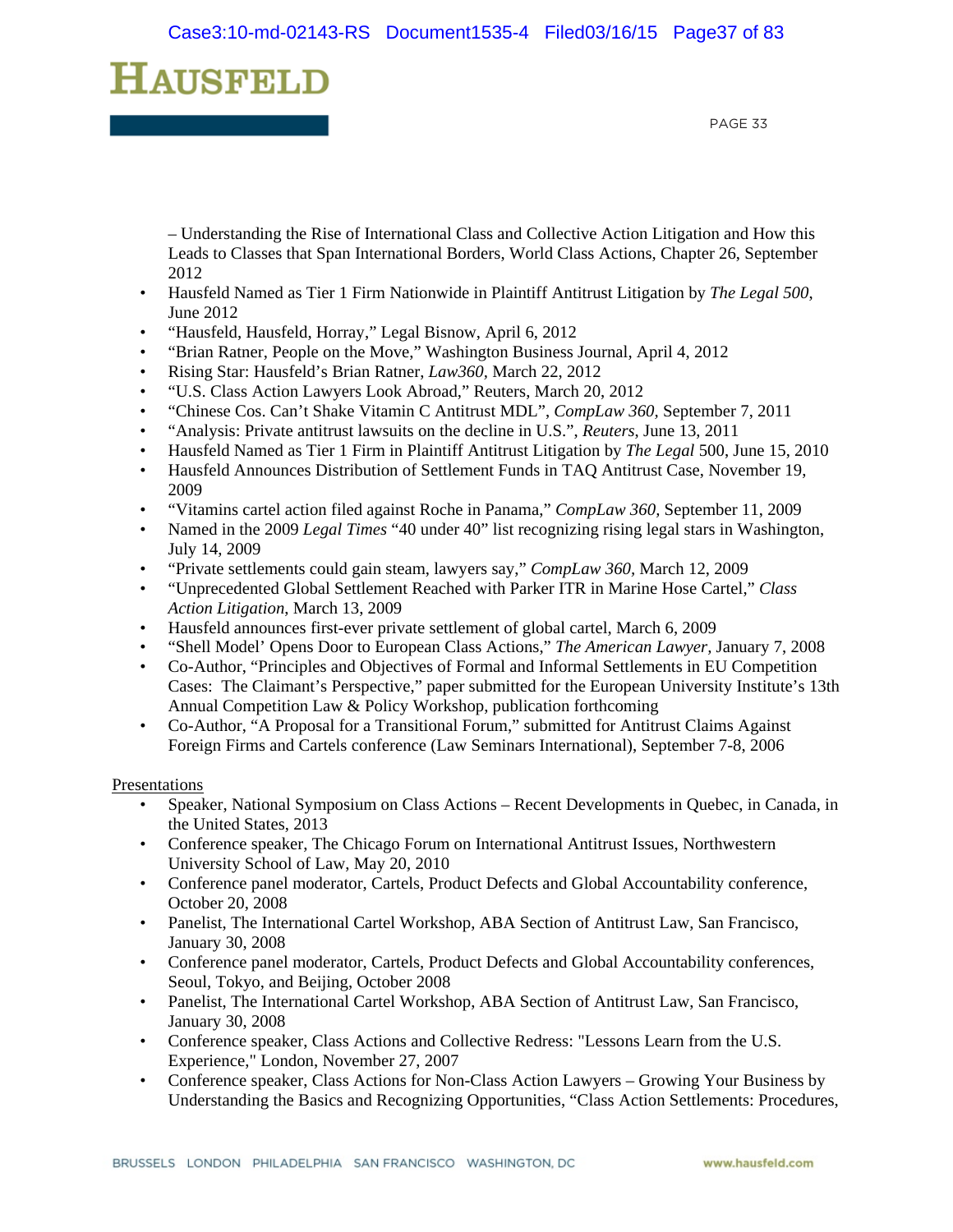– Understanding the Rise of International Class and Collective Action Litigation and How this Leads to Classes that Span International Borders, World Class Actions, Chapter 26, September 2012

- Hausfeld Named as Tier 1 Firm Nationwide in Plaintiff Antitrust Litigation by *The Legal 500*, June 2012
- "Hausfeld, Hausfeld, Horray," Legal Bisnow, April 6, 2012
- "Brian Ratner, People on the Move," Washington Business Journal, April 4, 2012
- Rising Star: Hausfeld's Brian Ratner, *Law360*, March 22, 2012
- "U.S. Class Action Lawyers Look Abroad," Reuters, March 20, 2012
- "Chinese Cos. Can't Shake Vitamin C Antitrust MDL", *CompLaw 360*, September 7, 2011
- "Analysis: Private antitrust lawsuits on the decline in U.S.", *Reuters*, June 13, 2011
- Hausfeld Named as Tier 1 Firm in Plaintiff Antitrust Litigation by *The Legal* 500, June 15, 2010
- Hausfeld Announces Distribution of Settlement Funds in TAQ Antitrust Case, November 19, 2009
- "Vitamins cartel action filed against Roche in Panama," *CompLaw 360*, September 11, 2009
- Named in the 2009 *Legal Times* "40 under 40" list recognizing rising legal stars in Washington, July 14, 2009
- "Private settlements could gain steam, lawyers say," *CompLaw 360*, March 12, 2009
- "Unprecedented Global Settlement Reached with Parker ITR in Marine Hose Cartel," *Class Action Litigation*, March 13, 2009
- Hausfeld announces first-ever private settlement of global cartel, March 6, 2009
- "Shell Model' Opens Door to European Class Actions," *The American Lawyer*, January 7, 2008
- Co-Author, "Principles and Objectives of Formal and Informal Settlements in EU Competition Cases: The Claimant's Perspective," paper submitted for the European University Institute's 13th Annual Competition Law & Policy Workshop, publication forthcoming
- Co-Author, "A Proposal for a Transitional Forum," submitted for Antitrust Claims Against Foreign Firms and Cartels conference (Law Seminars International), September 7-8, 2006

Presentations

- Speaker, National Symposium on Class Actions – Recent Developments in Quebec, in Canada, in the United States, 2013
- Conference speaker, The Chicago Forum on International Antitrust Issues, Northwestern University School of Law, May 20, 2010
- Conference panel moderator, Cartels, Product Defects and Global Accountability conference, October 20, 2008
- Panelist, The International Cartel Workshop, ABA Section of Antitrust Law, San Francisco, January 30, 2008
- Conference panel moderator, Cartels, Product Defects and Global Accountability conferences, Seoul, Tokyo, and Beijing, October 2008
- Panelist, The International Cartel Workshop, ABA Section of Antitrust Law, San Francisco, January 30, 2008
- Conference speaker, Class Actions and Collective Redress: "Lessons Learn from the U.S. Experience," London, November 27, 2007
- Conference speaker, Class Actions for Non-Class Action Lawyers – Growing Your Business by Understanding the Basics and Recognizing Opportunities, "Class Action Settlements: Procedures,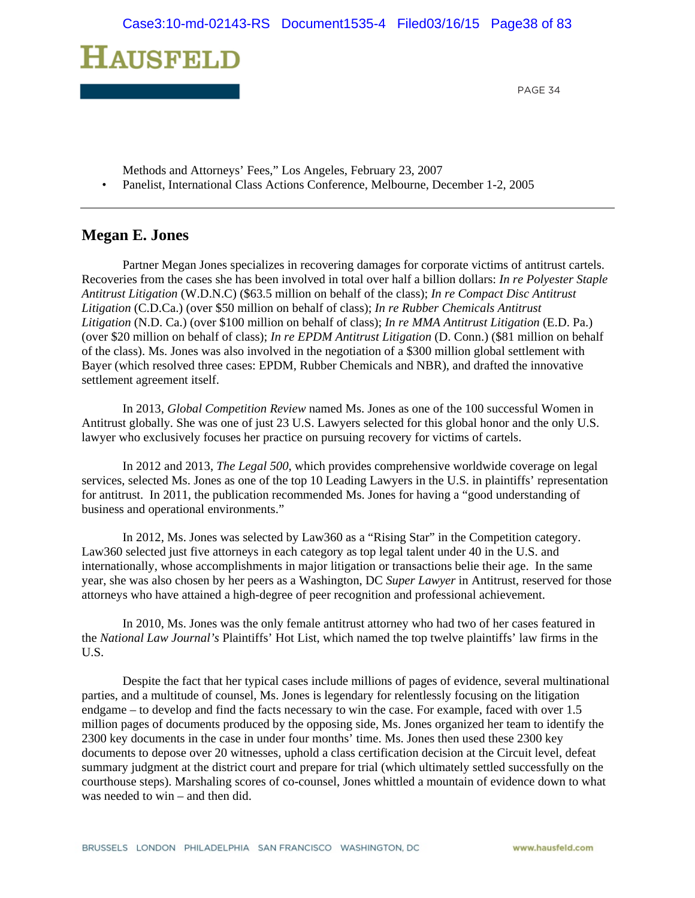Methods and Attorneys' Fees," Los Angeles, February 23, 2007

- Panelist, International Class Actions Conference, Melbourne, December 1-2, 2005

---

## Megan E. Jones

Partner Megan Jones specializes in recovering damages for corporate victims of antitrust cartels. Recoveries from the cases she has been involved in total over half a billion dollars: *In re Polyester Staple Antitrust Litigation* (W.D.N.C) ($63.5 million on behalf of the class); *In re Compact Disc Antitrust Litigation* (C.D.Ca.) (over $50 million on behalf of class); *In re Rubber Chemicals Antitrust Litigation* (N.D. Ca.) (over $100 million on behalf of class); *In re MMA Antitrust Litigation* (E.D. Pa.) (over $20 million on behalf of class); *In re EPDM Antitrust Litigation* (D. Conn.) ($81 million on behalf of the class). Ms. Jones was also involved in the negotiation of a $300 million global settlement with Bayer (which resolved three cases: EPDM, Rubber Chemicals and NBR), and drafted the innovative settlement agreement itself.

In 2013, *Global Competition Review* named Ms. Jones as one of the 100 successful Women in Antitrust globally. She was one of just 23 U.S. Lawyers selected for this global honor and the only U.S. lawyer who exclusively focuses her practice on pursuing recovery for victims of cartels.

In 2012 and 2013, *The Legal 500,* which provides comprehensive worldwide coverage on legal services, selected Ms. Jones as one of the top 10 Leading Lawyers in the U.S. in plaintiffs' representation for antitrust. In 2011, the publication recommended Ms. Jones for having a "good understanding of business and operational environments."

In 2012, Ms. Jones was selected by Law360 as a "Rising Star" in the Competition category. Law360 selected just five attorneys in each category as top legal talent under 40 in the U.S. and internationally, whose accomplishments in major litigation or transactions belie their age. In the same year, she was also chosen by her peers as a Washington, DC *Super Lawyer* in Antitrust, reserved for those attorneys who have attained a high-degree of peer recognition and professional achievement.

In 2010, Ms. Jones was the only female antitrust attorney who had two of her cases featured in the *National Law Journal's* Plaintiffs' Hot List, which named the top twelve plaintiffs' law firms in the U.S.

Despite the fact that her typical cases include millions of pages of evidence, several multinational parties, and a multitude of counsel, Ms. Jones is legendary for relentlessly focusing on the litigation endgame – to develop and find the facts necessary to win the case. For example, faced with over 1.5 million pages of documents produced by the opposing side, Ms. Jones organized her team to identify the 2300 key documents in the case in under four months' time. Ms. Jones then used these 2300 key documents to depose over 20 witnesses, uphold a class certification decision at the Circuit level, defeat summary judgment at the district court and prepare for trial (which ultimately settled successfully on the courthouse steps). Marshaling scores of co-counsel, Jones whittled a mountain of evidence down to what was needed to win – and then did.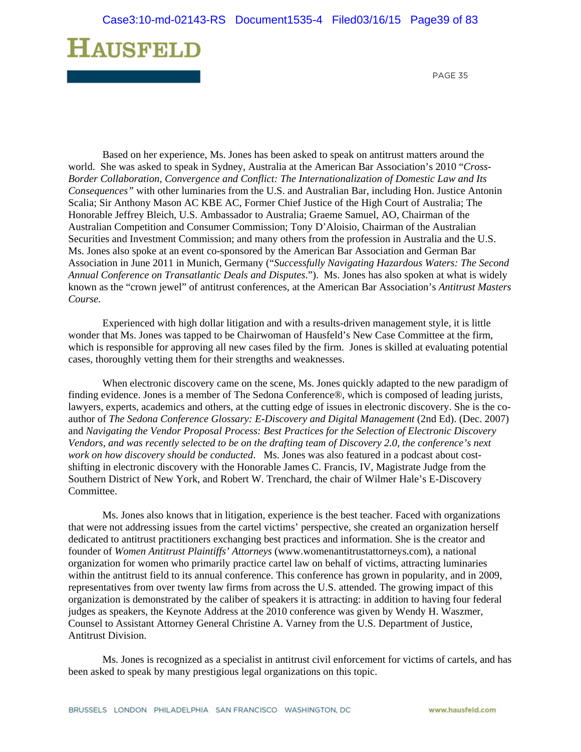Based on her experience, Ms. Jones has been asked to speak on antitrust matters around the world. She was asked to speak in Sydney, Australia at the American Bar Association's 2010 "*Cross-Border Collaboration, Convergence and Conflict: The Internationalization of Domestic Law and Its Consequences"* with other luminaries from the U.S. and Australian Bar, including Hon. Justice Antonin Scalia; Sir Anthony Mason AC KBE AC, Former Chief Justice of the High Court of Australia; The Honorable Jeffrey Bleich, U.S. Ambassador to Australia; Graeme Samuel, AO, Chairman of the Australian Competition and Consumer Commission; Tony D'Aloisio, Chairman of the Australian Securities and Investment Commission; and many others from the profession in Australia and the U.S. Ms. Jones also spoke at an event co-sponsored by the American Bar Association and German Bar Association in June 2011 in Munich, Germany ("*Successfully Navigating Hazardous Waters: The Second Annual Conference on Transatlantic Deals and Disputes*."). Ms. Jones has also spoken at what is widely known as the "crown jewel" of antitrust conferences, at the American Bar Association's *Antitrust Masters Course.*

Experienced with high dollar litigation and with a results-driven management style, it is little wonder that Ms. Jones was tapped to be Chairwoman of Hausfeld's New Case Committee at the firm, which is responsible for approving all new cases filed by the firm. Jones is skilled at evaluating potential cases, thoroughly vetting them for their strengths and weaknesses.

When electronic discovery came on the scene, Ms. Jones quickly adapted to the new paradigm of finding evidence. Jones is a member of The Sedona Conference®, which is composed of leading jurists, lawyers, experts, academics and others, at the cutting edge of issues in electronic discovery. She is the co-author of *The Sedona Conference Glossary: E-Discovery and Digital Management* (2nd Ed). (Dec. 2007) and *Navigating the Vendor Proposal Process: Best Practices for the Selection of Electronic Discovery Vendors, and was recently selected to be on the drafting team of Discovery 2.0, the conference's next work on how discovery should be conducted*. Ms. Jones was also featured in a podcast about cost-shifting in electronic discovery with the Honorable James C. Francis, IV, Magistrate Judge from the Southern District of New York, and Robert W. Trenchard, the chair of Wilmer Hale's E-Discovery Committee.

Ms. Jones also knows that in litigation, experience is the best teacher. Faced with organizations that were not addressing issues from the cartel victims' perspective, she created an organization herself dedicated to antitrust practitioners exchanging best practices and information. She is the creator and founder of *Women Antitrust Plaintiffs' Attorneys* (www.womenantitrustattorneys.com), a national organization for women who primarily practice cartel law on behalf of victims, attracting luminaries within the antitrust field to its annual conference. This conference has grown in popularity, and in 2009, representatives from over twenty law firms from across the U.S. attended. The growing impact of this organization is demonstrated by the caliber of speakers it is attracting: in addition to having four federal judges as speakers, the Keynote Address at the 2010 conference was given by Wendy H. Waszmer, Counsel to Assistant Attorney General Christine A. Varney from the U.S. Department of Justice, Antitrust Division.

Ms. Jones is recognized as a specialist in antitrust civil enforcement for victims of cartels, and has been asked to speak by many prestigious legal organizations on this topic.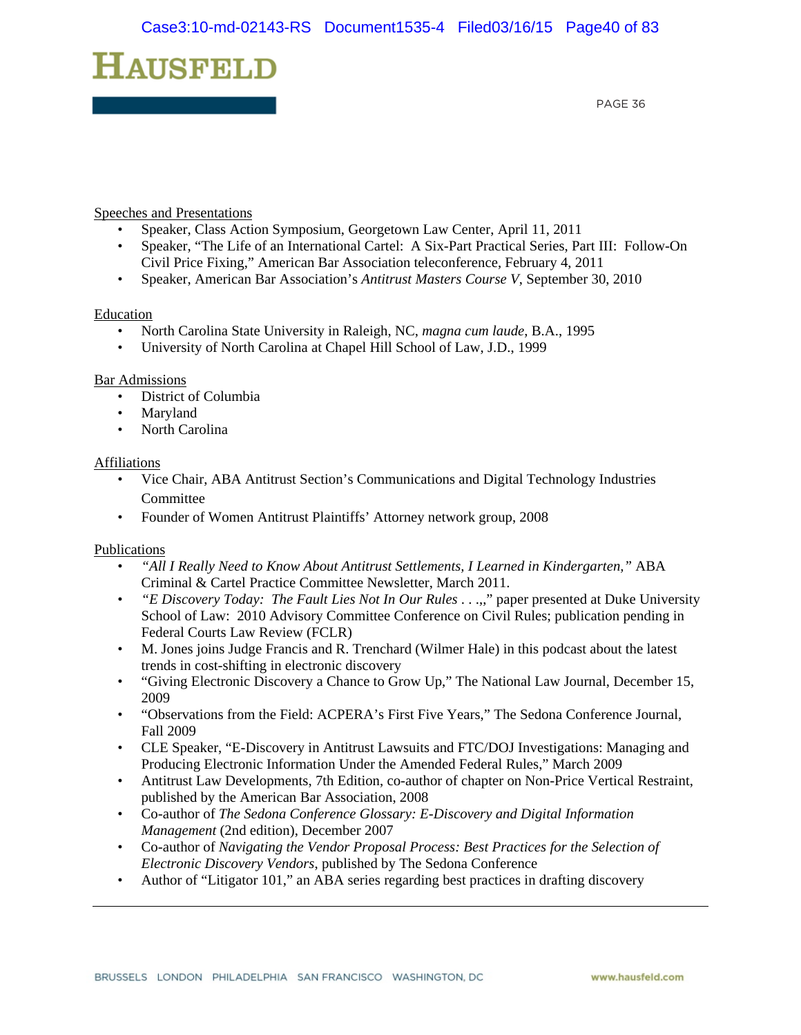Speeches and Presentations

- Speaker, Class Action Symposium, Georgetown Law Center, April 11, 2011
- Speaker, "The Life of an International Cartel: A Six-Part Practical Series, Part III: Follow-On Civil Price Fixing," American Bar Association teleconference, February 4, 2011
- Speaker, American Bar Association's *Antitrust Masters Course V*, September 30, 2010

Education

- North Carolina State University in Raleigh, NC, *magna cum laude*, B.A., 1995
- University of North Carolina at Chapel Hill School of Law, J.D., 1999

Bar Admissions

- District of Columbia
- Maryland
- North Carolina

Affiliations

- Vice Chair, ABA Antitrust Section's Communications and Digital Technology Industries Committee
- Founder of Women Antitrust Plaintiffs' Attorney network group, 2008

Publications

- *"All I Really Need to Know About Antitrust Settlements, I Learned in Kindergarten,"* ABA Criminal & Cartel Practice Committee Newsletter, March 2011.
- *"E Discovery Today: The Fault Lies Not In Our Rules . . .,,"* paper presented at Duke University School of Law: 2010 Advisory Committee Conference on Civil Rules; publication pending in Federal Courts Law Review (FCLR)
- M. Jones joins Judge Francis and R. Trenchard (Wilmer Hale) in this podcast about the latest trends in cost-shifting in electronic discovery
- "Giving Electronic Discovery a Chance to Grow Up," The National Law Journal, December 15, 2009
- "Observations from the Field: ACPERA's First Five Years," The Sedona Conference Journal, Fall 2009
- CLE Speaker, "E-Discovery in Antitrust Lawsuits and FTC/DOJ Investigations: Managing and Producing Electronic Information Under the Amended Federal Rules," March 2009
- Antitrust Law Developments, 7th Edition, co-author of chapter on Non-Price Vertical Restraint, published by the American Bar Association, 2008
- Co-author of *The Sedona Conference Glossary: E-Discovery and Digital Information Management* (2nd edition), December 2007
- Co-author of *Navigating the Vendor Proposal Process: Best Practices for the Selection of Electronic Discovery Vendors*, published by The Sedona Conference
- Author of "Litigator 101," an ABA series regarding best practices in drafting discovery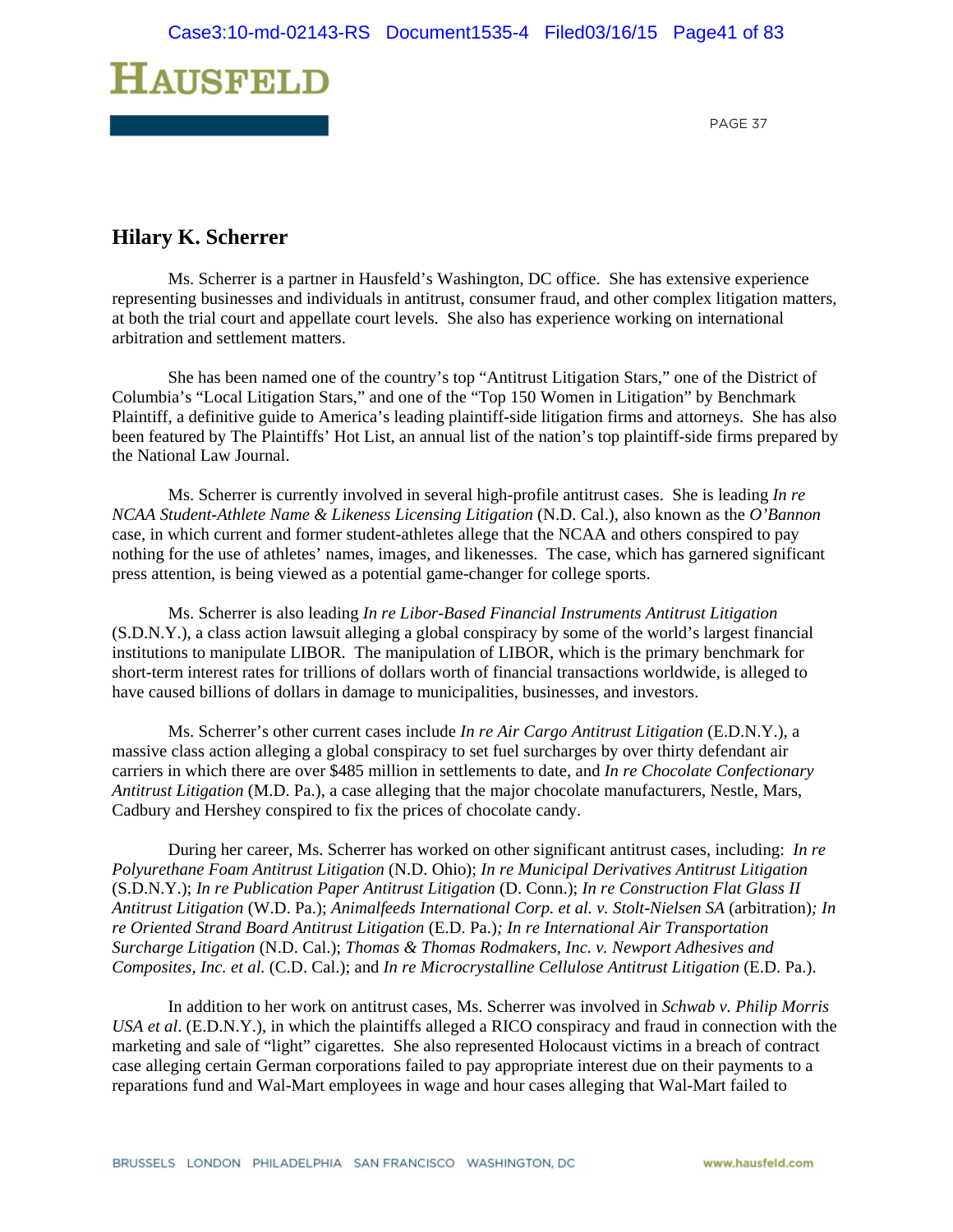## Hilary K. Scherrer

Ms. Scherrer is a partner in Hausfeld's Washington, DC office. She has extensive experience representing businesses and individuals in antitrust, consumer fraud, and other complex litigation matters, at both the trial court and appellate court levels. She also has experience working on international arbitration and settlement matters.

She has been named one of the country's top "Antitrust Litigation Stars," one of the District of Columbia's "Local Litigation Stars," and one of the "Top 150 Women in Litigation" by Benchmark Plaintiff, a definitive guide to America's leading plaintiff-side litigation firms and attorneys. She has also been featured by The Plaintiffs' Hot List, an annual list of the nation's top plaintiff-side firms prepared by the National Law Journal.

Ms. Scherrer is currently involved in several high-profile antitrust cases. She is leading *In re NCAA Student-Athlete Name & Likeness Licensing Litigation* (N.D. Cal.), also known as the *O'Bannon* case, in which current and former student-athletes allege that the NCAA and others conspired to pay nothing for the use of athletes' names, images, and likenesses. The case, which has garnered significant press attention, is being viewed as a potential game-changer for college sports.

Ms. Scherrer is also leading *In re Libor-Based Financial Instruments Antitrust Litigation* (S.D.N.Y.), a class action lawsuit alleging a global conspiracy by some of the world's largest financial institutions to manipulate LIBOR. The manipulation of LIBOR, which is the primary benchmark for short-term interest rates for trillions of dollars worth of financial transactions worldwide, is alleged to have caused billions of dollars in damage to municipalities, businesses, and investors.

Ms. Scherrer's other current cases include *In re Air Cargo Antitrust Litigation* (E.D.N.Y.), a massive class action alleging a global conspiracy to set fuel surcharges by over thirty defendant air carriers in which there are over $485 million in settlements to date, and *In re Chocolate Confectionary Antitrust Litigation* (M.D. Pa.), a case alleging that the major chocolate manufacturers, Nestle, Mars, Cadbury and Hershey conspired to fix the prices of chocolate candy.

During her career, Ms. Scherrer has worked on other significant antitrust cases, including: *In re Polyurethane Foam Antitrust Litigation* (N.D. Ohio); *In re Municipal Derivatives Antitrust Litigation* (S.D.N.Y.); *In re Publication Paper Antitrust Litigation* (D. Conn.); *In re Construction Flat Glass II Antitrust Litigation* (W.D. Pa.); *Animalfeeds International Corp. et al. v. Stolt-Nielsen SA* (arbitration); *In re Oriented Strand Board Antitrust Litigation* (E.D. Pa.); *In re International Air Transportation Surcharge Litigation* (N.D. Cal.); *Thomas & Thomas Rodmakers, Inc. v. Newport Adhesives and Composites, Inc. et al.* (C.D. Cal.); and *In re Microcrystalline Cellulose Antitrust Litigation* (E.D. Pa.).

In addition to her work on antitrust cases, Ms. Scherrer was involved in *Schwab v. Philip Morris USA et al*. (E.D.N.Y.), in which the plaintiffs alleged a RICO conspiracy and fraud in connection with the marketing and sale of "light" cigarettes. She also represented Holocaust victims in a breach of contract case alleging certain German corporations failed to pay appropriate interest due on their payments to a reparations fund and Wal-Mart employees in wage and hour cases alleging that Wal-Mart failed to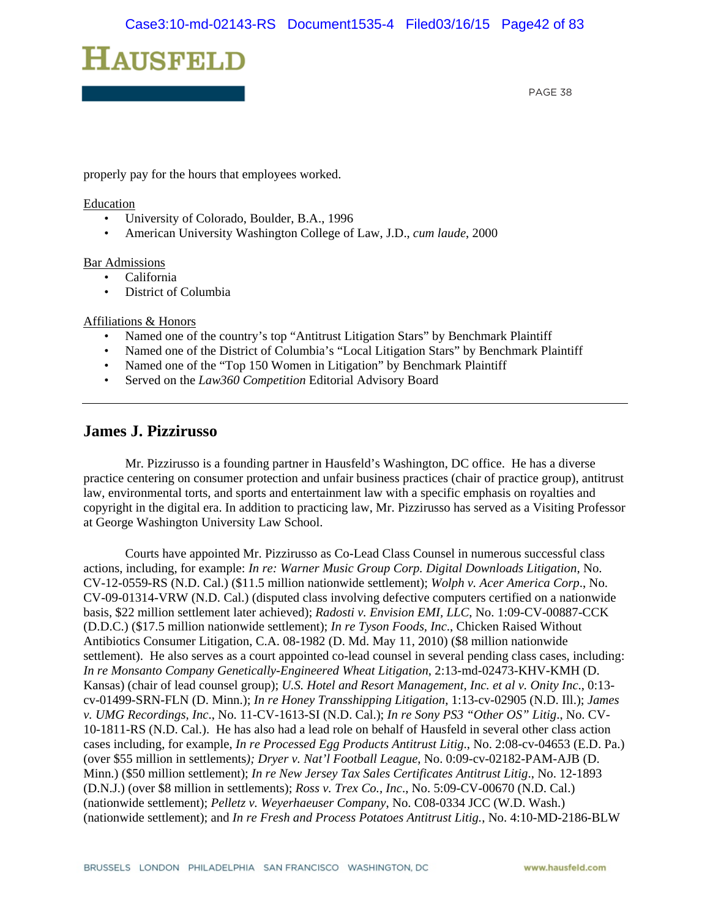properly pay for the hours that employees worked.

Education

- University of Colorado, Boulder, B.A., 1996
- American University Washington College of Law, J.D., *cum laude*, 2000

Bar Admissions

- California
- District of Columbia

Affiliations & Honors

- Named one of the country's top "Antitrust Litigation Stars" by Benchmark Plaintiff
- Named one of the District of Columbia's "Local Litigation Stars" by Benchmark Plaintiff
- Named one of the "Top 150 Women in Litigation" by Benchmark Plaintiff
- Served on the *Law360 Competition* Editorial Advisory Board

---

## James J. Pizzirusso

Mr. Pizzirusso is a founding partner in Hausfeld's Washington, DC office. He has a diverse practice centering on consumer protection and unfair business practices (chair of practice group), antitrust law, environmental torts, and sports and entertainment law with a specific emphasis on royalties and copyright in the digital era. In addition to practicing law, Mr. Pizzirusso has served as a Visiting Professor at George Washington University Law School.

Courts have appointed Mr. Pizzirusso as Co-Lead Class Counsel in numerous successful class actions, including, for example: *In re: Warner Music Group Corp. Digital Downloads Litigation*, No. CV-12-0559-RS (N.D. Cal.) ($11.5 million nationwide settlement); *Wolph v. Acer America Corp*., No. CV-09-01314-VRW (N.D. Cal.) (disputed class involving defective computers certified on a nationwide basis, $22 million settlement later achieved); *Radosti v. Envision EMI, LLC*, No. 1:09-CV-00887-CCK (D.D.C.) ($17.5 million nationwide settlement); *In re Tyson Foods, Inc*., Chicken Raised Without Antibiotics Consumer Litigation, C.A. 08-1982 (D. Md. May 11, 2010) ($8 million nationwide settlement). He also serves as a court appointed co-lead counsel in several pending class cases, including: *In re Monsanto Company Genetically-Engineered Wheat Litigation*, 2:13-md-02473-KHV-KMH (D. Kansas) (chair of lead counsel group); *U.S. Hotel and Resort Management, Inc. et al v. Onity Inc*., 0:13-cv-01499-SRN-FLN (D. Minn.); *In re Honey Transshipping Litigation*, 1:13-cv-02905 (N.D. Ill.); *James v. UMG Recordings, Inc*., No. 11-CV-1613-SI (N.D. Cal.); *In re Sony PS3 "Other OS" Litig*., No. CV-10-1811-RS (N.D. Cal.). He has also had a lead role on behalf of Hausfeld in several other class action cases including, for example, *In re Processed Egg Products Antitrust Litig*., No. 2:08-cv-04653 (E.D. Pa.) (over $55 million in settlements)*; Dryer v. Nat'l Football League*, No. 0:09-cv-02182-PAM-AJB (D. Minn.) ($50 million settlement); *In re New Jersey Tax Sales Certificates Antitrust Litig*., No. 12-1893 (D.N.J.) (over $8 million in settlements); *Ross v. Trex Co., Inc*., No. 5:09-CV-00670 (N.D. Cal.) (nationwide settlement); *Pelletz v. Weyerhaeuser Company*, No. C08-0334 JCC (W.D. Wash.) (nationwide settlement); and *In re Fresh and Process Potatoes Antitrust Litig.*, No. 4:10-MD-2186-BLW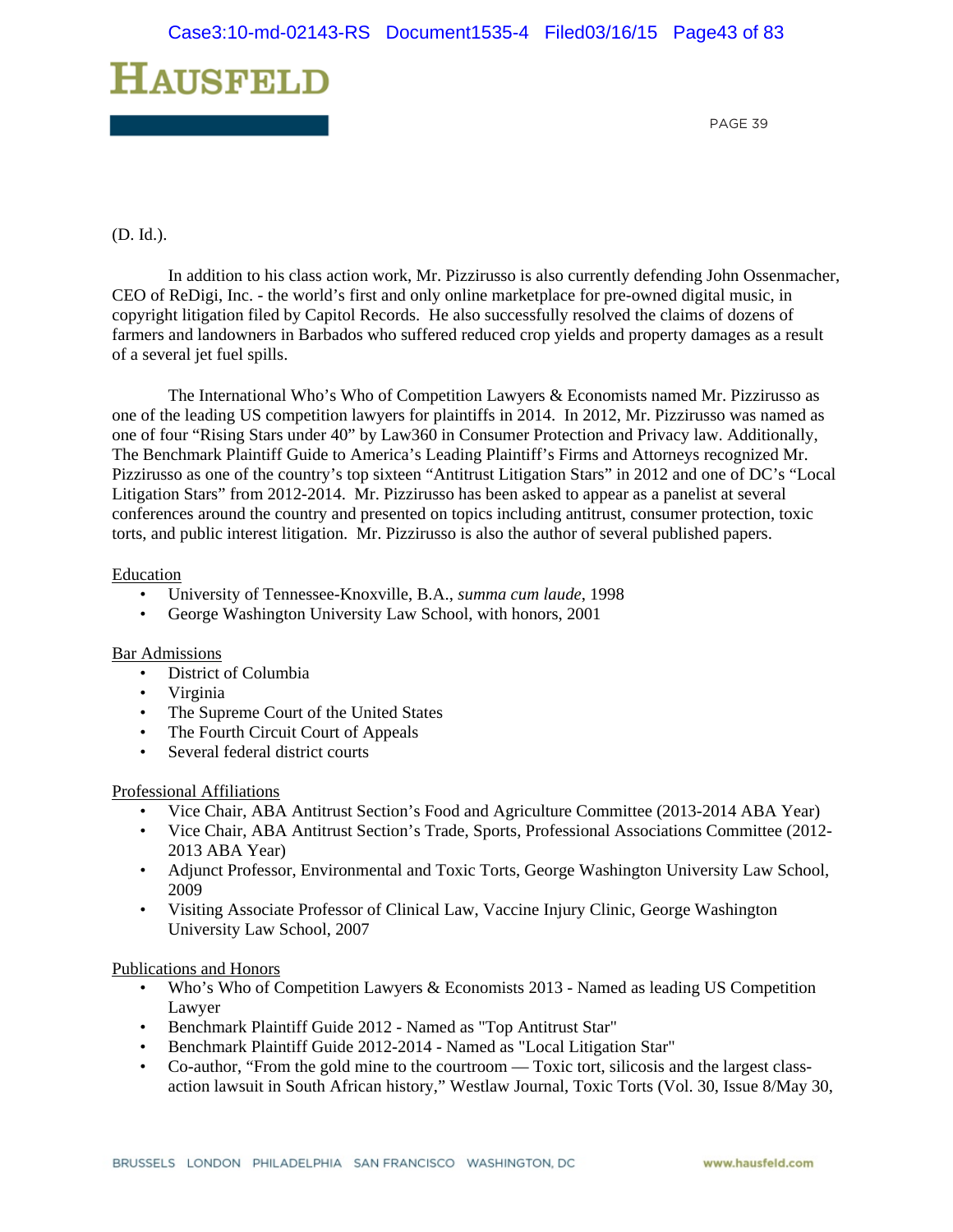(D. Id.).

In addition to his class action work, Mr. Pizzirusso is also currently defending John Ossenmacher, CEO of ReDigi, Inc. - the world's first and only online marketplace for pre-owned digital music, in copyright litigation filed by Capitol Records. He also successfully resolved the claims of dozens of farmers and landowners in Barbados who suffered reduced crop yields and property damages as a result of a several jet fuel spills.

The International Who's Who of Competition Lawyers & Economists named Mr. Pizzirusso as one of the leading US competition lawyers for plaintiffs in 2014. In 2012, Mr. Pizzirusso was named as one of four "Rising Stars under 40" by Law360 in Consumer Protection and Privacy law. Additionally, The Benchmark Plaintiff Guide to America's Leading Plaintiff's Firms and Attorneys recognized Mr. Pizzirusso as one of the country's top sixteen "Antitrust Litigation Stars" in 2012 and one of DC's "Local Litigation Stars" from 2012-2014. Mr. Pizzirusso has been asked to appear as a panelist at several conferences around the country and presented on topics including antitrust, consumer protection, toxic torts, and public interest litigation. Mr. Pizzirusso is also the author of several published papers.

Education

- University of Tennessee-Knoxville, B.A., *summa cum laude*, 1998
- George Washington University Law School, with honors, 2001

Bar Admissions

- District of Columbia
- Virginia
- The Supreme Court of the United States
- The Fourth Circuit Court of Appeals
- Several federal district courts

Professional Affiliations

- Vice Chair, ABA Antitrust Section's Food and Agriculture Committee (2013-2014 ABA Year)
- Vice Chair, ABA Antitrust Section's Trade, Sports, Professional Associations Committee (2012-2013 ABA Year)
- Adjunct Professor, Environmental and Toxic Torts, George Washington University Law School, 2009
- Visiting Associate Professor of Clinical Law, Vaccine Injury Clinic, George Washington University Law School, 2007

Publications and Honors

- Who's Who of Competition Lawyers & Economists 2013 - Named as leading US Competition Lawyer
- Benchmark Plaintiff Guide 2012 - Named as "Top Antitrust Star"
- Benchmark Plaintiff Guide 2012-2014 - Named as "Local Litigation Star"
- Co-author, "From the gold mine to the courtroom — Toxic tort, silicosis and the largest class-action lawsuit in South African history," Westlaw Journal, Toxic Torts (Vol. 30, Issue 8/May 30,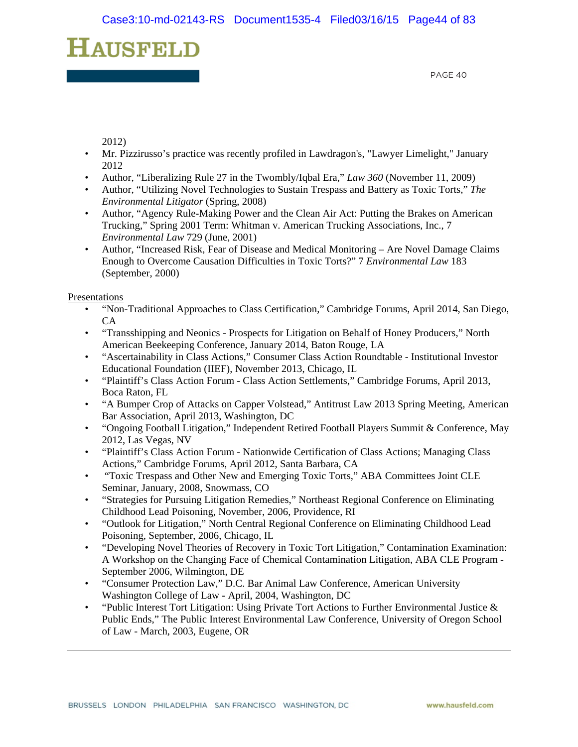2012)

- Mr. Pizzirusso's practice was recently profiled in Lawdragon's, "Lawyer Limelight," January 2012
- Author, "Liberalizing Rule 27 in the Twombly/Iqbal Era," *Law 360* (November 11, 2009)
- Author, "Utilizing Novel Technologies to Sustain Trespass and Battery as Toxic Torts," *The Environmental Litigator* (Spring, 2008)
- Author, "Agency Rule-Making Power and the Clean Air Act: Putting the Brakes on American Trucking," Spring 2001 Term: Whitman v. American Trucking Associations, Inc., 7 *Environmental Law* 729 (June, 2001)
- Author, "Increased Risk, Fear of Disease and Medical Monitoring – Are Novel Damage Claims Enough to Overcome Causation Difficulties in Toxic Torts?" 7 *Environmental Law* 183 (September, 2000)

Presentations

- "Non-Traditional Approaches to Class Certification," Cambridge Forums, April 2014, San Diego, CA
- "Transshipping and Neonics - Prospects for Litigation on Behalf of Honey Producers," North American Beekeeping Conference, January 2014, Baton Rouge, LA
- "Ascertainability in Class Actions," Consumer Class Action Roundtable - Institutional Investor Educational Foundation (IIEF), November 2013, Chicago, IL
- "Plaintiff's Class Action Forum - Class Action Settlements," Cambridge Forums, April 2013, Boca Raton, FL
- "A Bumper Crop of Attacks on Capper Volstead," Antitrust Law 2013 Spring Meeting, American Bar Association, April 2013, Washington, DC
- "Ongoing Football Litigation," Independent Retired Football Players Summit & Conference, May 2012, Las Vegas, NV
- "Plaintiff's Class Action Forum - Nationwide Certification of Class Actions; Managing Class Actions," Cambridge Forums, April 2012, Santa Barbara, CA
- "Toxic Trespass and Other New and Emerging Toxic Torts," ABA Committees Joint CLE Seminar, January, 2008, Snowmass, CO
- "Strategies for Pursuing Litigation Remedies," Northeast Regional Conference on Eliminating Childhood Lead Poisoning, November, 2006, Providence, RI
- "Outlook for Litigation," North Central Regional Conference on Eliminating Childhood Lead Poisoning, September, 2006, Chicago, IL
- "Developing Novel Theories of Recovery in Toxic Tort Litigation," Contamination Examination: A Workshop on the Changing Face of Chemical Contamination Litigation, ABA CLE Program - September 2006, Wilmington, DE
- "Consumer Protection Law," D.C. Bar Animal Law Conference, American University Washington College of Law - April, 2004, Washington, DC
- "Public Interest Tort Litigation: Using Private Tort Actions to Further Environmental Justice & Public Ends," The Public Interest Environmental Law Conference, University of Oregon School of Law - March, 2003, Eugene, OR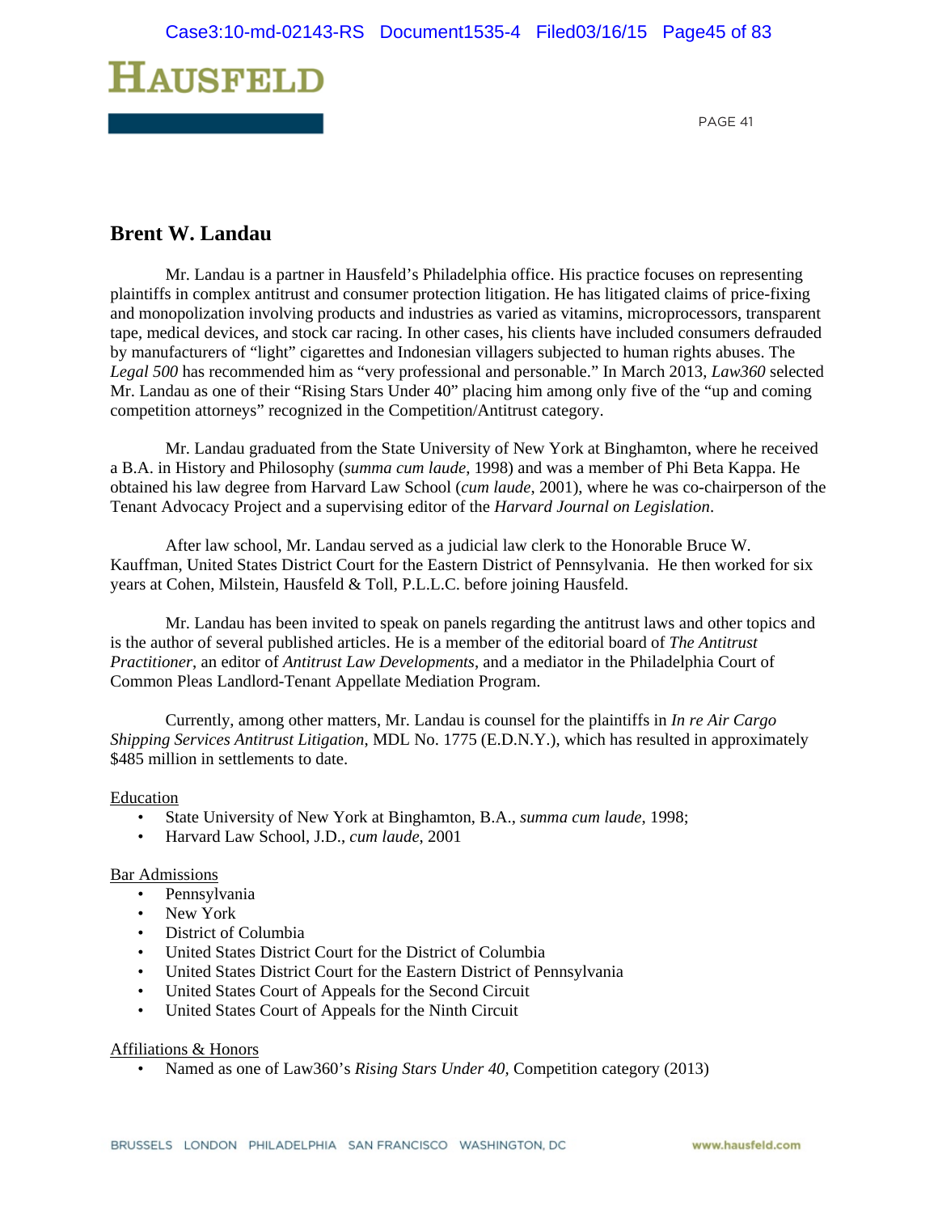## Brent W. Landau

Mr. Landau is a partner in Hausfeld's Philadelphia office. His practice focuses on representing plaintiffs in complex antitrust and consumer protection litigation. He has litigated claims of price-fixing and monopolization involving products and industries as varied as vitamins, microprocessors, transparent tape, medical devices, and stock car racing. In other cases, his clients have included consumers defrauded by manufacturers of "light" cigarettes and Indonesian villagers subjected to human rights abuses. The *Legal 500* has recommended him as "very professional and personable." In March 2013, *Law360* selected Mr. Landau as one of their "Rising Stars Under 40" placing him among only five of the "up and coming competition attorneys" recognized in the Competition/Antitrust category.

Mr. Landau graduated from the State University of New York at Binghamton, where he received a B.A. in History and Philosophy (*summa cum laude*, 1998) and was a member of Phi Beta Kappa. He obtained his law degree from Harvard Law School (*cum laude*, 2001), where he was co-chairperson of the Tenant Advocacy Project and a supervising editor of the *Harvard Journal on Legislation*.

After law school, Mr. Landau served as a judicial law clerk to the Honorable Bruce W. Kauffman, United States District Court for the Eastern District of Pennsylvania. He then worked for six years at Cohen, Milstein, Hausfeld & Toll, P.L.L.C. before joining Hausfeld.

Mr. Landau has been invited to speak on panels regarding the antitrust laws and other topics and is the author of several published articles. He is a member of the editorial board of *The Antitrust Practitioner*, an editor of *Antitrust Law Developments*, and a mediator in the Philadelphia Court of Common Pleas Landlord-Tenant Appellate Mediation Program.

Currently, among other matters, Mr. Landau is counsel for the plaintiffs in *In re Air Cargo Shipping Services Antitrust Litigation*, MDL No. 1775 (E.D.N.Y.), which has resulted in approximately $485 million in settlements to date.

Education

- State University of New York at Binghamton, B.A., *summa cum laude*, 1998;
- Harvard Law School, J.D., *cum laude*, 2001

Bar Admissions

- Pennsylvania
- New York
- District of Columbia
- United States District Court for the District of Columbia
- United States District Court for the Eastern District of Pennsylvania
- United States Court of Appeals for the Second Circuit
- United States Court of Appeals for the Ninth Circuit

Affiliations & Honors

- Named as one of Law360's *Rising Stars Under 40*, Competition category (2013)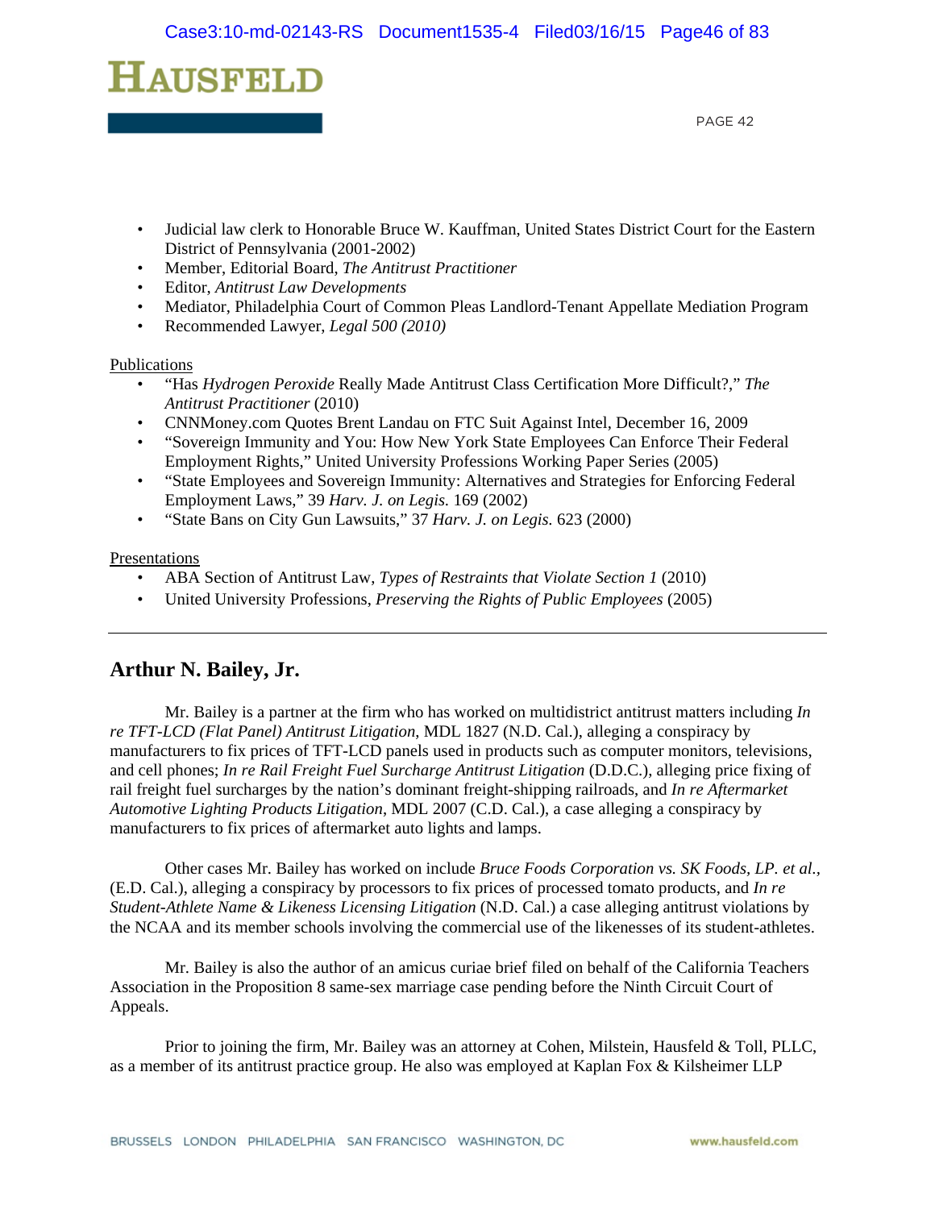- Judicial law clerk to Honorable Bruce W. Kauffman, United States District Court for the Eastern District of Pennsylvania (2001-2002)
- Member, Editorial Board, *The Antitrust Practitioner*
- Editor, *Antitrust Law Developments*
- Mediator, Philadelphia Court of Common Pleas Landlord-Tenant Appellate Mediation Program
- Recommended Lawyer, *Legal 500 (2010)*

Publications

- "Has *Hydrogen Peroxide* Really Made Antitrust Class Certification More Difficult?," *The Antitrust Practitioner* (2010)
- CNNMoney.com Quotes Brent Landau on FTC Suit Against Intel, December 16, 2009
- "Sovereign Immunity and You: How New York State Employees Can Enforce Their Federal Employment Rights," United University Professions Working Paper Series (2005)
- "State Employees and Sovereign Immunity: Alternatives and Strategies for Enforcing Federal Employment Laws," 39 *Harv. J. on Legis.* 169 (2002)
- "State Bans on City Gun Lawsuits," 37 *Harv. J. on Legis.* 623 (2000)

Presentations

- ABA Section of Antitrust Law, *Types of Restraints that Violate Section 1* (2010)
- United University Professions, *Preserving the Rights of Public Employees* (2005)

---

## Arthur N. Bailey, Jr.

Mr. Bailey is a partner at the firm who has worked on multidistrict antitrust matters including *In re TFT-LCD (Flat Panel) Antitrust Litigation*, MDL 1827 (N.D. Cal.), alleging a conspiracy by manufacturers to fix prices of TFT-LCD panels used in products such as computer monitors, televisions, and cell phones; *In re Rail Freight Fuel Surcharge Antitrust Litigation* (D.D.C.), alleging price fixing of rail freight fuel surcharges by the nation's dominant freight-shipping railroads, and *In re Aftermarket Automotive Lighting Products Litigation*, MDL 2007 (C.D. Cal.), a case alleging a conspiracy by manufacturers to fix prices of aftermarket auto lights and lamps.

Other cases Mr. Bailey has worked on include *Bruce Foods Corporation vs. SK Foods, LP. et al.*, (E.D. Cal.), alleging a conspiracy by processors to fix prices of processed tomato products, and *In re Student-Athlete Name & Likeness Licensing Litigation* (N.D. Cal.) a case alleging antitrust violations by the NCAA and its member schools involving the commercial use of the likenesses of its student-athletes.

Mr. Bailey is also the author of an amicus curiae brief filed on behalf of the California Teachers Association in the Proposition 8 same-sex marriage case pending before the Ninth Circuit Court of Appeals.

Prior to joining the firm, Mr. Bailey was an attorney at Cohen, Milstein, Hausfeld & Toll, PLLC, as a member of its antitrust practice group. He also was employed at Kaplan Fox & Kilsheimer LLP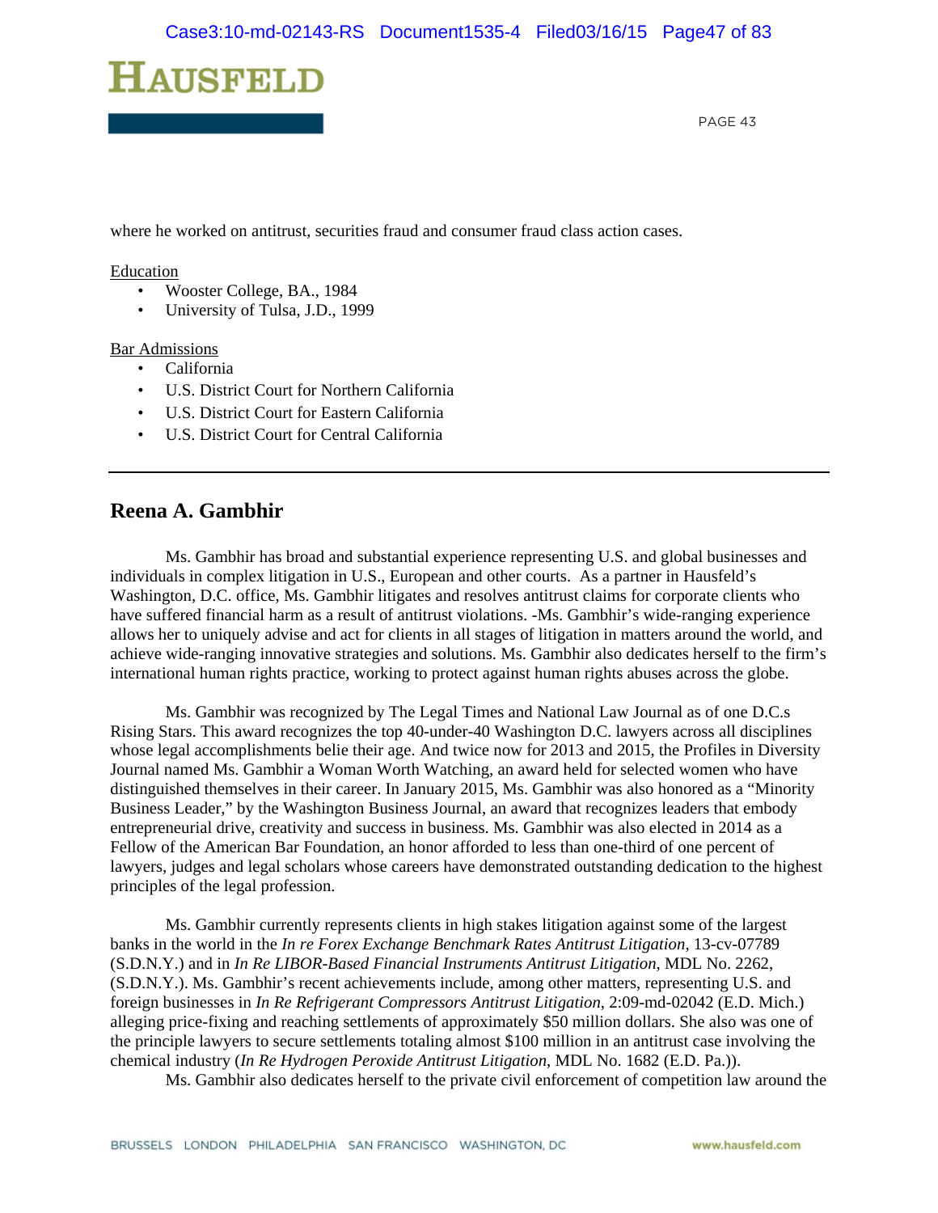where he worked on antitrust, securities fraud and consumer fraud class action cases.

Education

- Wooster College, BA., 1984
- University of Tulsa, J.D., 1999

Bar Admissions

- California
- U.S. District Court for Northern California
- U.S. District Court for Eastern California
- U.S. District Court for Central California

---

## Reena A. Gambhir

Ms. Gambhir has broad and substantial experience representing U.S. and global businesses and individuals in complex litigation in U.S., European and other courts. As a partner in Hausfeld's Washington, D.C. office, Ms. Gambhir litigates and resolves antitrust claims for corporate clients who have suffered financial harm as a result of antitrust violations. -Ms. Gambhir's wide-ranging experience allows her to uniquely advise and act for clients in all stages of litigation in matters around the world, and achieve wide-ranging innovative strategies and solutions. Ms. Gambhir also dedicates herself to the firm's international human rights practice, working to protect against human rights abuses across the globe.

Ms. Gambhir was recognized by The Legal Times and National Law Journal as of one D.C.s Rising Stars. This award recognizes the top 40-under-40 Washington D.C. lawyers across all disciplines whose legal accomplishments belie their age. And twice now for 2013 and 2015, the Profiles in Diversity Journal named Ms. Gambhir a Woman Worth Watching, an award held for selected women who have distinguished themselves in their career. In January 2015, Ms. Gambhir was also honored as a "Minority Business Leader," by the Washington Business Journal, an award that recognizes leaders that embody entrepreneurial drive, creativity and success in business. Ms. Gambhir was also elected in 2014 as a Fellow of the American Bar Foundation, an honor afforded to less than one-third of one percent of lawyers, judges and legal scholars whose careers have demonstrated outstanding dedication to the highest principles of the legal profession.

Ms. Gambhir currently represents clients in high stakes litigation against some of the largest banks in the world in the *In re Forex Exchange Benchmark Rates Antitrust Litigation*, 13-cv-07789 (S.D.N.Y.) and in *In Re LIBOR-Based Financial Instruments Antitrust Litigation*, MDL No. 2262, (S.D.N.Y.). Ms. Gambhir's recent achievements include, among other matters, representing U.S. and foreign businesses in *In Re Refrigerant Compressors Antitrust Litigation*, 2:09-md-02042 (E.D. Mich.) alleging price-fixing and reaching settlements of approximately $50 million dollars. She also was one of the principle lawyers to secure settlements totaling almost $100 million in an antitrust case involving the chemical industry (*In Re Hydrogen Peroxide Antitrust Litigation*, MDL No. 1682 (E.D. Pa.)).

Ms. Gambhir also dedicates herself to the private civil enforcement of competition law around the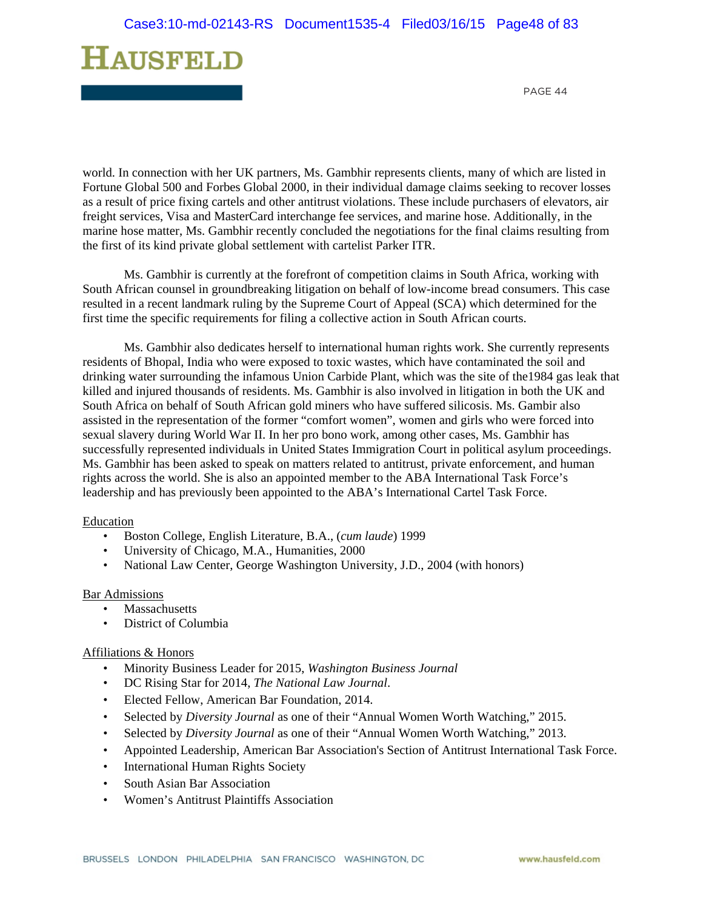world. In connection with her UK partners, Ms. Gambhir represents clients, many of which are listed in Fortune Global 500 and Forbes Global 2000, in their individual damage claims seeking to recover losses as a result of price fixing cartels and other antitrust violations. These include purchasers of elevators, air freight services, Visa and MasterCard interchange fee services, and marine hose. Additionally, in the marine hose matter, Ms. Gambhir recently concluded the negotiations for the final claims resulting from the first of its kind private global settlement with cartelist Parker ITR.

Ms. Gambhir is currently at the forefront of competition claims in South Africa, working with South African counsel in groundbreaking litigation on behalf of low-income bread consumers. This case resulted in a recent landmark ruling by the Supreme Court of Appeal (SCA) which determined for the first time the specific requirements for filing a collective action in South African courts.

Ms. Gambhir also dedicates herself to international human rights work. She currently represents residents of Bhopal, India who were exposed to toxic wastes, which have contaminated the soil and drinking water surrounding the infamous Union Carbide Plant, which was the site of the1984 gas leak that killed and injured thousands of residents. Ms. Gambhir is also involved in litigation in both the UK and South Africa on behalf of South African gold miners who have suffered silicosis. Ms. Gambir also assisted in the representation of the former "comfort women", women and girls who were forced into sexual slavery during World War II. In her pro bono work, among other cases, Ms. Gambhir has successfully represented individuals in United States Immigration Court in political asylum proceedings. Ms. Gambhir has been asked to speak on matters related to antitrust, private enforcement, and human rights across the world. She is also an appointed member to the ABA International Task Force's leadership and has previously been appointed to the ABA's International Cartel Task Force.

Education

- Boston College, English Literature, B.A., (*cum laude*) 1999
- University of Chicago, M.A., Humanities, 2000
- National Law Center, George Washington University, J.D., 2004 (with honors)

Bar Admissions

- Massachusetts
- District of Columbia

Affiliations & Honors

- Minority Business Leader for 2015, *Washington Business Journal*
- DC Rising Star for 2014, *The National Law Journal*.
- Elected Fellow, American Bar Foundation, 2014.
- Selected by *Diversity Journal* as one of their "Annual Women Worth Watching," 2015.
- Selected by *Diversity Journal* as one of their "Annual Women Worth Watching," 2013.
- Appointed Leadership, American Bar Association's Section of Antitrust International Task Force.
- International Human Rights Society
- South Asian Bar Association
- Women's Antitrust Plaintiffs Association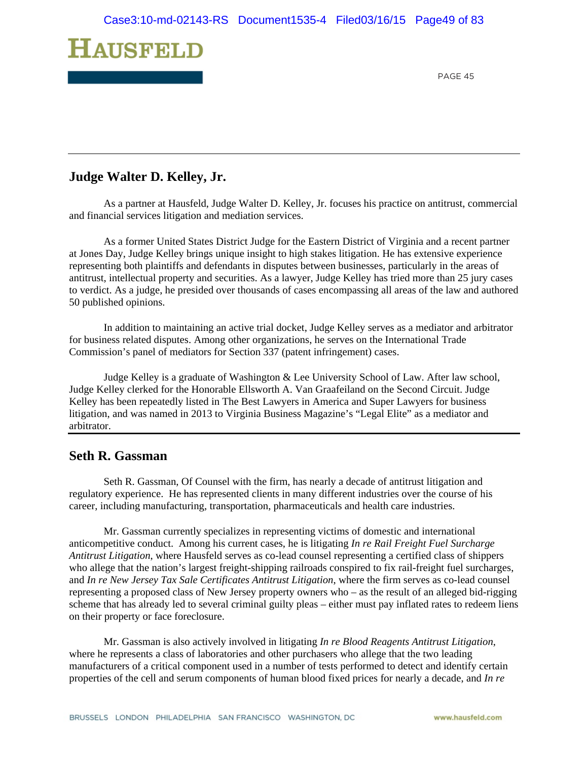## Judge Walter D. Kelley, Jr.

As a partner at Hausfeld, Judge Walter D. Kelley, Jr. focuses his practice on antitrust, commercial and financial services litigation and mediation services.

As a former United States District Judge for the Eastern District of Virginia and a recent partner at Jones Day, Judge Kelley brings unique insight to high stakes litigation. He has extensive experience representing both plaintiffs and defendants in disputes between businesses, particularly in the areas of antitrust, intellectual property and securities. As a lawyer, Judge Kelley has tried more than 25 jury cases to verdict. As a judge, he presided over thousands of cases encompassing all areas of the law and authored 50 published opinions.

In addition to maintaining an active trial docket, Judge Kelley serves as a mediator and arbitrator for business related disputes. Among other organizations, he serves on the International Trade Commission's panel of mediators for Section 337 (patent infringement) cases.

Judge Kelley is a graduate of Washington & Lee University School of Law. After law school, Judge Kelley clerked for the Honorable Ellsworth A. Van Graafeiland on the Second Circuit. Judge Kelley has been repeatedly listed in The Best Lawyers in America and Super Lawyers for business litigation, and was named in 2013 to Virginia Business Magazine's "Legal Elite" as a mediator and arbitrator.

## Seth R. Gassman

Seth R. Gassman, Of Counsel with the firm, has nearly a decade of antitrust litigation and regulatory experience. He has represented clients in many different industries over the course of his career, including manufacturing, transportation, pharmaceuticals and health care industries.

Mr. Gassman currently specializes in representing victims of domestic and international anticompetitive conduct. Among his current cases, he is litigating *In re Rail Freight Fuel Surcharge Antitrust Litigation*, where Hausfeld serves as co-lead counsel representing a certified class of shippers who allege that the nation's largest freight-shipping railroads conspired to fix rail-freight fuel surcharges, and *In re New Jersey Tax Sale Certificates Antitrust Litigation*, where the firm serves as co-lead counsel representing a proposed class of New Jersey property owners who – as the result of an alleged bid-rigging scheme that has already led to several criminal guilty pleas – either must pay inflated rates to redeem liens on their property or face foreclosure.

Mr. Gassman is also actively involved in litigating *In re Blood Reagents Antitrust Litigation*, where he represents a class of laboratories and other purchasers who allege that the two leading manufacturers of a critical component used in a number of tests performed to detect and identify certain properties of the cell and serum components of human blood fixed prices for nearly a decade, and *In re*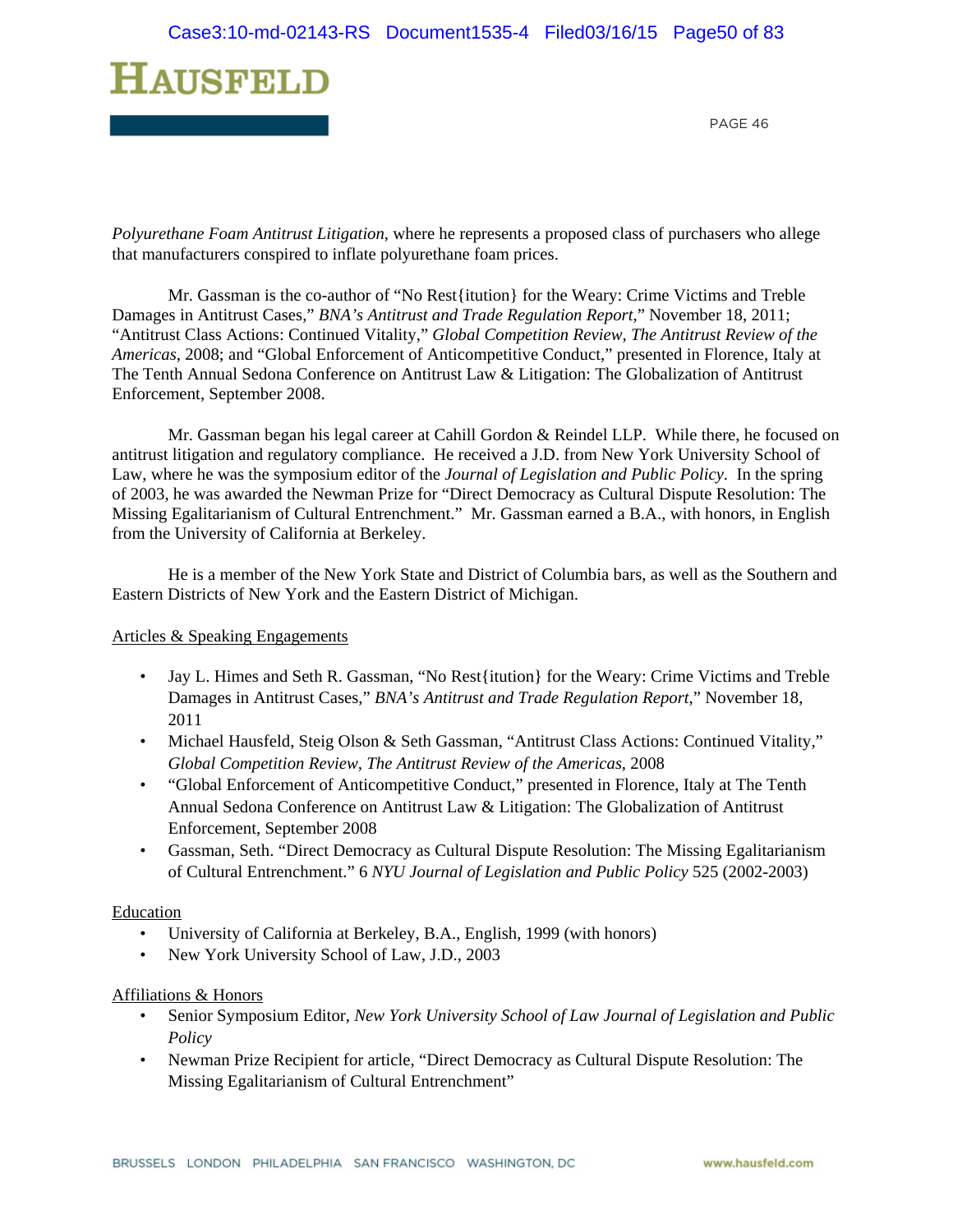*Polyurethane Foam Antitrust Litigation*, where he represents a proposed class of purchasers who allege that manufacturers conspired to inflate polyurethane foam prices.

Mr. Gassman is the co-author of "No Rest{itution} for the Weary: Crime Victims and Treble Damages in Antitrust Cases," *BNA's Antitrust and Trade Regulation Report*," November 18, 2011; "Antitrust Class Actions: Continued Vitality," *Global Competition Review, The Antitrust Review of the Americas*, 2008; and "Global Enforcement of Anticompetitive Conduct," presented in Florence, Italy at The Tenth Annual Sedona Conference on Antitrust Law & Litigation: The Globalization of Antitrust Enforcement, September 2008.

Mr. Gassman began his legal career at Cahill Gordon & Reindel LLP. While there, he focused on antitrust litigation and regulatory compliance. He received a J.D. from New York University School of Law, where he was the symposium editor of the *Journal of Legislation and Public Policy*. In the spring of 2003, he was awarded the Newman Prize for "Direct Democracy as Cultural Dispute Resolution: The Missing Egalitarianism of Cultural Entrenchment." Mr. Gassman earned a B.A., with honors, in English from the University of California at Berkeley.

He is a member of the New York State and District of Columbia bars, as well as the Southern and Eastern Districts of New York and the Eastern District of Michigan.

Articles & Speaking Engagements

- Jay L. Himes and Seth R. Gassman, "No Rest{itution} for the Weary: Crime Victims and Treble Damages in Antitrust Cases," *BNA's Antitrust and Trade Regulation Report*," November 18, 2011
- Michael Hausfeld, Steig Olson & Seth Gassman, "Antitrust Class Actions: Continued Vitality," *Global Competition Review, The Antitrust Review of the Americas*, 2008
- "Global Enforcement of Anticompetitive Conduct," presented in Florence, Italy at The Tenth Annual Sedona Conference on Antitrust Law & Litigation: The Globalization of Antitrust Enforcement, September 2008
- Gassman, Seth. "Direct Democracy as Cultural Dispute Resolution: The Missing Egalitarianism of Cultural Entrenchment." 6 *NYU Journal of Legislation and Public Policy* 525 (2002-2003)

Education

- University of California at Berkeley, B.A., English, 1999 (with honors)
- New York University School of Law, J.D., 2003

Affiliations & Honors

- Senior Symposium Editor, *New York University School of Law Journal of Legislation and Public Policy*
- Newman Prize Recipient for article, "Direct Democracy as Cultural Dispute Resolution: The Missing Egalitarianism of Cultural Entrenchment"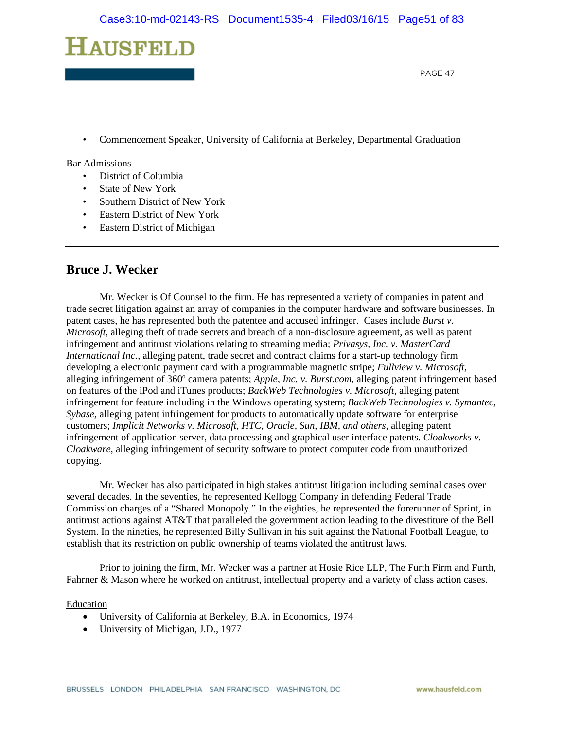- Commencement Speaker, University of California at Berkeley, Departmental Graduation

Bar Admissions

- District of Columbia
- State of New York
- Southern District of New York
- Eastern District of New York
- Eastern District of Michigan

---

## Bruce J. Wecker

Mr. Wecker is Of Counsel to the firm. He has represented a variety of companies in patent and trade secret litigation against an array of companies in the computer hardware and software businesses. In patent cases, he has represented both the patentee and accused infringer. Cases include *Burst v. Microsoft*, alleging theft of trade secrets and breach of a non-disclosure agreement, as well as patent infringement and antitrust violations relating to streaming media; *Privasys, Inc. v. MasterCard International Inc.*, alleging patent, trade secret and contract claims for a start-up technology firm developing a electronic payment card with a programmable magnetic stripe; *Fullview v. Microsoft*, alleging infringement of 360º camera patents; *Apple, Inc. v. Burst.com*, alleging patent infringement based on features of the iPod and iTunes products; *BackWeb Technologies v. Microsoft*, alleging patent infringement for feature including in the Windows operating system; *BackWeb Technologies v. Symantec, Sybase*, alleging patent infringement for products to automatically update software for enterprise customers; *Implicit Networks v. Microsoft, HTC, Oracle, Sun, IBM, and others*, alleging patent infringement of application server, data processing and graphical user interface patents. *Cloakworks v. Cloakware*, alleging infringement of security software to protect computer code from unauthorized copying.

Mr. Wecker has also participated in high stakes antitrust litigation including seminal cases over several decades. In the seventies, he represented Kellogg Company in defending Federal Trade Commission charges of a "Shared Monopoly." In the eighties, he represented the forerunner of Sprint, in antitrust actions against AT&T that paralleled the government action leading to the divestiture of the Bell System. In the nineties, he represented Billy Sullivan in his suit against the National Football League, to establish that its restriction on public ownership of teams violated the antitrust laws.

Prior to joining the firm, Mr. Wecker was a partner at Hosie Rice LLP, The Furth Firm and Furth, Fahrner & Mason where he worked on antitrust, intellectual property and a variety of class action cases.

Education

- University of California at Berkeley, B.A. in Economics, 1974
- University of Michigan, J.D., 1977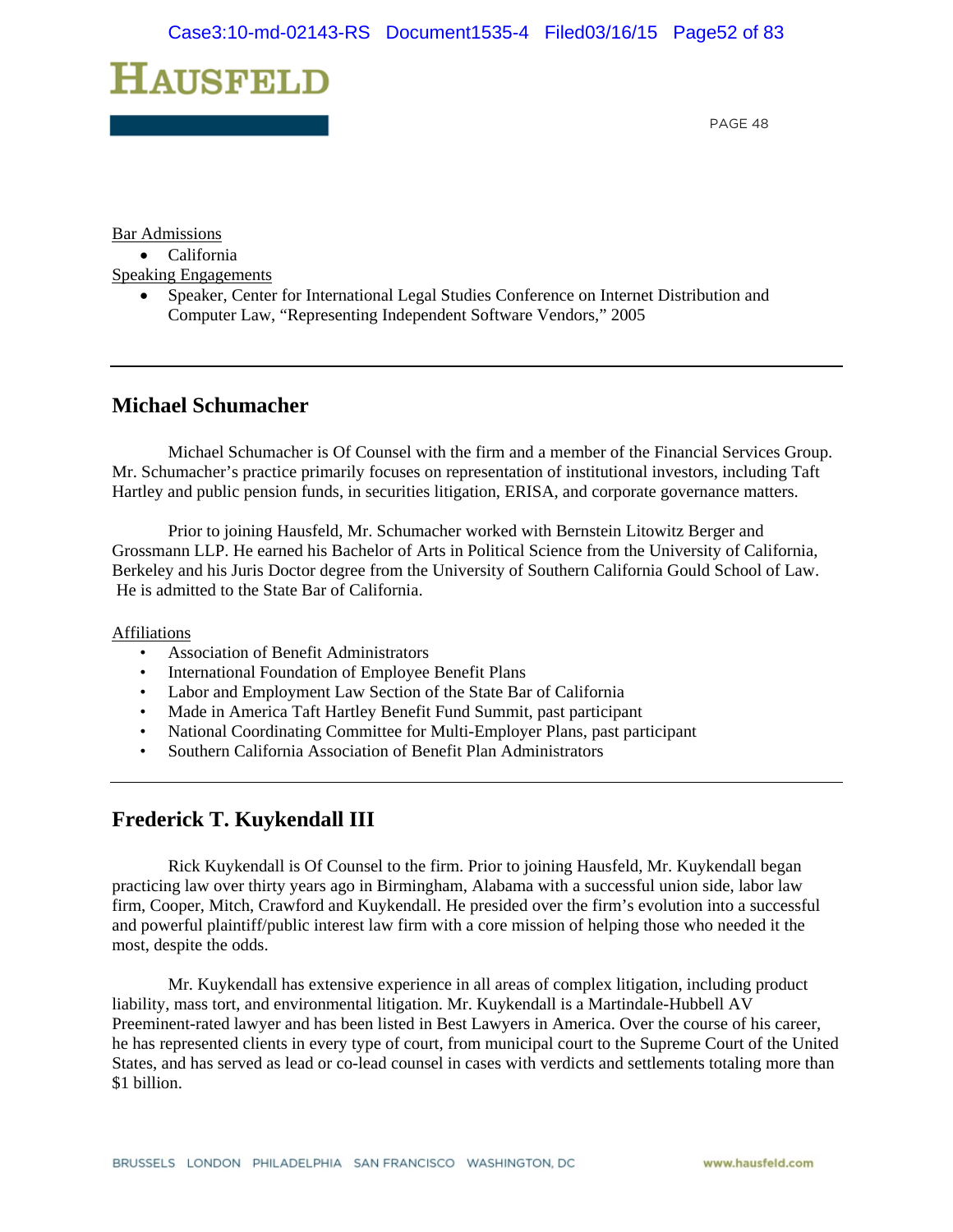Bar Admissions

- California

Speaking Engagements

- Speaker, Center for International Legal Studies Conference on Internet Distribution and Computer Law, "Representing Independent Software Vendors," 2005

---

## Michael Schumacher

Michael Schumacher is Of Counsel with the firm and a member of the Financial Services Group. Mr. Schumacher's practice primarily focuses on representation of institutional investors, including Taft Hartley and public pension funds, in securities litigation, ERISA, and corporate governance matters.

Prior to joining Hausfeld, Mr. Schumacher worked with Bernstein Litowitz Berger and Grossmann LLP. He earned his Bachelor of Arts in Political Science from the University of California, Berkeley and his Juris Doctor degree from the University of Southern California Gould School of Law. He is admitted to the State Bar of California.

Affiliations

- Association of Benefit Administrators
- International Foundation of Employee Benefit Plans
- Labor and Employment Law Section of the State Bar of California
- Made in America Taft Hartley Benefit Fund Summit, past participant
- National Coordinating Committee for Multi-Employer Plans, past participant
- Southern California Association of Benefit Plan Administrators

---

## Frederick T. Kuykendall III

Rick Kuykendall is Of Counsel to the firm. Prior to joining Hausfeld, Mr. Kuykendall began practicing law over thirty years ago in Birmingham, Alabama with a successful union side, labor law firm, Cooper, Mitch, Crawford and Kuykendall. He presided over the firm's evolution into a successful and powerful plaintiff/public interest law firm with a core mission of helping those who needed it the most, despite the odds.

Mr. Kuykendall has extensive experience in all areas of complex litigation, including product liability, mass tort, and environmental litigation. Mr. Kuykendall is a Martindale-Hubbell AV Preeminent-rated lawyer and has been listed in Best Lawyers in America. Over the course of his career, he has represented clients in every type of court, from municipal court to the Supreme Court of the United States, and has served as lead or co-lead counsel in cases with verdicts and settlements totaling more than $1 billion.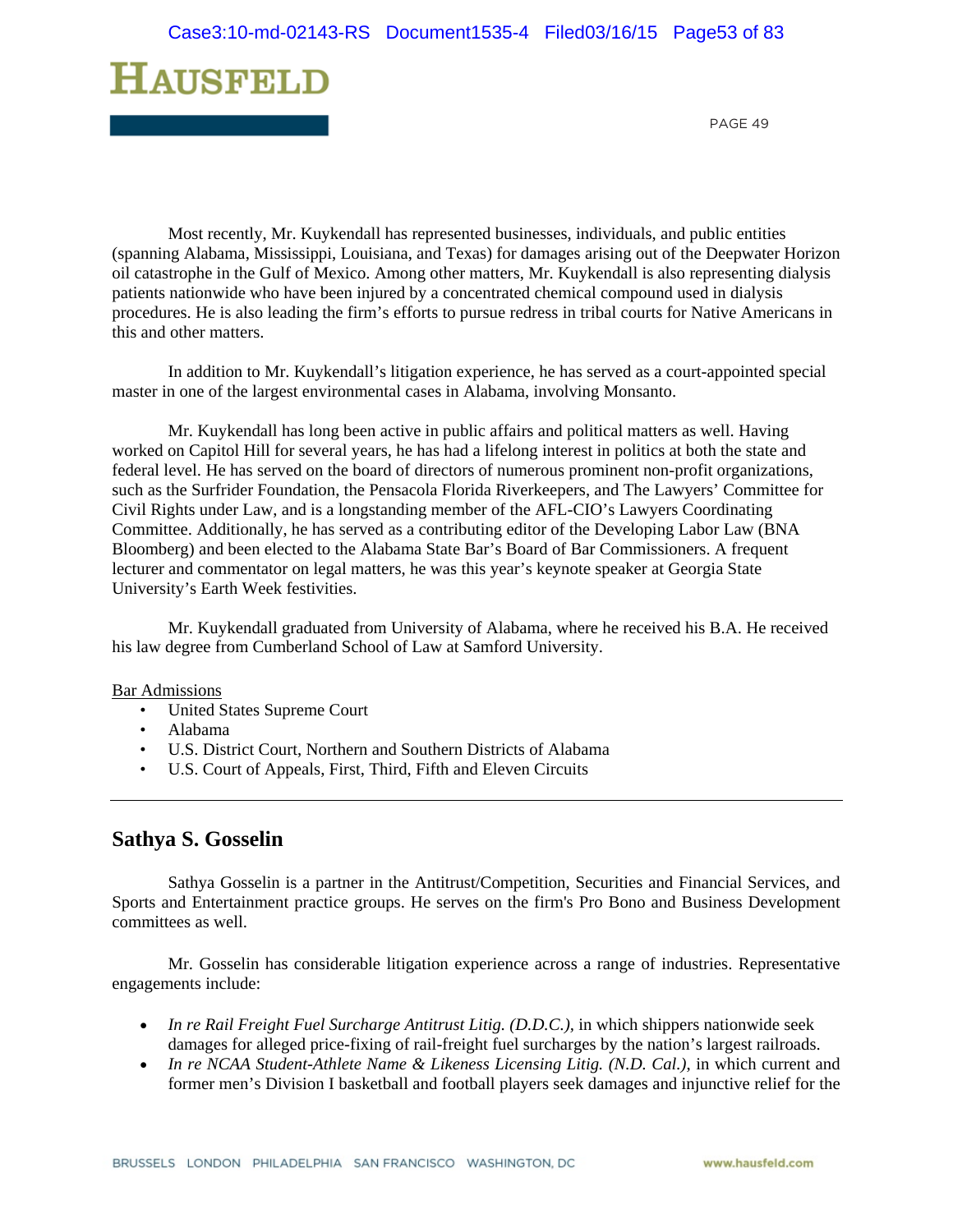Most recently, Mr. Kuykendall has represented businesses, individuals, and public entities (spanning Alabama, Mississippi, Louisiana, and Texas) for damages arising out of the Deepwater Horizon oil catastrophe in the Gulf of Mexico. Among other matters, Mr. Kuykendall is also representing dialysis patients nationwide who have been injured by a concentrated chemical compound used in dialysis procedures. He is also leading the firm's efforts to pursue redress in tribal courts for Native Americans in this and other matters.

In addition to Mr. Kuykendall's litigation experience, he has served as a court-appointed special master in one of the largest environmental cases in Alabama, involving Monsanto.

Mr. Kuykendall has long been active in public affairs and political matters as well. Having worked on Capitol Hill for several years, he has had a lifelong interest in politics at both the state and federal level. He has served on the board of directors of numerous prominent non-profit organizations, such as the Surfrider Foundation, the Pensacola Florida Riverkeepers, and The Lawyers' Committee for Civil Rights under Law, and is a longstanding member of the AFL-CIO's Lawyers Coordinating Committee. Additionally, he has served as a contributing editor of the Developing Labor Law (BNA Bloomberg) and been elected to the Alabama State Bar's Board of Bar Commissioners. A frequent lecturer and commentator on legal matters, he was this year's keynote speaker at Georgia State University's Earth Week festivities.

Mr. Kuykendall graduated from University of Alabama, where he received his B.A. He received his law degree from Cumberland School of Law at Samford University.

Bar Admissions

- United States Supreme Court
- Alabama
- U.S. District Court, Northern and Southern Districts of Alabama
- U.S. Court of Appeals, First, Third, Fifth and Eleven Circuits

---

## Sathya S. Gosselin

Sathya Gosselin is a partner in the Antitrust/Competition, Securities and Financial Services, and Sports and Entertainment practice groups. He serves on the firm's Pro Bono and Business Development committees as well.

Mr. Gosselin has considerable litigation experience across a range of industries. Representative engagements include:

- *In re Rail Freight Fuel Surcharge Antitrust Litig. (D.D.C.),* in which shippers nationwide seek damages for alleged price-fixing of rail-freight fuel surcharges by the nation's largest railroads.
- *In re NCAA Student-Athlete Name & Likeness Licensing Litig. (N.D. Cal.),* in which current and former men's Division I basketball and football players seek damages and injunctive relief for the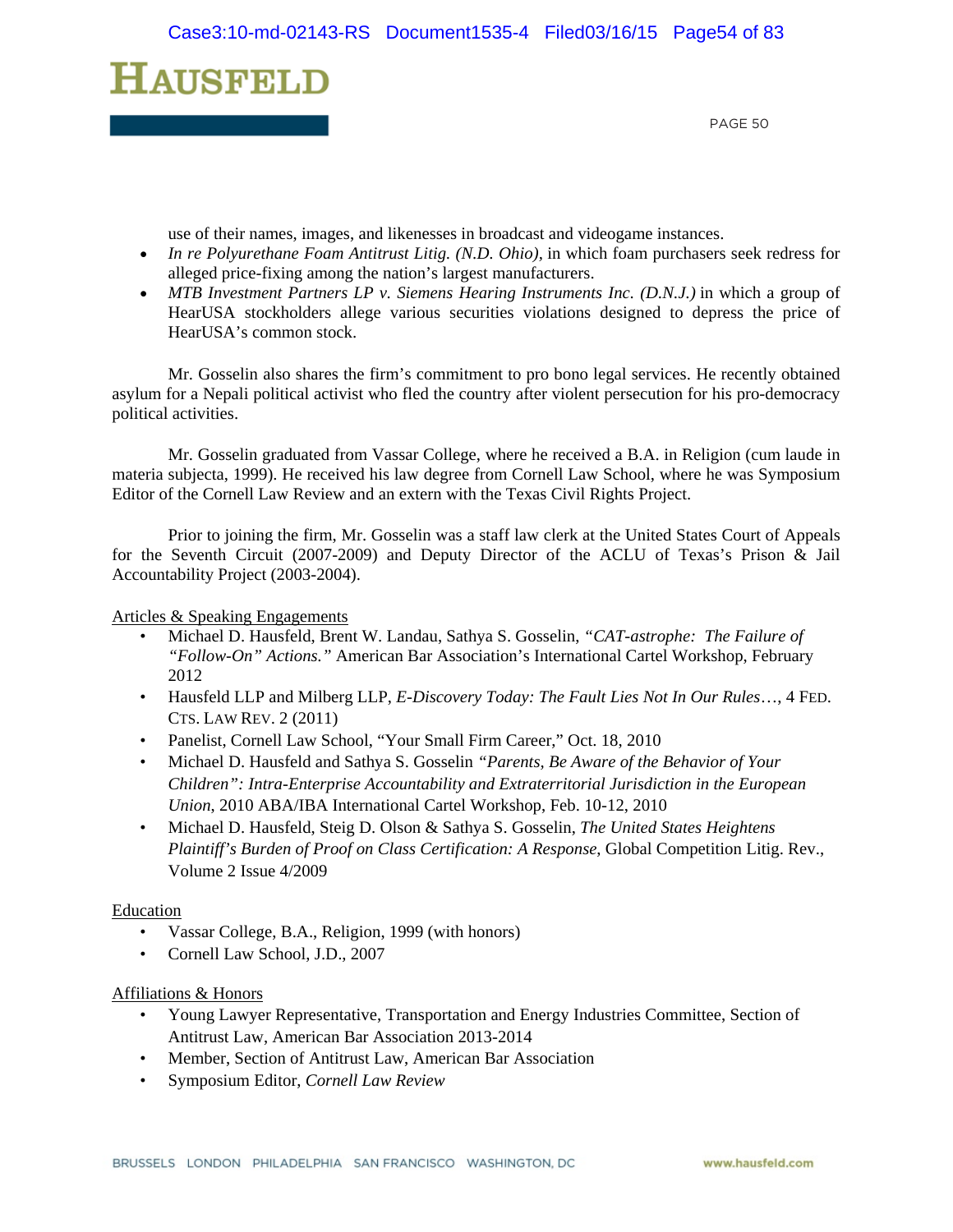use of their names, images, and likenesses in broadcast and videogame instances.

- *In re Polyurethane Foam Antitrust Litig. (N.D. Ohio)*, in which foam purchasers seek redress for alleged price-fixing among the nation's largest manufacturers.
- *MTB Investment Partners LP v. Siemens Hearing Instruments Inc. (D.N.J.)* in which a group of HearUSA stockholders allege various securities violations designed to depress the price of HearUSA's common stock.

Mr. Gosselin also shares the firm's commitment to pro bono legal services. He recently obtained asylum for a Nepali political activist who fled the country after violent persecution for his pro-democracy political activities.

Mr. Gosselin graduated from Vassar College, where he received a B.A. in Religion (cum laude in materia subjecta, 1999). He received his law degree from Cornell Law School, where he was Symposium Editor of the Cornell Law Review and an extern with the Texas Civil Rights Project.

Prior to joining the firm, Mr. Gosselin was a staff law clerk at the United States Court of Appeals for the Seventh Circuit (2007-2009) and Deputy Director of the ACLU of Texas's Prison & Jail Accountability Project (2003-2004).

Articles & Speaking Engagements

- Michael D. Hausfeld, Brent W. Landau, Sathya S. Gosselin, *"CAT-astrophe: The Failure of "Follow-On" Actions."* American Bar Association's International Cartel Workshop, February 2012
- Hausfeld LLP and Milberg LLP, *E-Discovery Today: The Fault Lies Not In Our Rules…*, 4 FED. CTS. LAW REV. 2 (2011)
- Panelist, Cornell Law School, "Your Small Firm Career," Oct. 18, 2010
- Michael D. Hausfeld and Sathya S. Gosselin *"Parents, Be Aware of the Behavior of Your Children": Intra-Enterprise Accountability and Extraterritorial Jurisdiction in the European Union*, 2010 ABA/IBA International Cartel Workshop, Feb. 10-12, 2010
- Michael D. Hausfeld, Steig D. Olson & Sathya S. Gosselin, *The United States Heightens Plaintiff's Burden of Proof on Class Certification: A Response*, Global Competition Litig. Rev., Volume 2 Issue 4/2009

Education

- Vassar College, B.A., Religion, 1999 (with honors)
- Cornell Law School, J.D., 2007

Affiliations & Honors

- Young Lawyer Representative, Transportation and Energy Industries Committee, Section of Antitrust Law, American Bar Association 2013-2014
- Member, Section of Antitrust Law, American Bar Association
- Symposium Editor, *Cornell Law Review*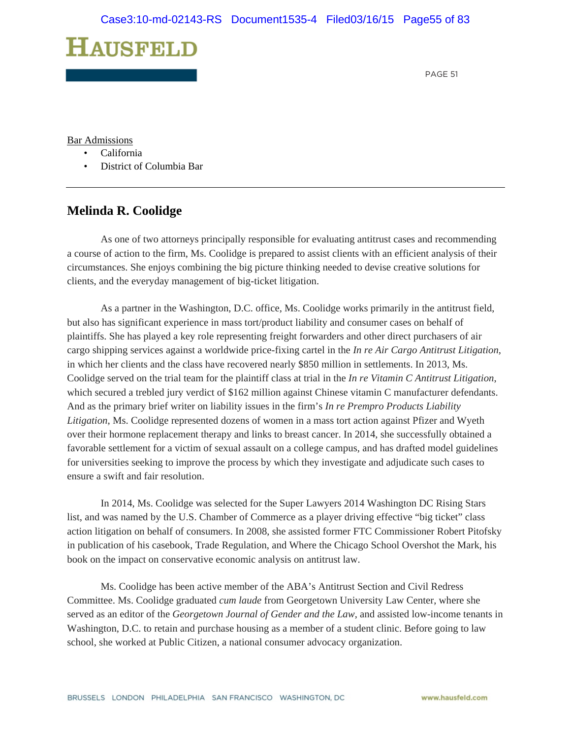Bar Admissions

- California
- District of Columbia Bar

---

## Melinda R. Coolidge

As one of two attorneys principally responsible for evaluating antitrust cases and recommending a course of action to the firm, Ms. Coolidge is prepared to assist clients with an efficient analysis of their circumstances. She enjoys combining the big picture thinking needed to devise creative solutions for clients, and the everyday management of big-ticket litigation.

As a partner in the Washington, D.C. office, Ms. Coolidge works primarily in the antitrust field, but also has significant experience in mass tort/product liability and consumer cases on behalf of plaintiffs. She has played a key role representing freight forwarders and other direct purchasers of air cargo shipping services against a worldwide price-fixing cartel in the *In re Air Cargo Antitrust Litigation*, in which her clients and the class have recovered nearly $850 million in settlements. In 2013, Ms. Coolidge served on the trial team for the plaintiff class at trial in the *In re Vitamin C Antitrust Litigation*, which secured a trebled jury verdict of $162 million against Chinese vitamin C manufacturer defendants. And as the primary brief writer on liability issues in the firm's *In re Prempro Products Liability Litigation*, Ms. Coolidge represented dozens of women in a mass tort action against Pfizer and Wyeth over their hormone replacement therapy and links to breast cancer. In 2014, she successfully obtained a favorable settlement for a victim of sexual assault on a college campus, and has drafted model guidelines for universities seeking to improve the process by which they investigate and adjudicate such cases to ensure a swift and fair resolution.

In 2014, Ms. Coolidge was selected for the Super Lawyers 2014 Washington DC Rising Stars list, and was named by the U.S. Chamber of Commerce as a player driving effective "big ticket" class action litigation on behalf of consumers. In 2008, she assisted former FTC Commissioner Robert Pitofsky in publication of his casebook, Trade Regulation, and Where the Chicago School Overshot the Mark, his book on the impact on conservative economic analysis on antitrust law.

Ms. Coolidge has been active member of the ABA's Antitrust Section and Civil Redress Committee. Ms. Coolidge graduated *cum laude* from Georgetown University Law Center, where she served as an editor of the *Georgetown Journal of Gender and the Law*, and assisted low-income tenants in Washington, D.C. to retain and purchase housing as a member of a student clinic. Before going to law school, she worked at Public Citizen, a national consumer advocacy organization.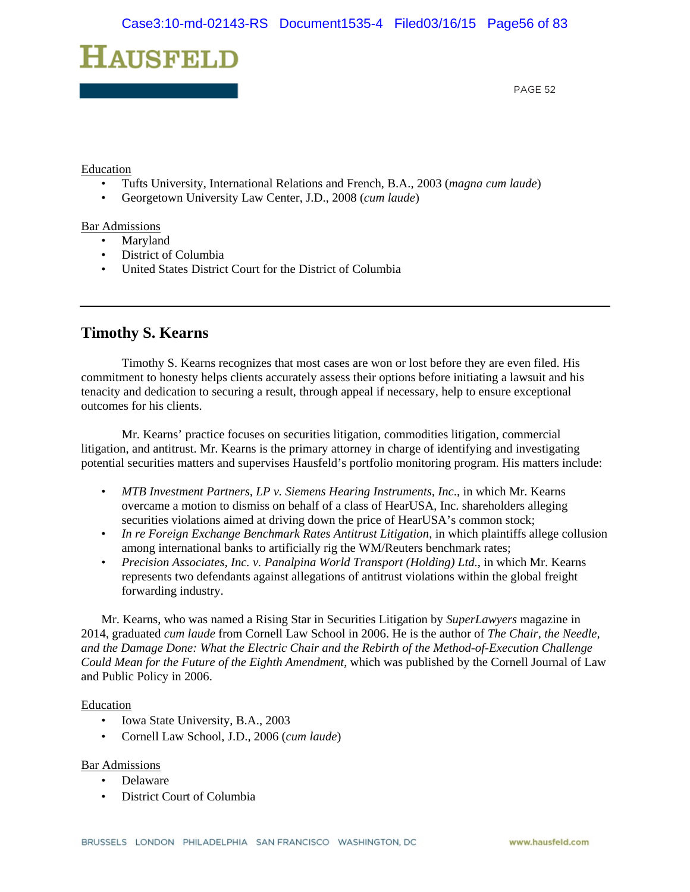Education

- Tufts University, International Relations and French, B.A., 2003 (*magna cum laude*)
- Georgetown University Law Center, J.D., 2008 (*cum laude*)

Bar Admissions

- Maryland
- District of Columbia
- United States District Court for the District of Columbia

---

## Timothy S. Kearns

Timothy S. Kearns recognizes that most cases are won or lost before they are even filed. His commitment to honesty helps clients accurately assess their options before initiating a lawsuit and his tenacity and dedication to securing a result, through appeal if necessary, help to ensure exceptional outcomes for his clients.

Mr. Kearns' practice focuses on securities litigation, commodities litigation, commercial litigation, and antitrust. Mr. Kearns is the primary attorney in charge of identifying and investigating potential securities matters and supervises Hausfeld's portfolio monitoring program. His matters include:

- *MTB Investment Partners, LP v. Siemens Hearing Instruments, Inc*., in which Mr. Kearns overcame a motion to dismiss on behalf of a class of HearUSA, Inc. shareholders alleging securities violations aimed at driving down the price of HearUSA's common stock;
- *In re Foreign Exchange Benchmark Rates Antitrust Litigation*, in which plaintiffs allege collusion among international banks to artificially rig the WM/Reuters benchmark rates;
- *Precision Associates, Inc. v. Panalpina World Transport (Holding) Ltd.*, in which Mr. Kearns represents two defendants against allegations of antitrust violations within the global freight forwarding industry.

Mr. Kearns, who was named a Rising Star in Securities Litigation by *SuperLawyers* magazine in 2014, graduated *cum laude* from Cornell Law School in 2006. He is the author of *The Chair, the Needle, and the Damage Done: What the Electric Chair and the Rebirth of the Method-of-Execution Challenge Could Mean for the Future of the Eighth Amendment*, which was published by the Cornell Journal of Law and Public Policy in 2006.

Education

- Iowa State University, B.A., 2003
- Cornell Law School, J.D., 2006 (*cum laude*)

Bar Admissions

- Delaware
- District Court of Columbia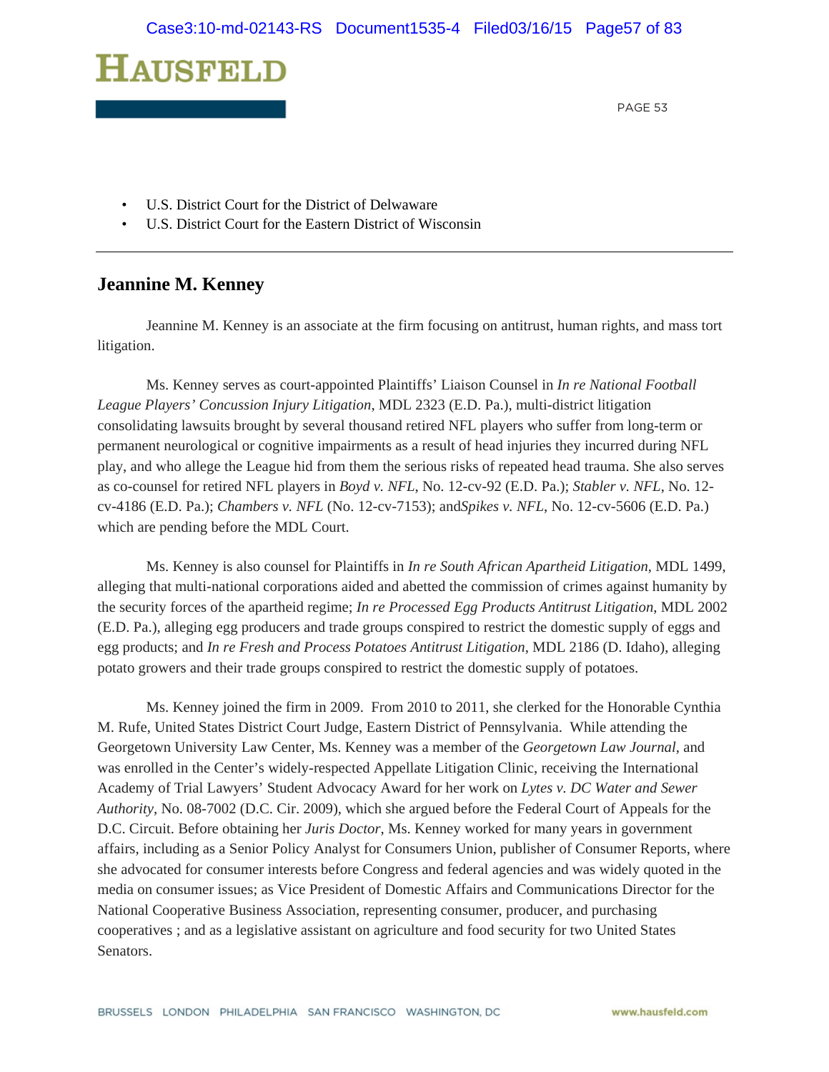- U.S. District Court for the District of Delwaware
- U.S. District Court for the Eastern District of Wisconsin

---

## Jeannine M. Kenney

Jeannine M. Kenney is an associate at the firm focusing on antitrust, human rights, and mass tort litigation.

Ms. Kenney serves as court-appointed Plaintiffs' Liaison Counsel in *In re National Football League Players' Concussion Injury Litigation*, MDL 2323 (E.D. Pa.), multi-district litigation consolidating lawsuits brought by several thousand retired NFL players who suffer from long-term or permanent neurological or cognitive impairments as a result of head injuries they incurred during NFL play, and who allege the League hid from them the serious risks of repeated head trauma. She also serves as co-counsel for retired NFL players in *Boyd v. NFL*, No. 12-cv-92 (E.D. Pa.); *Stabler v. NFL*, No. 12-cv-4186 (E.D. Pa.); *Chambers v. NFL* (No. 12-cv-7153); and*Spikes v. NFL*, No. 12-cv-5606 (E.D. Pa.) which are pending before the MDL Court.

Ms. Kenney is also counsel for Plaintiffs in *In re South African Apartheid Litigation*, MDL 1499, alleging that multi-national corporations aided and abetted the commission of crimes against humanity by the security forces of the apartheid regime; *In re Processed Egg Products Antitrust Litigation*, MDL 2002 (E.D. Pa.), alleging egg producers and trade groups conspired to restrict the domestic supply of eggs and egg products; and *In re Fresh and Process Potatoes Antitrust Litigation*, MDL 2186 (D. Idaho), alleging potato growers and their trade groups conspired to restrict the domestic supply of potatoes.

Ms. Kenney joined the firm in 2009. From 2010 to 2011, she clerked for the Honorable Cynthia M. Rufe, United States District Court Judge, Eastern District of Pennsylvania. While attending the Georgetown University Law Center, Ms. Kenney was a member of the *Georgetown Law Journal*, and was enrolled in the Center's widely-respected Appellate Litigation Clinic, receiving the International Academy of Trial Lawyers' Student Advocacy Award for her work on *Lytes v. DC Water and Sewer Authority*, No. 08-7002 (D.C. Cir. 2009), which she argued before the Federal Court of Appeals for the D.C. Circuit. Before obtaining her *Juris Doctor*, Ms. Kenney worked for many years in government affairs, including as a Senior Policy Analyst for Consumers Union, publisher of Consumer Reports, where she advocated for consumer interests before Congress and federal agencies and was widely quoted in the media on consumer issues; as Vice President of Domestic Affairs and Communications Director for the National Cooperative Business Association, representing consumer, producer, and purchasing cooperatives ; and as a legislative assistant on agriculture and food security for two United States Senators.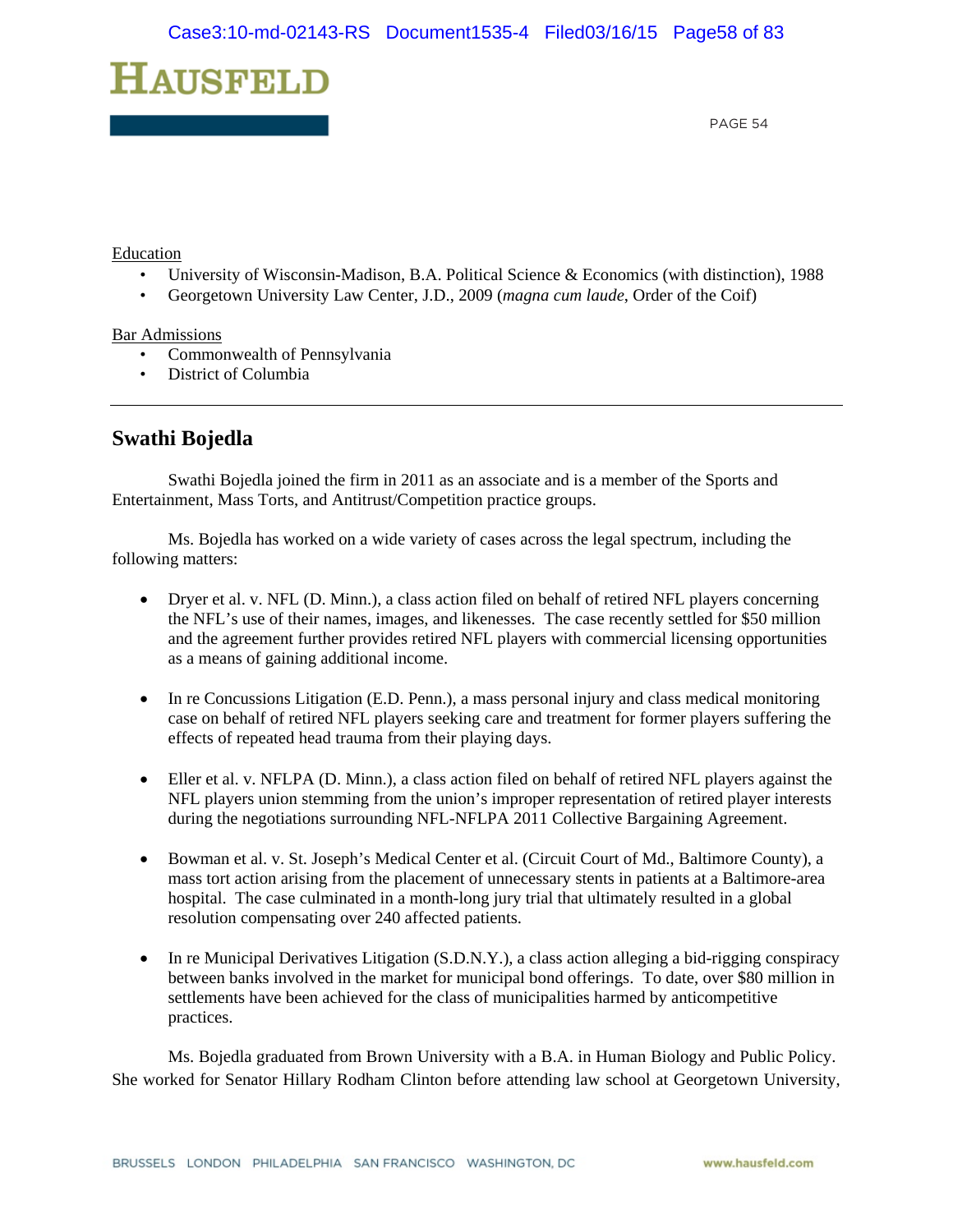Education

- University of Wisconsin-Madison, B.A. Political Science & Economics (with distinction), 1988
- Georgetown University Law Center, J.D., 2009 (*magna cum laude*, Order of the Coif)

Bar Admissions

- Commonwealth of Pennsylvania
- District of Columbia

---

## Swathi Bojedla

Swathi Bojedla joined the firm in 2011 as an associate and is a member of the Sports and Entertainment, Mass Torts, and Antitrust/Competition practice groups.

Ms. Bojedla has worked on a wide variety of cases across the legal spectrum, including the following matters:

- Dryer et al. v. NFL (D. Minn.), a class action filed on behalf of retired NFL players concerning the NFL's use of their names, images, and likenesses. The case recently settled for $50 million and the agreement further provides retired NFL players with commercial licensing opportunities as a means of gaining additional income.

- In re Concussions Litigation (E.D. Penn.), a mass personal injury and class medical monitoring case on behalf of retired NFL players seeking care and treatment for former players suffering the effects of repeated head trauma from their playing days.

- Eller et al. v. NFLPA (D. Minn.), a class action filed on behalf of retired NFL players against the NFL players union stemming from the union's improper representation of retired player interests during the negotiations surrounding NFL-NFLPA 2011 Collective Bargaining Agreement.

- Bowman et al. v. St. Joseph's Medical Center et al. (Circuit Court of Md., Baltimore County), a mass tort action arising from the placement of unnecessary stents in patients at a Baltimore-area hospital. The case culminated in a month-long jury trial that ultimately resulted in a global resolution compensating over 240 affected patients.

- In re Municipal Derivatives Litigation (S.D.N.Y.), a class action alleging a bid-rigging conspiracy between banks involved in the market for municipal bond offerings. To date, over $80 million in settlements have been achieved for the class of municipalities harmed by anticompetitive practices.

Ms. Bojedla graduated from Brown University with a B.A. in Human Biology and Public Policy. She worked for Senator Hillary Rodham Clinton before attending law school at Georgetown University,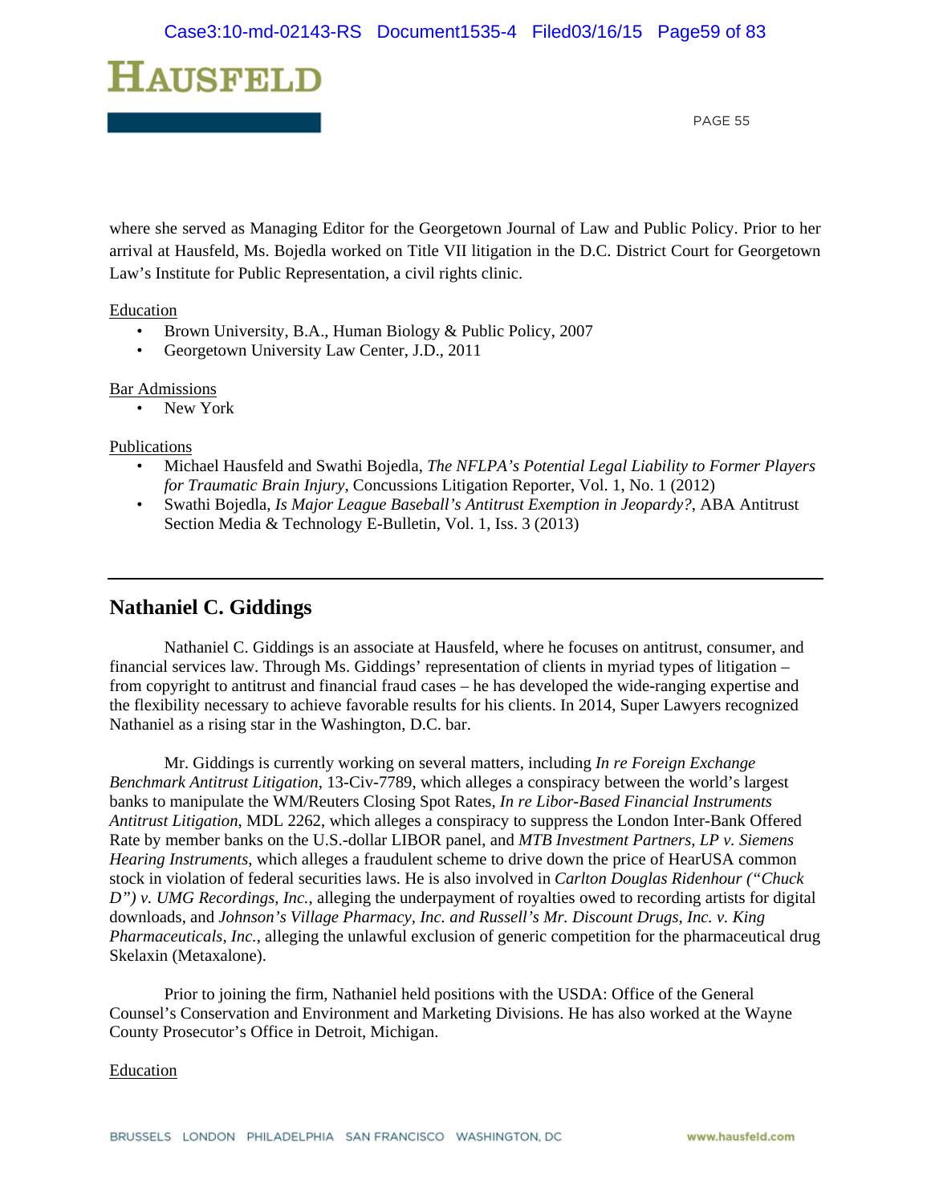where she served as Managing Editor for the Georgetown Journal of Law and Public Policy. Prior to her arrival at Hausfeld, Ms. Bojedla worked on Title VII litigation in the D.C. District Court for Georgetown Law's Institute for Public Representation, a civil rights clinic.

Education

- Brown University, B.A., Human Biology & Public Policy, 2007
- Georgetown University Law Center, J.D., 2011

Bar Admissions

- New York

Publications

- Michael Hausfeld and Swathi Bojedla, *The NFLPA's Potential Legal Liability to Former Players for Traumatic Brain Injury*, Concussions Litigation Reporter, Vol. 1, No. 1 (2012)
- Swathi Bojedla, *Is Major League Baseball's Antitrust Exemption in Jeopardy?*, ABA Antitrust Section Media & Technology E-Bulletin, Vol. 1, Iss. 3 (2013)

---

## Nathaniel C. Giddings

Nathaniel C. Giddings is an associate at Hausfeld, where he focuses on antitrust, consumer, and financial services law. Through Ms. Giddings' representation of clients in myriad types of litigation – from copyright to antitrust and financial fraud cases – he has developed the wide-ranging expertise and the flexibility necessary to achieve favorable results for his clients. In 2014, Super Lawyers recognized Nathaniel as a rising star in the Washington, D.C. bar.

Mr. Giddings is currently working on several matters, including *In re Foreign Exchange Benchmark Antitrust Litigation*, 13-Civ-7789, which alleges a conspiracy between the world's largest banks to manipulate the WM/Reuters Closing Spot Rates, *In re Libor-Based Financial Instruments Antitrust Litigation*, MDL 2262, which alleges a conspiracy to suppress the London Inter-Bank Offered Rate by member banks on the U.S.-dollar LIBOR panel, and *MTB Investment Partners, LP v. Siemens Hearing Instruments*, which alleges a fraudulent scheme to drive down the price of HearUSA common stock in violation of federal securities laws. He is also involved in *Carlton Douglas Ridenhour ("Chuck D") v. UMG Recordings, Inc.*, alleging the underpayment of royalties owed to recording artists for digital downloads, and *Johnson's Village Pharmacy, Inc. and Russell's Mr. Discount Drugs, Inc. v. King Pharmaceuticals, Inc.*, alleging the unlawful exclusion of generic competition for the pharmaceutical drug Skelaxin (Metaxalone).

Prior to joining the firm, Nathaniel held positions with the USDA: Office of the General Counsel's Conservation and Environment and Marketing Divisions. He has also worked at the Wayne County Prosecutor's Office in Detroit, Michigan.

Education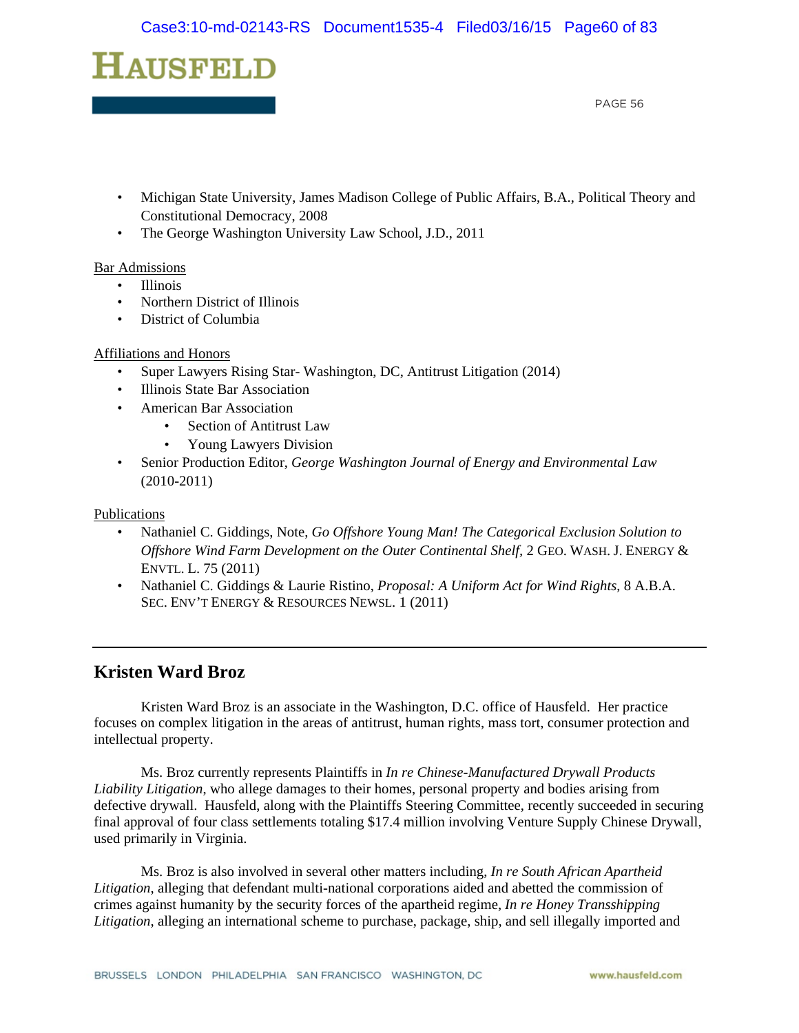- Michigan State University, James Madison College of Public Affairs, B.A., Political Theory and Constitutional Democracy, 2008
- The George Washington University Law School, J.D., 2011

Bar Admissions

- Illinois
- Northern District of Illinois
- District of Columbia

Affiliations and Honors

- Super Lawyers Rising Star- Washington, DC, Antitrust Litigation (2014)
- Illinois State Bar Association
- American Bar Association
    - Section of Antitrust Law
    - Young Lawyers Division
- Senior Production Editor, *George Washington Journal of Energy and Environmental Law* (2010-2011)

Publications

- Nathaniel C. Giddings, Note, *Go Offshore Young Man! The Categorical Exclusion Solution to Offshore Wind Farm Development on the Outer Continental Shelf*, 2 GEO. WASH. J. ENERGY & ENVTL. L. 75 (2011)
- Nathaniel C. Giddings & Laurie Ristino, *Proposal: A Uniform Act for Wind Rights*, 8 A.B.A. SEC. ENV'T ENERGY & RESOURCES NEWSL. 1 (2011)

---

## Kristen Ward Broz

Kristen Ward Broz is an associate in the Washington, D.C. office of Hausfeld. Her practice focuses on complex litigation in the areas of antitrust, human rights, mass tort, consumer protection and intellectual property.

Ms. Broz currently represents Plaintiffs in *In re Chinese-Manufactured Drywall Products Liability Litigation*, who allege damages to their homes, personal property and bodies arising from defective drywall. Hausfeld, along with the Plaintiffs Steering Committee, recently succeeded in securing final approval of four class settlements totaling $17.4 million involving Venture Supply Chinese Drywall, used primarily in Virginia.

Ms. Broz is also involved in several other matters including, *In re South African Apartheid Litigation*, alleging that defendant multi-national corporations aided and abetted the commission of crimes against humanity by the security forces of the apartheid regime, *In re Honey Transshipping Litigation*, alleging an international scheme to purchase, package, ship, and sell illegally imported and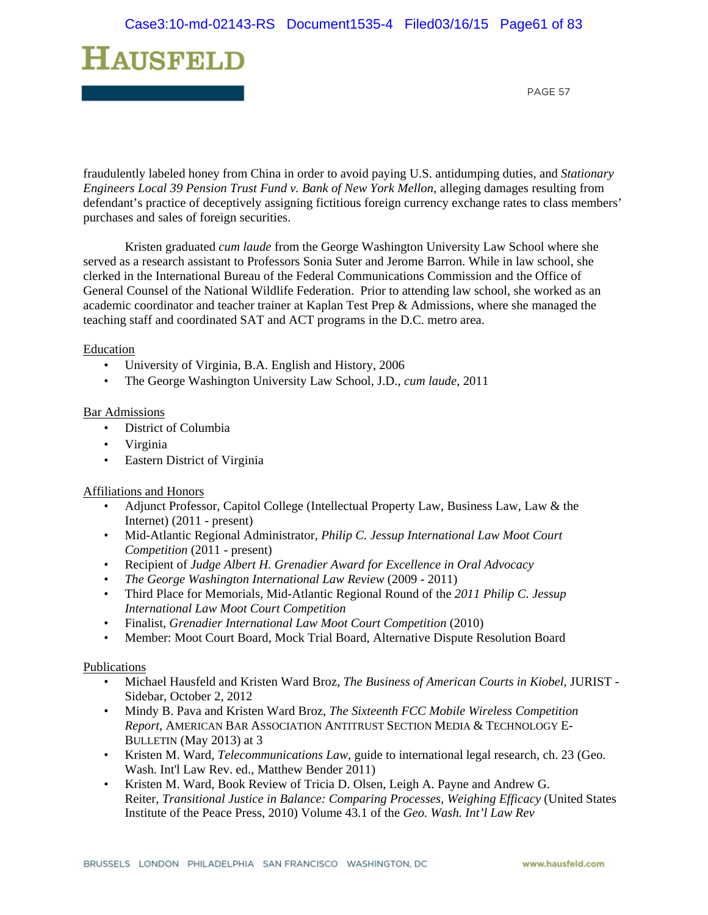fraudulently labeled honey from China in order to avoid paying U.S. antidumping duties, and *Stationary Engineers Local 39 Pension Trust Fund v. Bank of New York Mellon*, alleging damages resulting from defendant's practice of deceptively assigning fictitious foreign currency exchange rates to class members' purchases and sales of foreign securities.

Kristen graduated *cum laude* from the George Washington University Law School where she served as a research assistant to Professors Sonia Suter and Jerome Barron. While in law school, she clerked in the International Bureau of the Federal Communications Commission and the Office of General Counsel of the National Wildlife Federation. Prior to attending law school, she worked as an academic coordinator and teacher trainer at Kaplan Test Prep & Admissions, where she managed the teaching staff and coordinated SAT and ACT programs in the D.C. metro area.

Education

- University of Virginia, B.A. English and History, 2006
- The George Washington University Law School, J.D., *cum laude*, 2011

Bar Admissions

- District of Columbia
- Virginia
- Eastern District of Virginia

Affiliations and Honors

- Adjunct Professor, Capitol College (Intellectual Property Law, Business Law, Law & the Internet) (2011 - present)
- Mid-Atlantic Regional Administrator, *Philip C. Jessup International Law Moot Court Competition* (2011 - present)
- Recipient of *Judge Albert H. Grenadier Award for Excellence in Oral Advocacy*
- *The George Washington International Law Review* (2009 - 2011)
- Third Place for Memorials, Mid-Atlantic Regional Round of the *2011 Philip C. Jessup International Law Moot Court Competition*
- Finalist, *Grenadier International Law Moot Court Competition* (2010)
- Member: Moot Court Board, Mock Trial Board, Alternative Dispute Resolution Board

Publications

- Michael Hausfeld and Kristen Ward Broz, *The Business of American Courts in Kiobel*, JURIST - Sidebar, October 2, 2012
- Mindy B. Pava and Kristen Ward Broz, *The Sixteenth FCC Mobile Wireless Competition Report*, AMERICAN BAR ASSOCIATION ANTITRUST SECTION MEDIA & TECHNOLOGY E-BULLETIN (May 2013) at 3
- Kristen M. Ward, *Telecommunications Law*, guide to international legal research, ch. 23 (Geo. Wash. Int'l Law Rev. ed., Matthew Bender 2011)
- Kristen M. Ward, Book Review of Tricia D. Olsen, Leigh A. Payne and Andrew G. Reiter, *Transitional Justice in Balance: Comparing Processes, Weighing Efficacy* (United States Institute of the Peace Press, 2010) Volume 43.1 of the *Geo. Wash. Int'l Law Rev*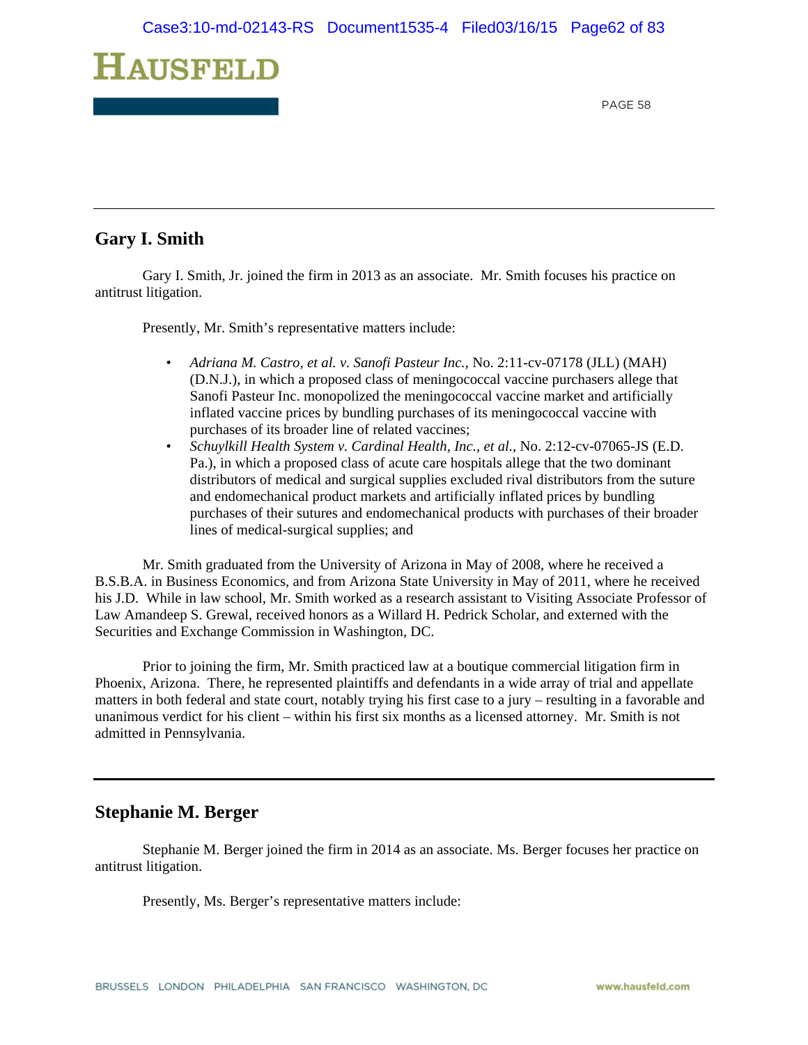## Gary I. Smith

Gary I. Smith, Jr. joined the firm in 2013 as an associate. Mr. Smith focuses his practice on antitrust litigation.

Presently, Mr. Smith's representative matters include:

- *Adriana M. Castro, et al. v. Sanofi Pasteur Inc.*, No. 2:11-cv-07178 (JLL) (MAH) (D.N.J.), in which a proposed class of meningococcal vaccine purchasers allege that Sanofi Pasteur Inc. monopolized the meningococcal vaccine market and artificially inflated vaccine prices by bundling purchases of its meningococcal vaccine with purchases of its broader line of related vaccines;
- *Schuylkill Health System v. Cardinal Health, Inc., et al.*, No. 2:12-cv-07065-JS (E.D. Pa.), in which a proposed class of acute care hospitals allege that the two dominant distributors of medical and surgical supplies excluded rival distributors from the suture and endomechanical product markets and artificially inflated prices by bundling purchases of their sutures and endomechanical products with purchases of their broader lines of medical-surgical supplies; and

Mr. Smith graduated from the University of Arizona in May of 2008, where he received a B.S.B.A. in Business Economics, and from Arizona State University in May of 2011, where he received his J.D. While in law school, Mr. Smith worked as a research assistant to Visiting Associate Professor of Law Amandeep S. Grewal, received honors as a Willard H. Pedrick Scholar, and externed with the Securities and Exchange Commission in Washington, DC.

Prior to joining the firm, Mr. Smith practiced law at a boutique commercial litigation firm in Phoenix, Arizona. There, he represented plaintiffs and defendants in a wide array of trial and appellate matters in both federal and state court, notably trying his first case to a jury – resulting in a favorable and unanimous verdict for his client – within his first six months as a licensed attorney. Mr. Smith is not admitted in Pennsylvania.

---

## Stephanie M. Berger

Stephanie M. Berger joined the firm in 2014 as an associate. Ms. Berger focuses her practice on antitrust litigation.

Presently, Ms. Berger's representative matters include: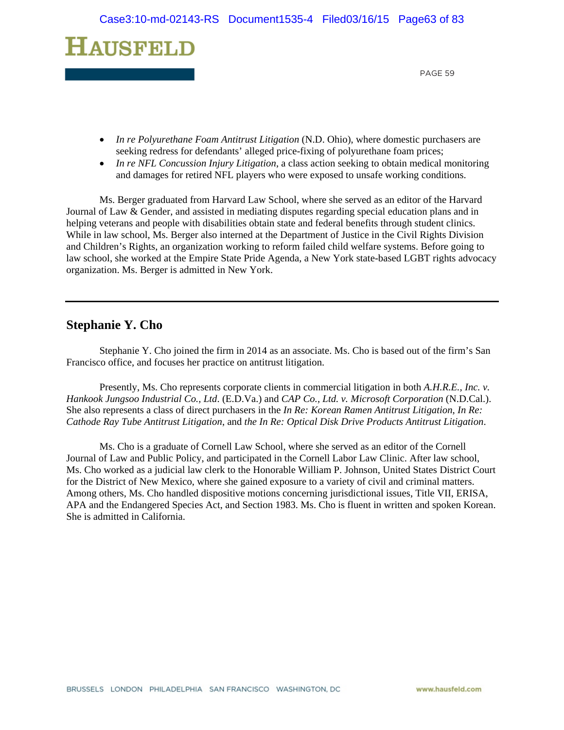- *In re Polyurethane Foam Antitrust Litigation* (N.D. Ohio), where domestic purchasers are seeking redress for defendants' alleged price-fixing of polyurethane foam prices;
- *In re NFL Concussion Injury Litigation*, a class action seeking to obtain medical monitoring and damages for retired NFL players who were exposed to unsafe working conditions.

Ms. Berger graduated from Harvard Law School, where she served as an editor of the Harvard Journal of Law & Gender, and assisted in mediating disputes regarding special education plans and in helping veterans and people with disabilities obtain state and federal benefits through student clinics. While in law school, Ms. Berger also interned at the Department of Justice in the Civil Rights Division and Children's Rights, an organization working to reform failed child welfare systems. Before going to law school, she worked at the Empire State Pride Agenda, a New York state-based LGBT rights advocacy organization. Ms. Berger is admitted in New York.

---

## Stephanie Y. Cho

Stephanie Y. Cho joined the firm in 2014 as an associate. Ms. Cho is based out of the firm's San Francisco office, and focuses her practice on antitrust litigation.

Presently, Ms. Cho represents corporate clients in commercial litigation in both *A.H.R.E., Inc. v. Hankook Jungsoo Industrial Co., Ltd*. (E.D.Va.) and *CAP Co., Ltd. v. Microsoft Corporation* (N.D.Cal.). She also represents a class of direct purchasers in the *In Re: Korean Ramen Antitrust Litigation*, *In Re: Cathode Ray Tube Antitrust Litigation*, and *the In Re: Optical Disk Drive Products Antitrust Litigation*.

Ms. Cho is a graduate of Cornell Law School, where she served as an editor of the Cornell Journal of Law and Public Policy, and participated in the Cornell Labor Law Clinic. After law school, Ms. Cho worked as a judicial law clerk to the Honorable William P. Johnson, United States District Court for the District of New Mexico, where she gained exposure to a variety of civil and criminal matters. Among others, Ms. Cho handled dispositive motions concerning jurisdictional issues, Title VII, ERISA, APA and the Endangered Species Act, and Section 1983. Ms. Cho is fluent in written and spoken Korean. She is admitted in California.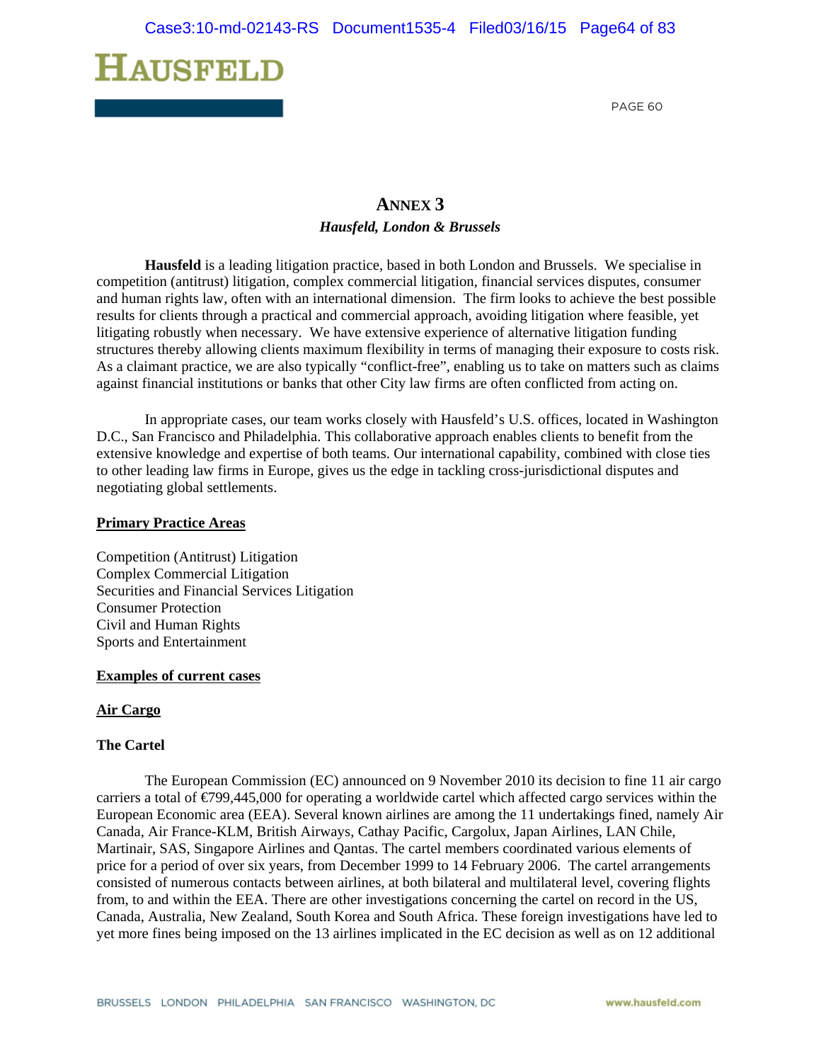# ANNEX 3

***Hausfeld, London & Brussels***

**Hausfeld** is a leading litigation practice, based in both London and Brussels. We specialise in competition (antitrust) litigation, complex commercial litigation, financial services disputes, consumer and human rights law, often with an international dimension. The firm looks to achieve the best possible results for clients through a practical and commercial approach, avoiding litigation where feasible, yet litigating robustly when necessary. We have extensive experience of alternative litigation funding structures thereby allowing clients maximum flexibility in terms of managing their exposure to costs risk. As a claimant practice, we are also typically "conflict-free", enabling us to take on matters such as claims against financial institutions or banks that other City law firms are often conflicted from acting on.

In appropriate cases, our team works closely with Hausfeld's U.S. offices, located in Washington D.C., San Francisco and Philadelphia. This collaborative approach enables clients to benefit from the extensive knowledge and expertise of both teams. Our international capability, combined with close ties to other leading law firms in Europe, gives us the edge in tackling cross-jurisdictional disputes and negotiating global settlements.

**Primary Practice Areas**

Competition (Antitrust) Litigation
Complex Commercial Litigation
Securities and Financial Services Litigation
Consumer Protection
Civil and Human Rights
Sports and Entertainment

**Examples of current cases**

**Air Cargo**

**The Cartel**

The European Commission (EC) announced on 9 November 2010 its decision to fine 11 air cargo carriers a total of €799,445,000 for operating a worldwide cartel which affected cargo services within the European Economic area (EEA). Several known airlines are among the 11 undertakings fined, namely Air Canada, Air France-KLM, British Airways, Cathay Pacific, Cargolux, Japan Airlines, LAN Chile, Martinair, SAS, Singapore Airlines and Qantas. The cartel members coordinated various elements of price for a period of over six years, from December 1999 to 14 February 2006. The cartel arrangements consisted of numerous contacts between airlines, at both bilateral and multilateral level, covering flights from, to and within the EEA. There are other investigations concerning the cartel on record in the US, Canada, Australia, New Zealand, South Korea and South Africa. These foreign investigations have led to yet more fines being imposed on the 13 airlines implicated in the EC decision as well as on 12 additional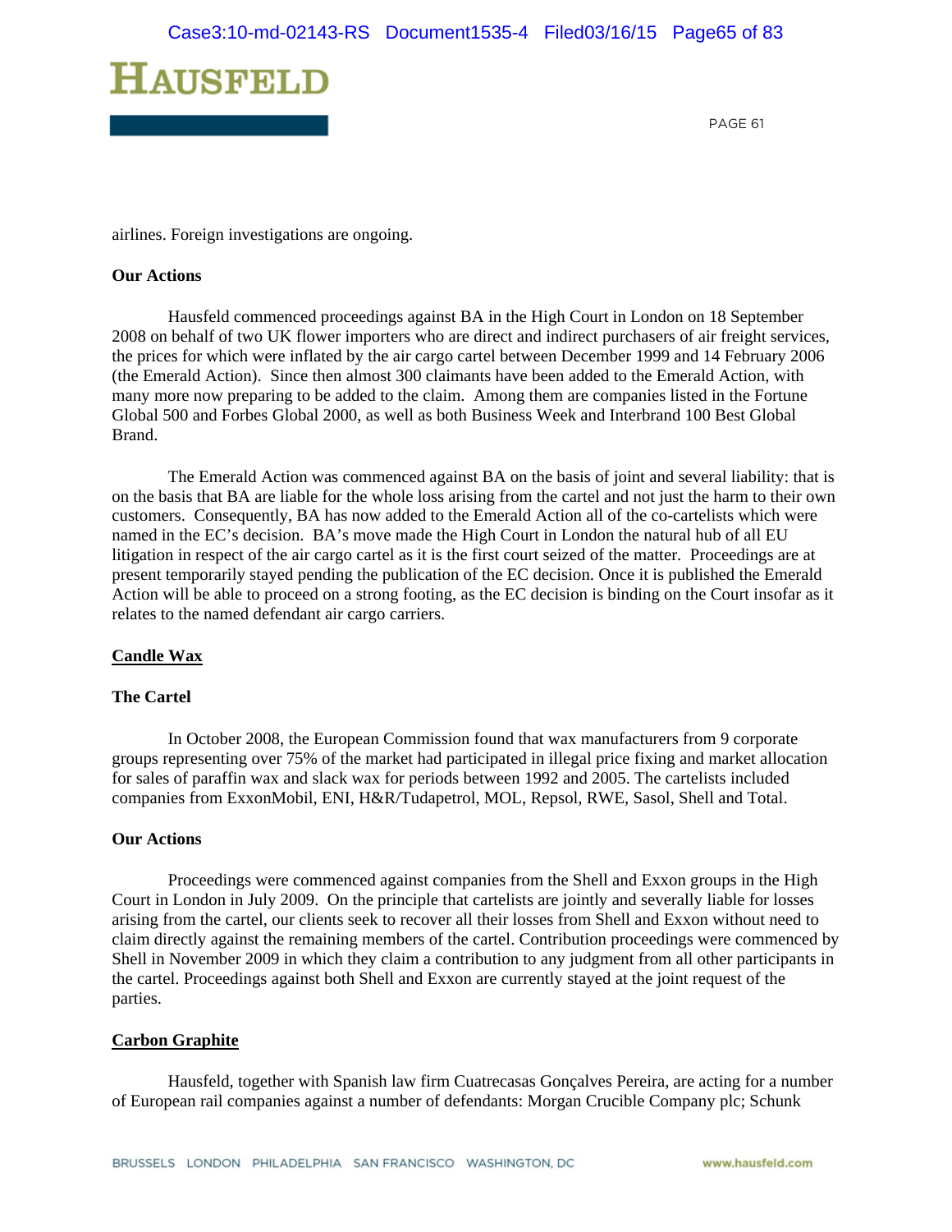airlines. Foreign investigations are ongoing.

**Our Actions**

Hausfeld commenced proceedings against BA in the High Court in London on 18 September 2008 on behalf of two UK flower importers who are direct and indirect purchasers of air freight services, the prices for which were inflated by the air cargo cartel between December 1999 and 14 February 2006 (the Emerald Action). Since then almost 300 claimants have been added to the Emerald Action, with many more now preparing to be added to the claim. Among them are companies listed in the Fortune Global 500 and Forbes Global 2000, as well as both Business Week and Interbrand 100 Best Global Brand.

The Emerald Action was commenced against BA on the basis of joint and several liability: that is on the basis that BA are liable for the whole loss arising from the cartel and not just the harm to their own customers. Consequently, BA has now added to the Emerald Action all of the co-cartelists which were named in the EC's decision. BA's move made the High Court in London the natural hub of all EU litigation in respect of the air cargo cartel as it is the first court seized of the matter. Proceedings are at present temporarily stayed pending the publication of the EC decision. Once it is published the Emerald Action will be able to proceed on a strong footing, as the EC decision is binding on the Court insofar as it relates to the named defendant air cargo carriers.

## Candle Wax

**The Cartel**

In October 2008, the European Commission found that wax manufacturers from 9 corporate groups representing over 75% of the market had participated in illegal price fixing and market allocation for sales of paraffin wax and slack wax for periods between 1992 and 2005. The cartelists included companies from ExxonMobil, ENI, H&R/Tudapetrol, MOL, Repsol, RWE, Sasol, Shell and Total.

**Our Actions**

Proceedings were commenced against companies from the Shell and Exxon groups in the High Court in London in July 2009. On the principle that cartelists are jointly and severally liable for losses arising from the cartel, our clients seek to recover all their losses from Shell and Exxon without need to claim directly against the remaining members of the cartel. Contribution proceedings were commenced by Shell in November 2009 in which they claim a contribution to any judgment from all other participants in the cartel. Proceedings against both Shell and Exxon are currently stayed at the joint request of the parties.

## Carbon Graphite

Hausfeld, together with Spanish law firm Cuatrecasas Gonçalves Pereira, are acting for a number of European rail companies against a number of defendants: Morgan Crucible Company plc; Schunk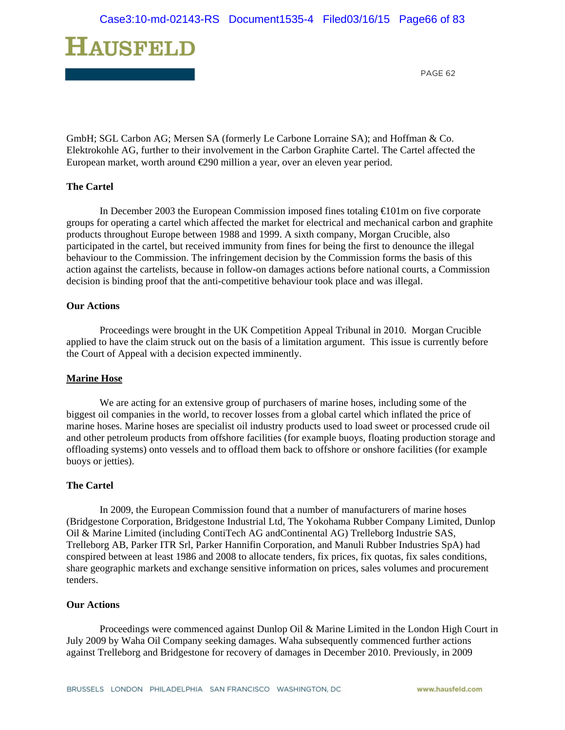GmbH; SGL Carbon AG; Mersen SA (formerly Le Carbone Lorraine SA); and Hoffman & Co. Elektrokohle AG, further to their involvement in the Carbon Graphite Cartel. The Cartel affected the European market, worth around €290 million a year, over an eleven year period.

**The Cartel**

In December 2003 the European Commission imposed fines totaling €101m on five corporate groups for operating a cartel which affected the market for electrical and mechanical carbon and graphite products throughout Europe between 1988 and 1999. A sixth company, Morgan Crucible, also participated in the cartel, but received immunity from fines for being the first to denounce the illegal behaviour to the Commission. The infringement decision by the Commission forms the basis of this action against the cartelists, because in follow-on damages actions before national courts, a Commission decision is binding proof that the anti-competitive behaviour took place and was illegal.

**Our Actions**

Proceedings were brought in the UK Competition Appeal Tribunal in 2010. Morgan Crucible applied to have the claim struck out on the basis of a limitation argument. This issue is currently before the Court of Appeal with a decision expected imminently.

**Marine Hose**

We are acting for an extensive group of purchasers of marine hoses, including some of the biggest oil companies in the world, to recover losses from a global cartel which inflated the price of marine hoses. Marine hoses are specialist oil industry products used to load sweet or processed crude oil and other petroleum products from offshore facilities (for example buoys, floating production storage and offloading systems) onto vessels and to offload them back to offshore or onshore facilities (for example buoys or jetties).

**The Cartel**

In 2009, the European Commission found that a number of manufacturers of marine hoses (Bridgestone Corporation, Bridgestone Industrial Ltd, The Yokohama Rubber Company Limited, Dunlop Oil & Marine Limited (including ContiTech AG andContinental AG) Trelleborg Industrie SAS, Trelleborg AB, Parker ITR Srl, Parker Hannifin Corporation, and Manuli Rubber Industries SpA) had conspired between at least 1986 and 2008 to allocate tenders, fix prices, fix quotas, fix sales conditions, share geographic markets and exchange sensitive information on prices, sales volumes and procurement tenders.

**Our Actions**

Proceedings were commenced against Dunlop Oil & Marine Limited in the London High Court in July 2009 by Waha Oil Company seeking damages. Waha subsequently commenced further actions against Trelleborg and Bridgestone for recovery of damages in December 2010. Previously, in 2009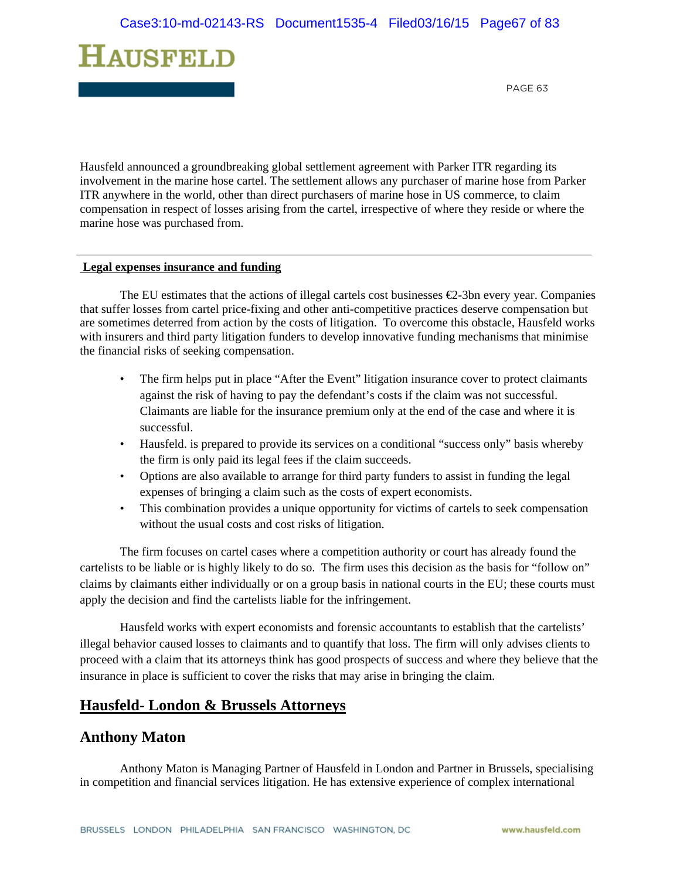Hausfeld announced a groundbreaking global settlement agreement with Parker ITR regarding its involvement in the marine hose cartel. The settlement allows any purchaser of marine hose from Parker ITR anywhere in the world, other than direct purchasers of marine hose in US commerce, to claim compensation in respect of losses arising from the cartel, irrespective of where they reside or where the marine hose was purchased from.

---

**Legal expenses insurance and funding**

The EU estimates that the actions of illegal cartels cost businesses €2-3bn every year. Companies that suffer losses from cartel price-fixing and other anti-competitive practices deserve compensation but are sometimes deterred from action by the costs of litigation. To overcome this obstacle, Hausfeld works with insurers and third party litigation funders to develop innovative funding mechanisms that minimise the financial risks of seeking compensation.

- The firm helps put in place "After the Event" litigation insurance cover to protect claimants against the risk of having to pay the defendant's costs if the claim was not successful. Claimants are liable for the insurance premium only at the end of the case and where it is successful.
- Hausfeld. is prepared to provide its services on a conditional "success only" basis whereby the firm is only paid its legal fees if the claim succeeds.
- Options are also available to arrange for third party funders to assist in funding the legal expenses of bringing a claim such as the costs of expert economists.
- This combination provides a unique opportunity for victims of cartels to seek compensation without the usual costs and cost risks of litigation.

The firm focuses on cartel cases where a competition authority or court has already found the cartelists to be liable or is highly likely to do so. The firm uses this decision as the basis for "follow on" claims by claimants either individually or on a group basis in national courts in the EU; these courts must apply the decision and find the cartelists liable for the infringement.

Hausfeld works with expert economists and forensic accountants to establish that the cartelists' illegal behavior caused losses to claimants and to quantify that loss. The firm will only advises clients to proceed with a claim that its attorneys think has good prospects of success and where they believe that the insurance in place is sufficient to cover the risks that may arise in bringing the claim.

## Hausfeld- London & Brussels Attorneys

### Anthony Maton

Anthony Maton is Managing Partner of Hausfeld in London and Partner in Brussels, specialising in competition and financial services litigation. He has extensive experience of complex international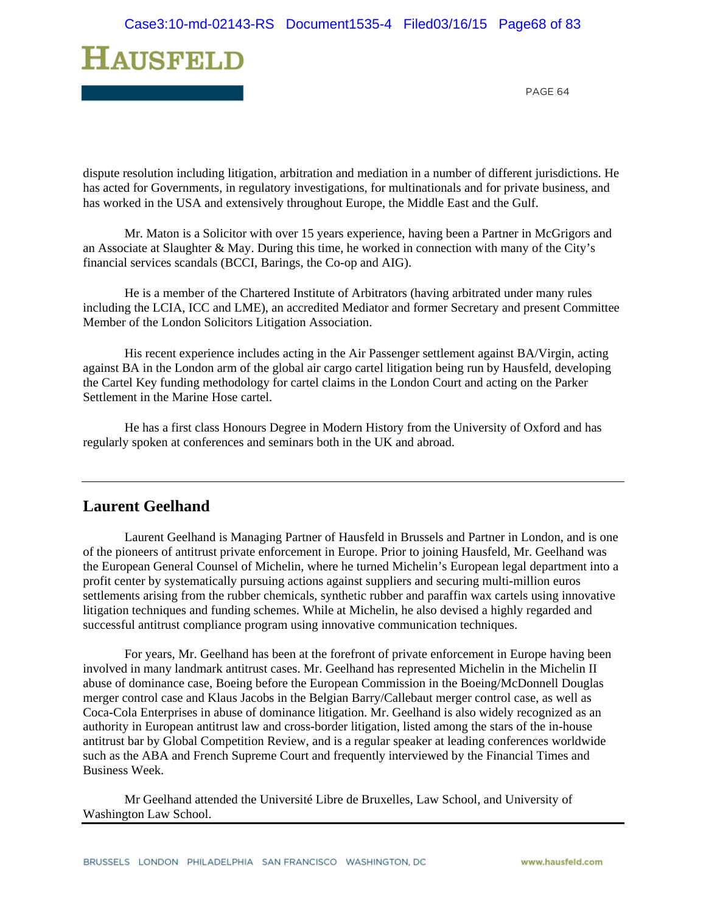dispute resolution including litigation, arbitration and mediation in a number of different jurisdictions. He has acted for Governments, in regulatory investigations, for multinationals and for private business, and has worked in the USA and extensively throughout Europe, the Middle East and the Gulf.

Mr. Maton is a Solicitor with over 15 years experience, having been a Partner in McGrigors and an Associate at Slaughter & May. During this time, he worked in connection with many of the City's financial services scandals (BCCI, Barings, the Co-op and AIG).

He is a member of the Chartered Institute of Arbitrators (having arbitrated under many rules including the LCIA, ICC and LME), an accredited Mediator and former Secretary and present Committee Member of the London Solicitors Litigation Association.

His recent experience includes acting in the Air Passenger settlement against BA/Virgin, acting against BA in the London arm of the global air cargo cartel litigation being run by Hausfeld, developing the Cartel Key funding methodology for cartel claims in the London Court and acting on the Parker Settlement in the Marine Hose cartel.

He has a first class Honours Degree in Modern History from the University of Oxford and has regularly spoken at conferences and seminars both in the UK and abroad.

---

## Laurent Geelhand

Laurent Geelhand is Managing Partner of Hausfeld in Brussels and Partner in London, and is one of the pioneers of antitrust private enforcement in Europe. Prior to joining Hausfeld, Mr. Geelhand was the European General Counsel of Michelin, where he turned Michelin's European legal department into a profit center by systematically pursuing actions against suppliers and securing multi-million euros settlements arising from the rubber chemicals, synthetic rubber and paraffin wax cartels using innovative litigation techniques and funding schemes. While at Michelin, he also devised a highly regarded and successful antitrust compliance program using innovative communication techniques.

For years, Mr. Geelhand has been at the forefront of private enforcement in Europe having been involved in many landmark antitrust cases. Mr. Geelhand has represented Michelin in the Michelin II abuse of dominance case, Boeing before the European Commission in the Boeing/McDonnell Douglas merger control case and Klaus Jacobs in the Belgian Barry/Callebaut merger control case, as well as Coca-Cola Enterprises in abuse of dominance litigation. Mr. Geelhand is also widely recognized as an authority in European antitrust law and cross-border litigation, listed among the stars of the in-house antitrust bar by Global Competition Review, and is a regular speaker at leading conferences worldwide such as the ABA and French Supreme Court and frequently interviewed by the Financial Times and Business Week.

Mr Geelhand attended the Université Libre de Bruxelles, Law School, and University of Washington Law School.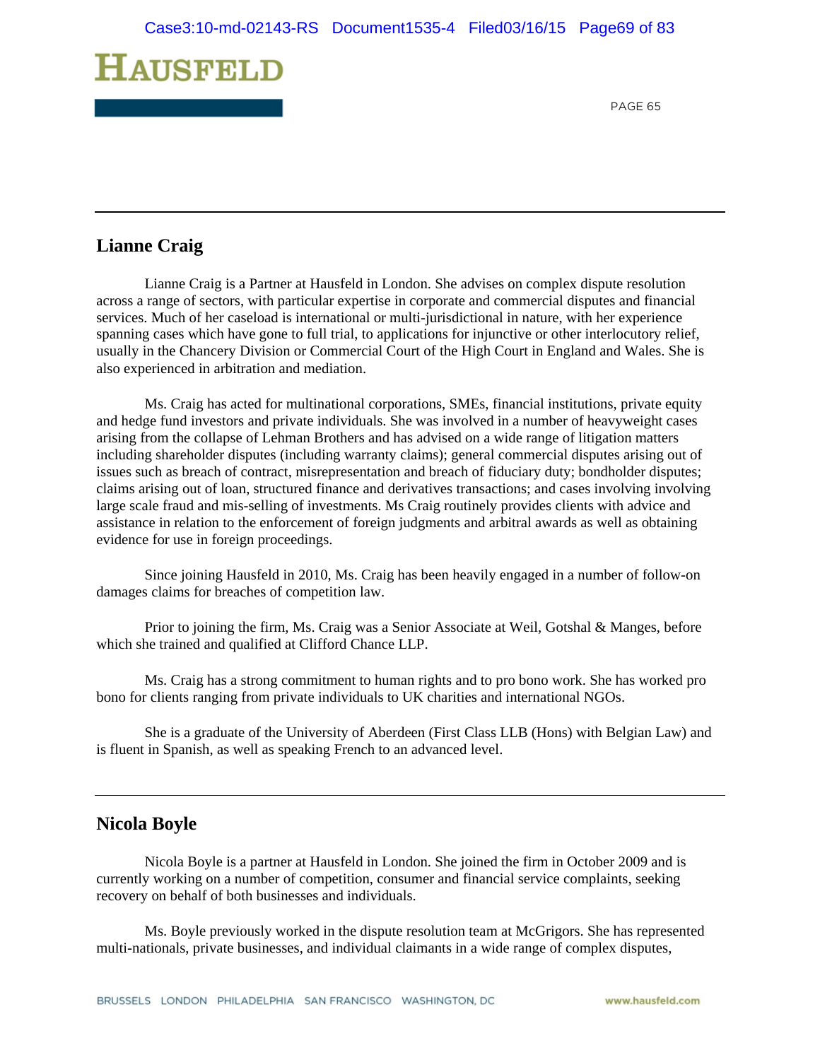## Lianne Craig

Lianne Craig is a Partner at Hausfeld in London. She advises on complex dispute resolution across a range of sectors, with particular expertise in corporate and commercial disputes and financial services. Much of her caseload is international or multi-jurisdictional in nature, with her experience spanning cases which have gone to full trial, to applications for injunctive or other interlocutory relief, usually in the Chancery Division or Commercial Court of the High Court in England and Wales. She is also experienced in arbitration and mediation.

Ms. Craig has acted for multinational corporations, SMEs, financial institutions, private equity and hedge fund investors and private individuals. She was involved in a number of heavyweight cases arising from the collapse of Lehman Brothers and has advised on a wide range of litigation matters including shareholder disputes (including warranty claims); general commercial disputes arising out of issues such as breach of contract, misrepresentation and breach of fiduciary duty; bondholder disputes; claims arising out of loan, structured finance and derivatives transactions; and cases involving involving large scale fraud and mis-selling of investments. Ms Craig routinely provides clients with advice and assistance in relation to the enforcement of foreign judgments and arbitral awards as well as obtaining evidence for use in foreign proceedings.

Since joining Hausfeld in 2010, Ms. Craig has been heavily engaged in a number of follow-on damages claims for breaches of competition law.

Prior to joining the firm, Ms. Craig was a Senior Associate at Weil, Gotshal & Manges, before which she trained and qualified at Clifford Chance LLP.

Ms. Craig has a strong commitment to human rights and to pro bono work. She has worked pro bono for clients ranging from private individuals to UK charities and international NGOs.

She is a graduate of the University of Aberdeen (First Class LLB (Hons) with Belgian Law) and is fluent in Spanish, as well as speaking French to an advanced level.

---

## Nicola Boyle

Nicola Boyle is a partner at Hausfeld in London. She joined the firm in October 2009 and is currently working on a number of competition, consumer and financial service complaints, seeking recovery on behalf of both businesses and individuals.

Ms. Boyle previously worked in the dispute resolution team at McGrigors. She has represented multi-nationals, private businesses, and individual claimants in a wide range of complex disputes,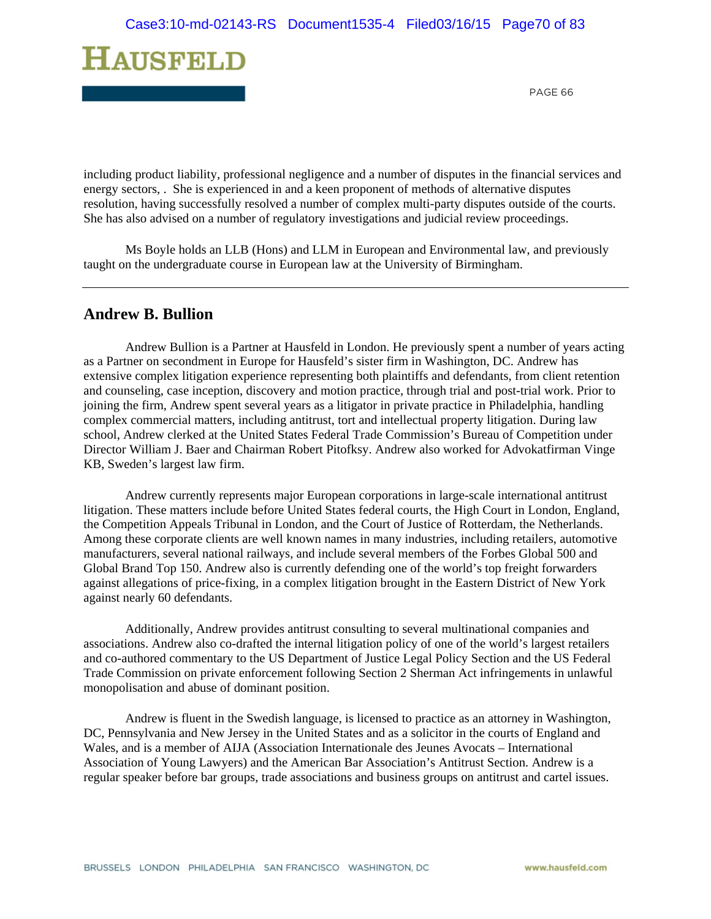including product liability, professional negligence and a number of disputes in the financial services and energy sectors, . She is experienced in and a keen proponent of methods of alternative disputes resolution, having successfully resolved a number of complex multi-party disputes outside of the courts. She has also advised on a number of regulatory investigations and judicial review proceedings.

Ms Boyle holds an LLB (Hons) and LLM in European and Environmental law, and previously taught on the undergraduate course in European law at the University of Birmingham.

---

## Andrew B. Bullion

Andrew Bullion is a Partner at Hausfeld in London. He previously spent a number of years acting as a Partner on secondment in Europe for Hausfeld's sister firm in Washington, DC. Andrew has extensive complex litigation experience representing both plaintiffs and defendants, from client retention and counseling, case inception, discovery and motion practice, through trial and post-trial work. Prior to joining the firm, Andrew spent several years as a litigator in private practice in Philadelphia, handling complex commercial matters, including antitrust, tort and intellectual property litigation. During law school, Andrew clerked at the United States Federal Trade Commission's Bureau of Competition under Director William J. Baer and Chairman Robert Pitofksy. Andrew also worked for Advokatfirman Vinge KB, Sweden's largest law firm.

Andrew currently represents major European corporations in large-scale international antitrust litigation. These matters include before United States federal courts, the High Court in London, England, the Competition Appeals Tribunal in London, and the Court of Justice of Rotterdam, the Netherlands. Among these corporate clients are well known names in many industries, including retailers, automotive manufacturers, several national railways, and include several members of the Forbes Global 500 and Global Brand Top 150. Andrew also is currently defending one of the world's top freight forwarders against allegations of price-fixing, in a complex litigation brought in the Eastern District of New York against nearly 60 defendants.

Additionally, Andrew provides antitrust consulting to several multinational companies and associations. Andrew also co-drafted the internal litigation policy of one of the world's largest retailers and co-authored commentary to the US Department of Justice Legal Policy Section and the US Federal Trade Commission on private enforcement following Section 2 Sherman Act infringements in unlawful monopolisation and abuse of dominant position.

Andrew is fluent in the Swedish language, is licensed to practice as an attorney in Washington, DC, Pennsylvania and New Jersey in the United States and as a solicitor in the courts of England and Wales, and is a member of AIJA (Association Internationale des Jeunes Avocats – International Association of Young Lawyers) and the American Bar Association's Antitrust Section. Andrew is a regular speaker before bar groups, trade associations and business groups on antitrust and cartel issues.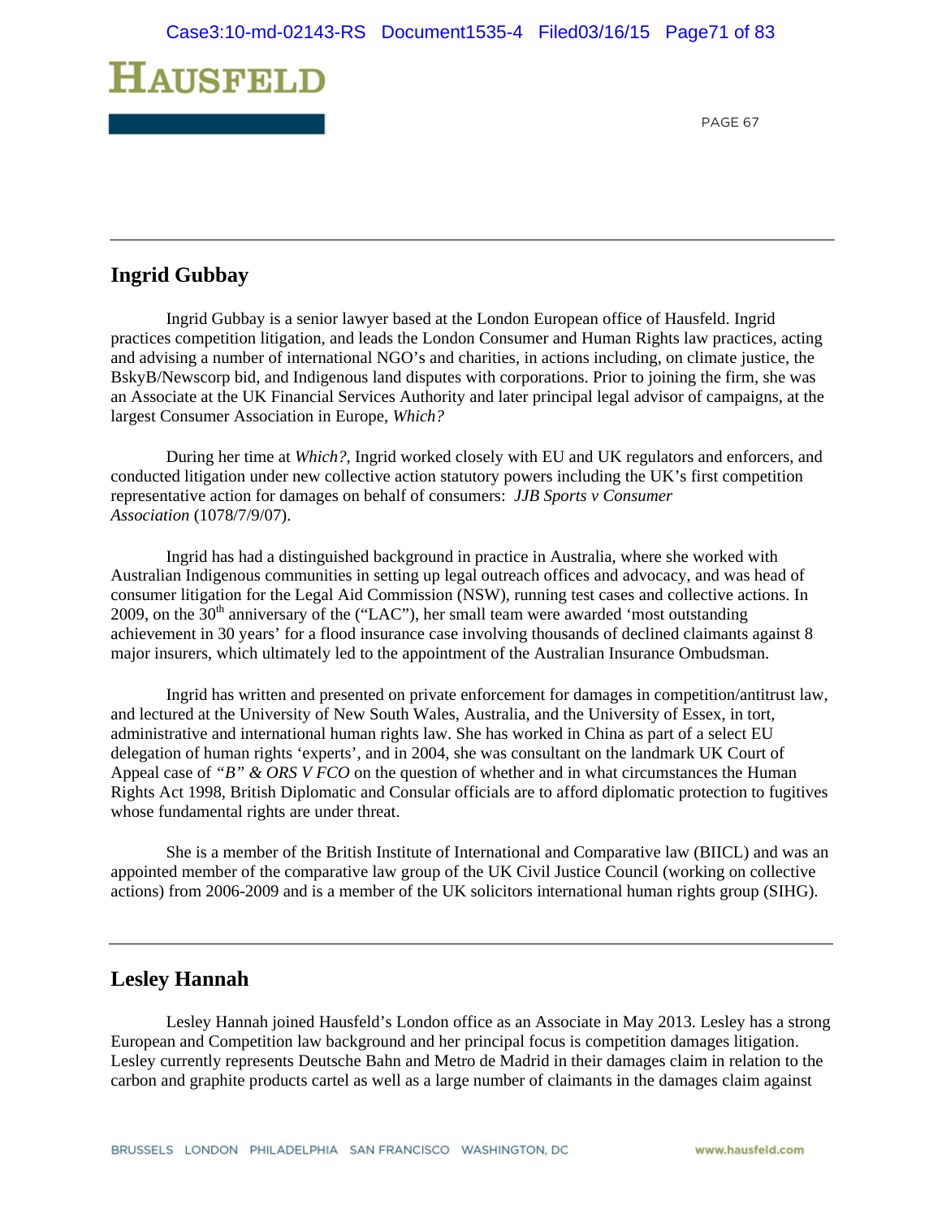## Ingrid Gubbay

Ingrid Gubbay is a senior lawyer based at the London European office of Hausfeld. Ingrid practices competition litigation, and leads the London Consumer and Human Rights law practices, acting and advising a number of international NGO's and charities, in actions including, on climate justice, the BskyB/Newscorp bid, and Indigenous land disputes with corporations. Prior to joining the firm, she was an Associate at the UK Financial Services Authority and later principal legal advisor of campaigns, at the largest Consumer Association in Europe, *Which?*

During her time at *Which?*, Ingrid worked closely with EU and UK regulators and enforcers, and conducted litigation under new collective action statutory powers including the UK's first competition representative action for damages on behalf of consumers: *JJB Sports v Consumer Association* (1078/7/9/07).

Ingrid has had a distinguished background in practice in Australia, where she worked with Australian Indigenous communities in setting up legal outreach offices and advocacy, and was head of consumer litigation for the Legal Aid Commission (NSW), running test cases and collective actions. In 2009, on the 30th anniversary of the ("LAC"), her small team were awarded 'most outstanding achievement in 30 years' for a flood insurance case involving thousands of declined claimants against 8 major insurers, which ultimately led to the appointment of the Australian Insurance Ombudsman.

Ingrid has written and presented on private enforcement for damages in competition/antitrust law, and lectured at the University of New South Wales, Australia, and the University of Essex, in tort, administrative and international human rights law. She has worked in China as part of a select EU delegation of human rights 'experts', and in 2004, she was consultant on the landmark UK Court of Appeal case of *"B" & ORS V FCO* on the question of whether and in what circumstances the Human Rights Act 1998, British Diplomatic and Consular officials are to afford diplomatic protection to fugitives whose fundamental rights are under threat.

She is a member of the British Institute of International and Comparative law (BIICL) and was an appointed member of the comparative law group of the UK Civil Justice Council (working on collective actions) from 2006-2009 and is a member of the UK solicitors international human rights group (SIHG).

## Lesley Hannah

Lesley Hannah joined Hausfeld's London office as an Associate in May 2013. Lesley has a strong European and Competition law background and her principal focus is competition damages litigation. Lesley currently represents Deutsche Bahn and Metro de Madrid in their damages claim in relation to the carbon and graphite products cartel as well as a large number of claimants in the damages claim against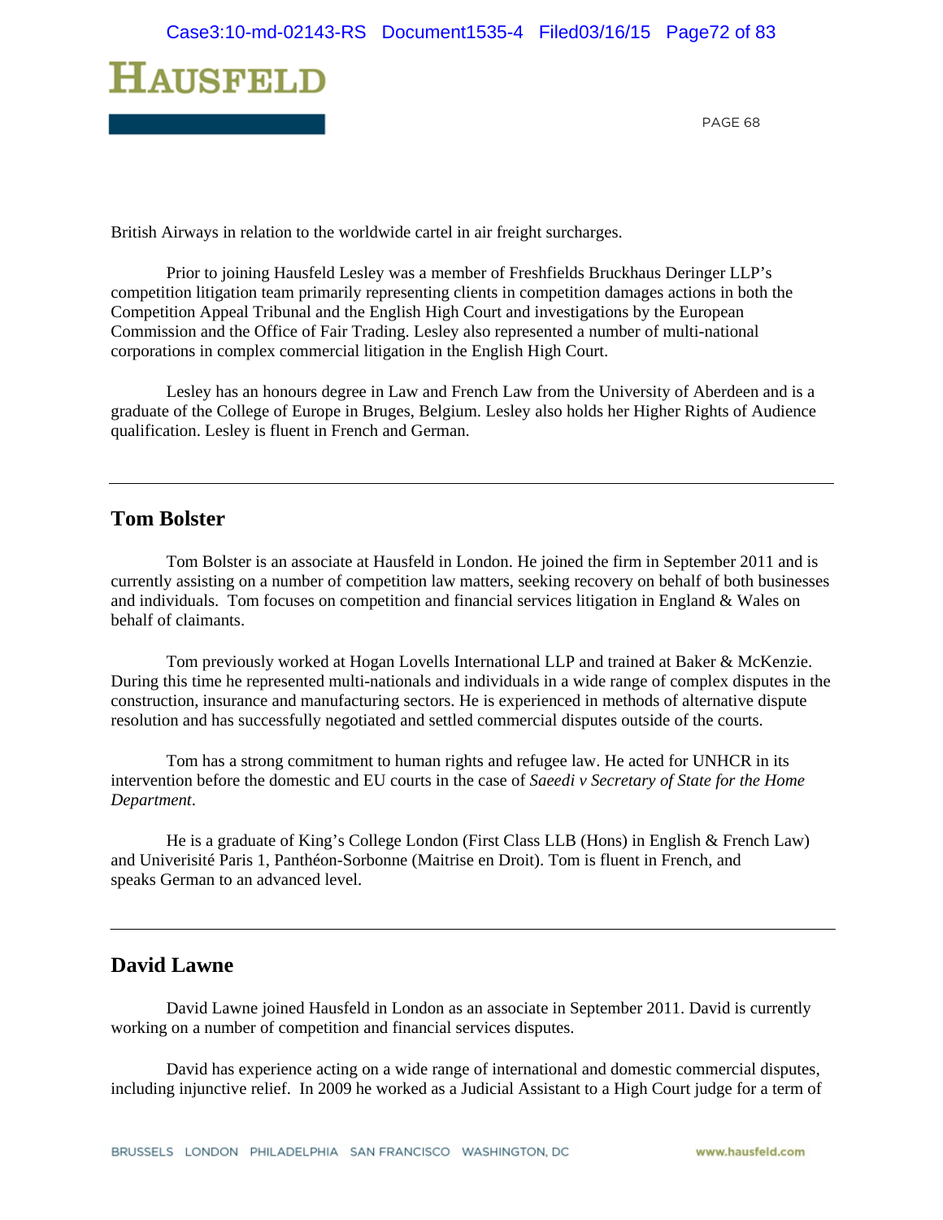British Airways in relation to the worldwide cartel in air freight surcharges.

Prior to joining Hausfeld Lesley was a member of Freshfields Bruckhaus Deringer LLP's competition litigation team primarily representing clients in competition damages actions in both the Competition Appeal Tribunal and the English High Court and investigations by the European Commission and the Office of Fair Trading. Lesley also represented a number of multi-national corporations in complex commercial litigation in the English High Court.

Lesley has an honours degree in Law and French Law from the University of Aberdeen and is a graduate of the College of Europe in Bruges, Belgium. Lesley also holds her Higher Rights of Audience qualification. Lesley is fluent in French and German.

---

## Tom Bolster

Tom Bolster is an associate at Hausfeld in London. He joined the firm in September 2011 and is currently assisting on a number of competition law matters, seeking recovery on behalf of both businesses and individuals. Tom focuses on competition and financial services litigation in England & Wales on behalf of claimants.

Tom previously worked at Hogan Lovells International LLP and trained at Baker & McKenzie. During this time he represented multi-nationals and individuals in a wide range of complex disputes in the construction, insurance and manufacturing sectors. He is experienced in methods of alternative dispute resolution and has successfully negotiated and settled commercial disputes outside of the courts.

Tom has a strong commitment to human rights and refugee law. He acted for UNHCR in its intervention before the domestic and EU courts in the case of *Saeedi v Secretary of State for the Home Department*.

He is a graduate of King's College London (First Class LLB (Hons) in English & French Law) and Univerisité Paris 1, Panthéon-Sorbonne (Maitrise en Droit). Tom is fluent in French, and speaks German to an advanced level.

---

## David Lawne

David Lawne joined Hausfeld in London as an associate in September 2011. David is currently working on a number of competition and financial services disputes.

David has experience acting on a wide range of international and domestic commercial disputes, including injunctive relief. In 2009 he worked as a Judicial Assistant to a High Court judge for a term of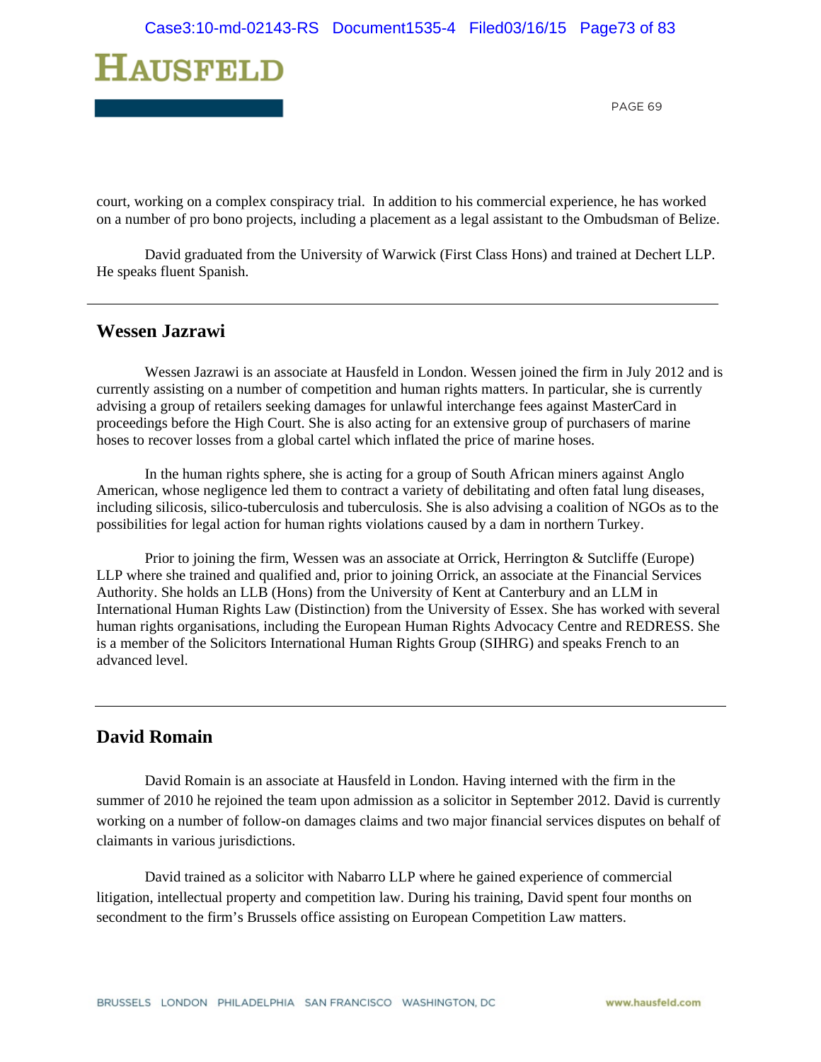court, working on a complex conspiracy trial. In addition to his commercial experience, he has worked on a number of pro bono projects, including a placement as a legal assistant to the Ombudsman of Belize.

David graduated from the University of Warwick (First Class Hons) and trained at Dechert LLP. He speaks fluent Spanish.

---

## Wessen Jazrawi

Wessen Jazrawi is an associate at Hausfeld in London. Wessen joined the firm in July 2012 and is currently assisting on a number of competition and human rights matters. In particular, she is currently advising a group of retailers seeking damages for unlawful interchange fees against MasterCard in proceedings before the High Court. She is also acting for an extensive group of purchasers of marine hoses to recover losses from a global cartel which inflated the price of marine hoses.

In the human rights sphere, she is acting for a group of South African miners against Anglo American, whose negligence led them to contract a variety of debilitating and often fatal lung diseases, including silicosis, silico-tuberculosis and tuberculosis. She is also advising a coalition of NGOs as to the possibilities for legal action for human rights violations caused by a dam in northern Turkey.

Prior to joining the firm, Wessen was an associate at Orrick, Herrington & Sutcliffe (Europe) LLP where she trained and qualified and, prior to joining Orrick, an associate at the Financial Services Authority. She holds an LLB (Hons) from the University of Kent at Canterbury and an LLM in International Human Rights Law (Distinction) from the University of Essex. She has worked with several human rights organisations, including the European Human Rights Advocacy Centre and REDRESS. She is a member of the Solicitors International Human Rights Group (SIHRG) and speaks French to an advanced level.

---

## David Romain

David Romain is an associate at Hausfeld in London. Having interned with the firm in the summer of 2010 he rejoined the team upon admission as a solicitor in September 2012. David is currently working on a number of follow-on damages claims and two major financial services disputes on behalf of claimants in various jurisdictions.

David trained as a solicitor with Nabarro LLP where he gained experience of commercial litigation, intellectual property and competition law. During his training, David spent four months on secondment to the firm's Brussels office assisting on European Competition Law matters.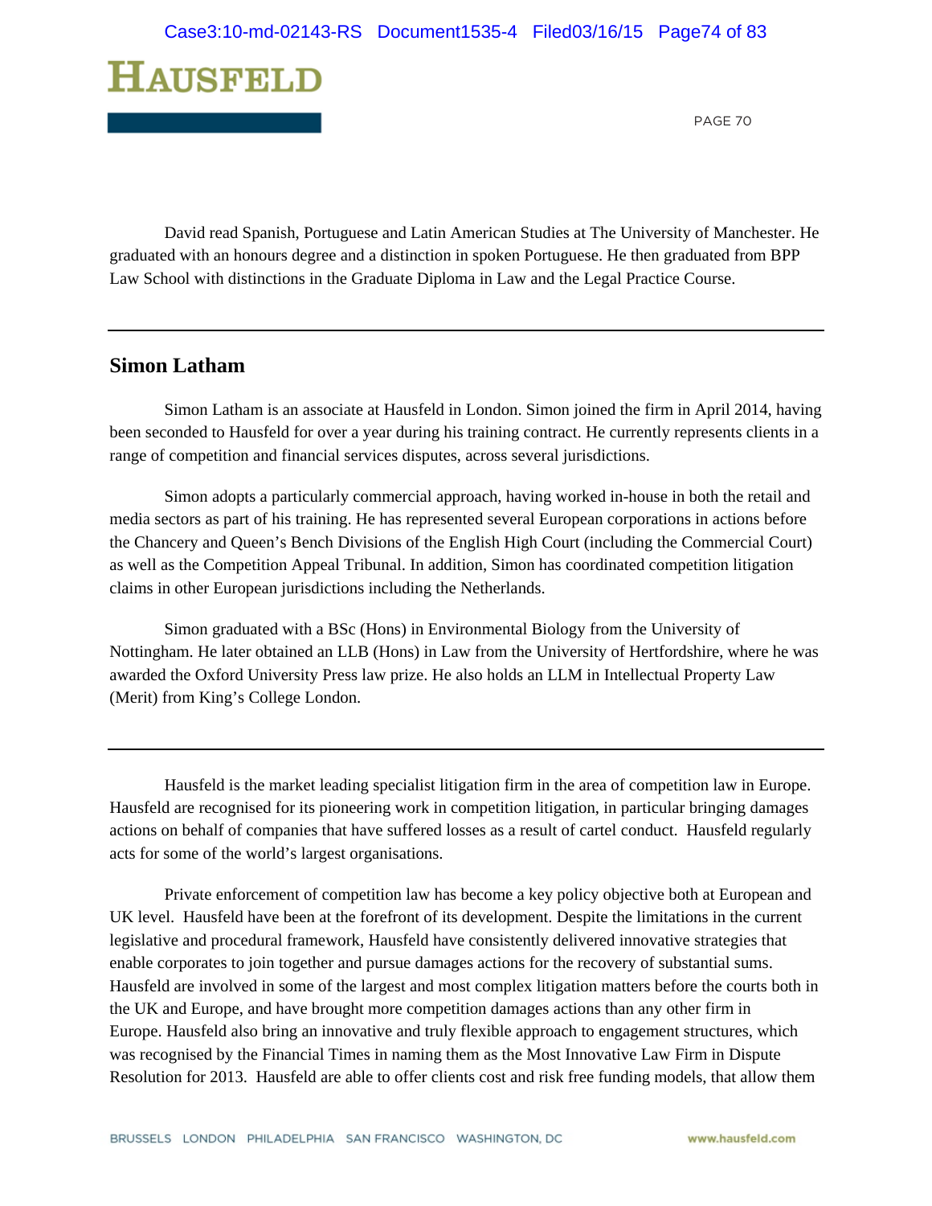David read Spanish, Portuguese and Latin American Studies at The University of Manchester. He graduated with an honours degree and a distinction in spoken Portuguese. He then graduated from BPP Law School with distinctions in the Graduate Diploma in Law and the Legal Practice Course.

---

## Simon Latham

Simon Latham is an associate at Hausfeld in London. Simon joined the firm in April 2014, having been seconded to Hausfeld for over a year during his training contract. He currently represents clients in a range of competition and financial services disputes, across several jurisdictions.

Simon adopts a particularly commercial approach, having worked in-house in both the retail and media sectors as part of his training. He has represented several European corporations in actions before the Chancery and Queen's Bench Divisions of the English High Court (including the Commercial Court) as well as the Competition Appeal Tribunal. In addition, Simon has coordinated competition litigation claims in other European jurisdictions including the Netherlands.

Simon graduated with a BSc (Hons) in Environmental Biology from the University of Nottingham. He later obtained an LLB (Hons) in Law from the University of Hertfordshire, where he was awarded the Oxford University Press law prize. He also holds an LLM in Intellectual Property Law (Merit) from King's College London.

---

Hausfeld is the market leading specialist litigation firm in the area of competition law in Europe. Hausfeld are recognised for its pioneering work in competition litigation, in particular bringing damages actions on behalf of companies that have suffered losses as a result of cartel conduct. Hausfeld regularly acts for some of the world's largest organisations.

Private enforcement of competition law has become a key policy objective both at European and UK level. Hausfeld have been at the forefront of its development. Despite the limitations in the current legislative and procedural framework, Hausfeld have consistently delivered innovative strategies that enable corporates to join together and pursue damages actions for the recovery of substantial sums. Hausfeld are involved in some of the largest and most complex litigation matters before the courts both in the UK and Europe, and have brought more competition damages actions than any other firm in Europe. Hausfeld also bring an innovative and truly flexible approach to engagement structures, which was recognised by the Financial Times in naming them as the Most Innovative Law Firm in Dispute Resolution for 2013. Hausfeld are able to offer clients cost and risk free funding models, that allow them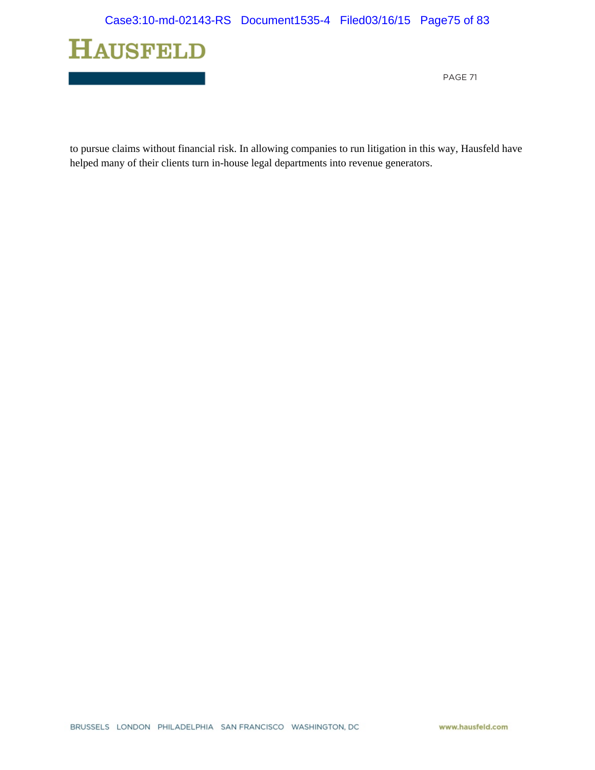to pursue claims without financial risk. In allowing companies to run litigation in this way, Hausfeld have helped many of their clients turn in-house legal departments into revenue generators.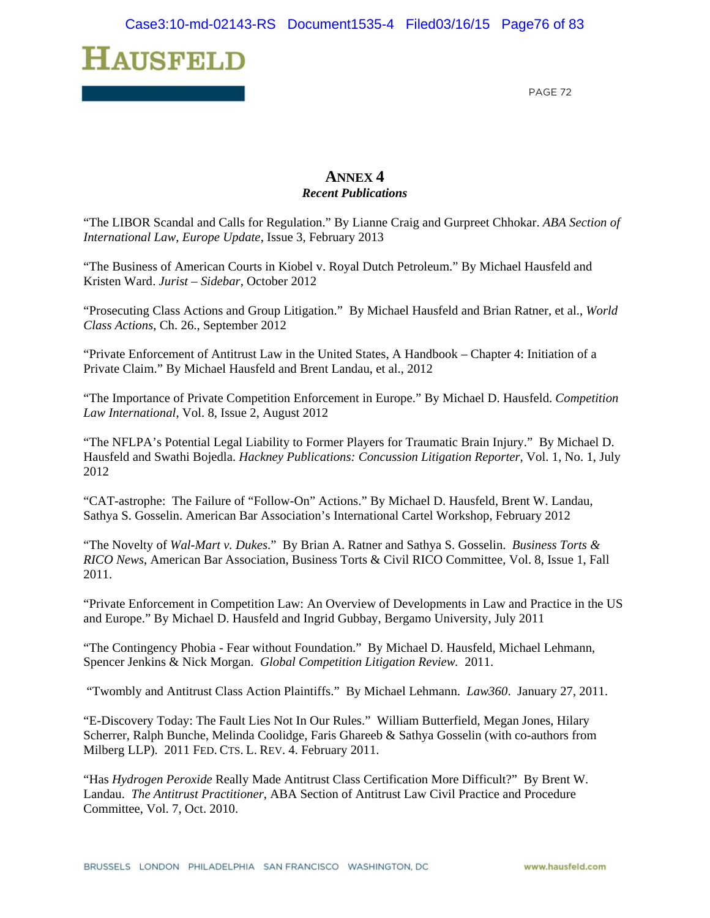## ANNEX 4

***Recent Publications***

"The LIBOR Scandal and Calls for Regulation." By Lianne Craig and Gurpreet Chhokar. *ABA Section of International Law, Europe Update*, Issue 3, February 2013

"The Business of American Courts in Kiobel v. Royal Dutch Petroleum." By Michael Hausfeld and Kristen Ward. *Jurist – Sidebar*, October 2012

"Prosecuting Class Actions and Group Litigation." By Michael Hausfeld and Brian Ratner, et al., *World Class Actions*, Ch. 26., September 2012

"Private Enforcement of Antitrust Law in the United States, A Handbook – Chapter 4: Initiation of a Private Claim." By Michael Hausfeld and Brent Landau, et al., 2012

"The Importance of Private Competition Enforcement in Europe." By Michael D. Hausfeld. *Competition Law International*, Vol. 8, Issue 2, August 2012

"The NFLPA's Potential Legal Liability to Former Players for Traumatic Brain Injury." By Michael D. Hausfeld and Swathi Bojedla. *Hackney Publications: Concussion Litigation Reporter*, Vol. 1, No. 1, July 2012

"CAT-astrophe: The Failure of "Follow-On" Actions." By Michael D. Hausfeld, Brent W. Landau, Sathya S. Gosselin. American Bar Association's International Cartel Workshop, February 2012

"The Novelty of *Wal-Mart v. Dukes*." By Brian A. Ratner and Sathya S. Gosselin. *Business Torts & RICO News*, American Bar Association, Business Torts & Civil RICO Committee, Vol. 8, Issue 1, Fall 2011.

"Private Enforcement in Competition Law: An Overview of Developments in Law and Practice in the US and Europe." By Michael D. Hausfeld and Ingrid Gubbay, Bergamo University, July 2011

"The Contingency Phobia - Fear without Foundation." By Michael D. Hausfeld, Michael Lehmann, Spencer Jenkins & Nick Morgan. *Global Competition Litigation Review.* 2011.

"Twombly and Antitrust Class Action Plaintiffs." By Michael Lehmann. *Law360*. January 27, 2011.

"E-Discovery Today: The Fault Lies Not In Our Rules." William Butterfield, Megan Jones, Hilary Scherrer, Ralph Bunche, Melinda Coolidge, Faris Ghareeb & Sathya Gosselin (with co-authors from Milberg LLP). 2011 FED. CTS. L. REV. 4. February 2011.

"Has *Hydrogen Peroxide* Really Made Antitrust Class Certification More Difficult?" By Brent W. Landau. *The Antitrust Practitioner*, ABA Section of Antitrust Law Civil Practice and Procedure Committee, Vol. 7, Oct. 2010.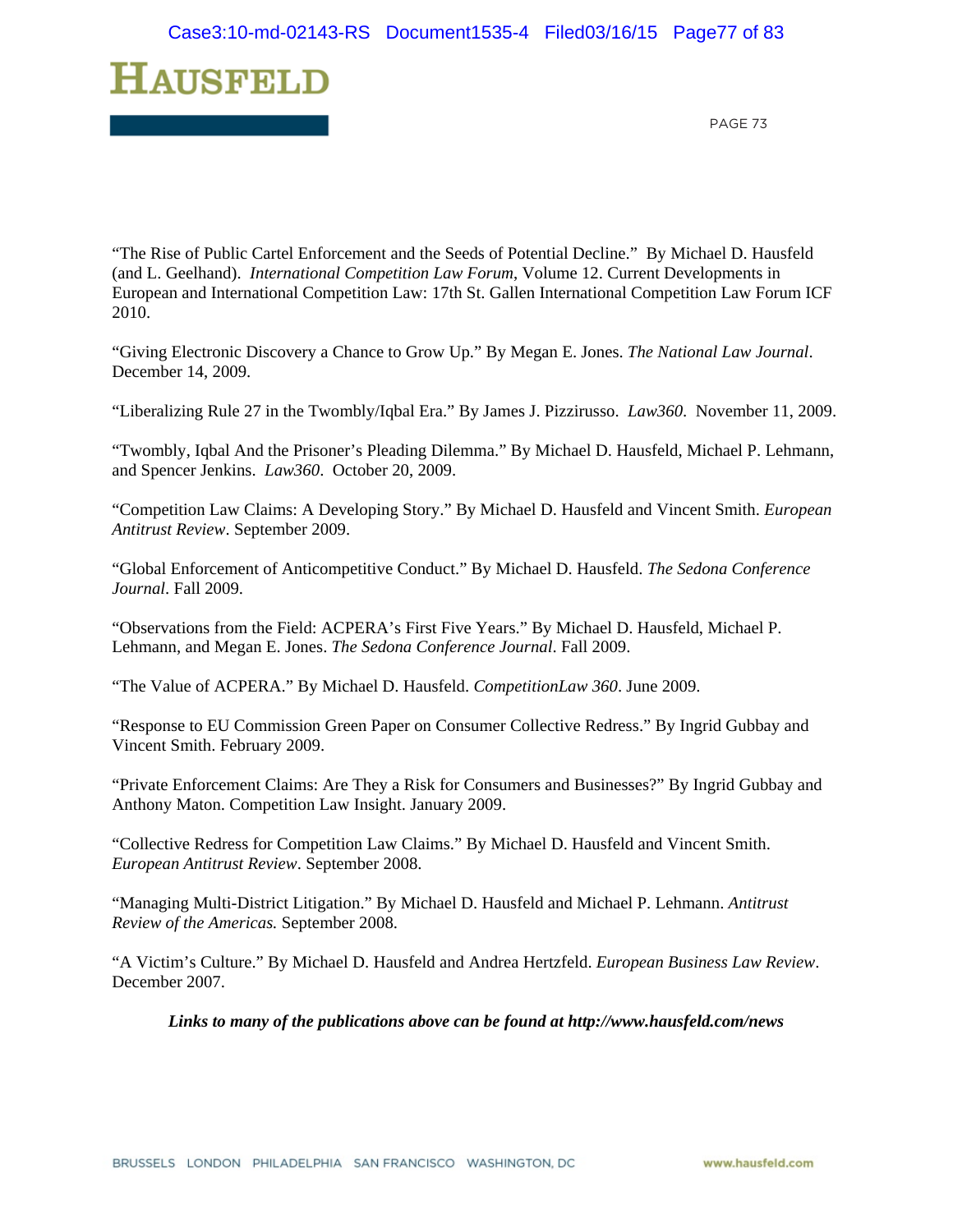"The Rise of Public Cartel Enforcement and the Seeds of Potential Decline." By Michael D. Hausfeld (and L. Geelhand). *International Competition Law Forum*, Volume 12. Current Developments in European and International Competition Law: 17th St. Gallen International Competition Law Forum ICF 2010.

"Giving Electronic Discovery a Chance to Grow Up." By Megan E. Jones. *The National Law Journal*. December 14, 2009.

"Liberalizing Rule 27 in the Twombly/Iqbal Era." By James J. Pizzirusso. *Law360*. November 11, 2009.

"Twombly, Iqbal And the Prisoner's Pleading Dilemma." By Michael D. Hausfeld, Michael P. Lehmann, and Spencer Jenkins. *Law360*. October 20, 2009.

"Competition Law Claims: A Developing Story." By Michael D. Hausfeld and Vincent Smith. *European Antitrust Review*. September 2009.

"Global Enforcement of Anticompetitive Conduct." By Michael D. Hausfeld. *The Sedona Conference Journal*. Fall 2009.

"Observations from the Field: ACPERA's First Five Years." By Michael D. Hausfeld, Michael P. Lehmann, and Megan E. Jones. *The Sedona Conference Journal*. Fall 2009.

"The Value of ACPERA." By Michael D. Hausfeld. *CompetitionLaw 360*. June 2009.

"Response to EU Commission Green Paper on Consumer Collective Redress." By Ingrid Gubbay and Vincent Smith. February 2009.

"Private Enforcement Claims: Are They a Risk for Consumers and Businesses?" By Ingrid Gubbay and Anthony Maton. Competition Law Insight. January 2009.

"Collective Redress for Competition Law Claims." By Michael D. Hausfeld and Vincent Smith. *European Antitrust Review*. September 2008.

"Managing Multi-District Litigation." By Michael D. Hausfeld and Michael P. Lehmann. *Antitrust Review of the Americas.* September 2008.

"A Victim's Culture." By Michael D. Hausfeld and Andrea Hertzfeld. *European Business Law Review*. December 2007.

***Links to many of the publications above can be found at http://www.hausfeld.com/news***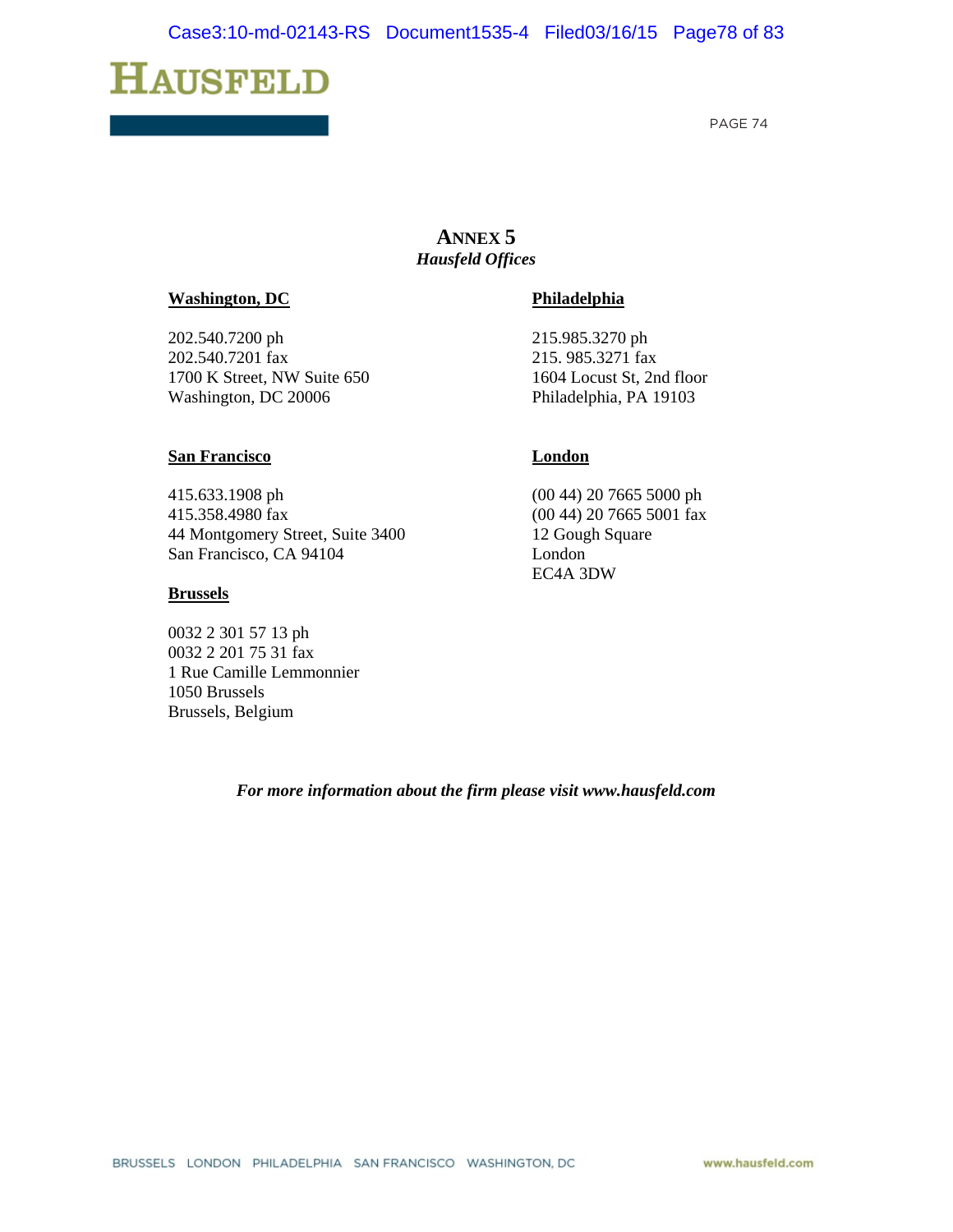## ANNEX 5

*Hausfeld Offices*

**Washington, DC**

202.540.7200 ph
202.540.7201 fax
1700 K Street, NW Suite 650
Washington, DC 20006

**Philadelphia**

215.985.3270 ph
215. 985.3271 fax
1604 Locust St, 2nd floor
Philadelphia, PA 19103

**San Francisco**

415.633.1908 ph
415.358.4980 fax
44 Montgomery Street, Suite 3400
San Francisco, CA 94104

**London**

(00 44) 20 7665 5000 ph
(00 44) 20 7665 5001 fax
12 Gough Square
London
EC4A 3DW

**Brussels**

0032 2 301 57 13 ph
0032 2 201 75 31 fax
1 Rue Camille Lemmonnier
1050 Brussels
Brussels, Belgium

***For more information about the firm please visit www.hausfeld.com***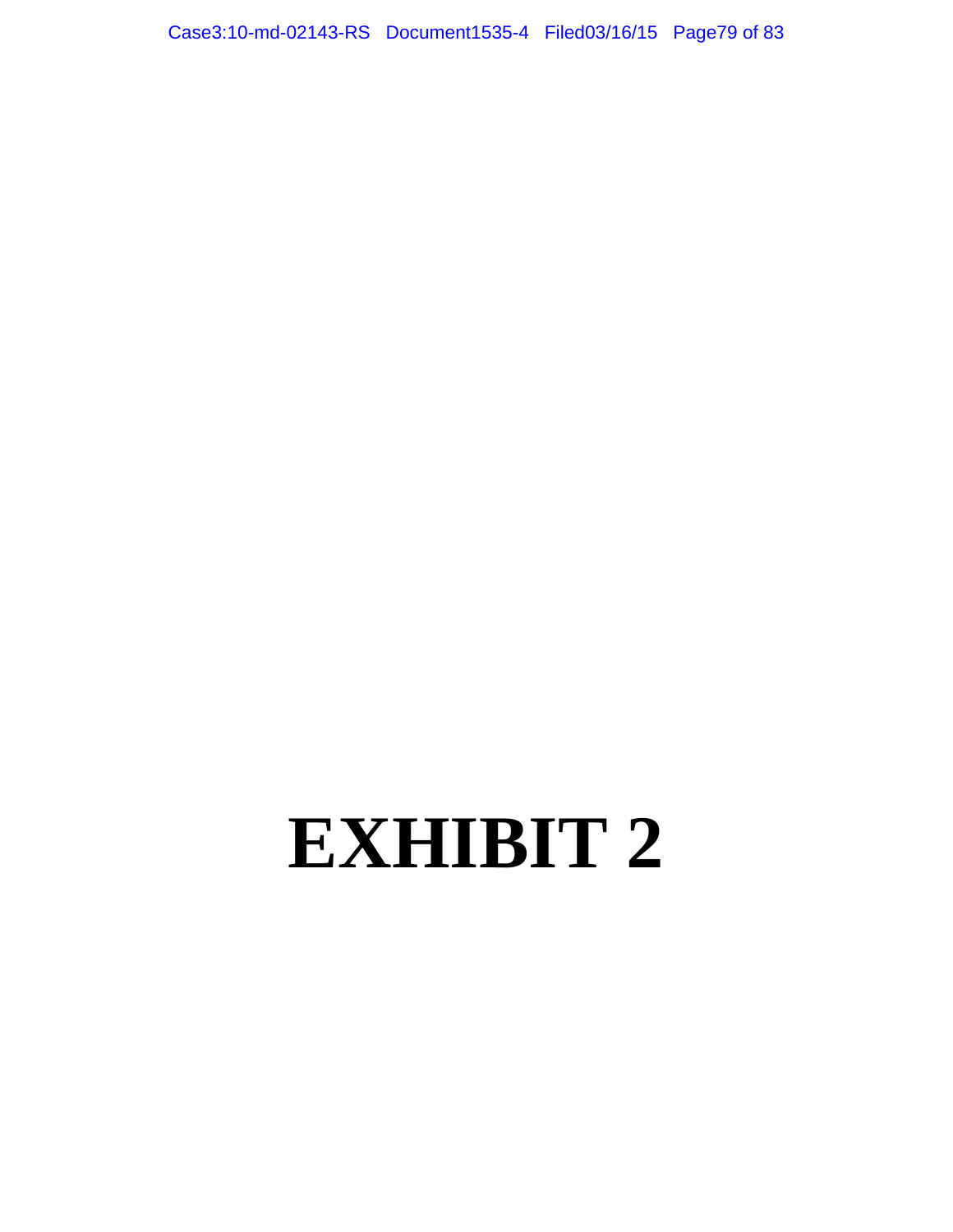# EXHIBIT 2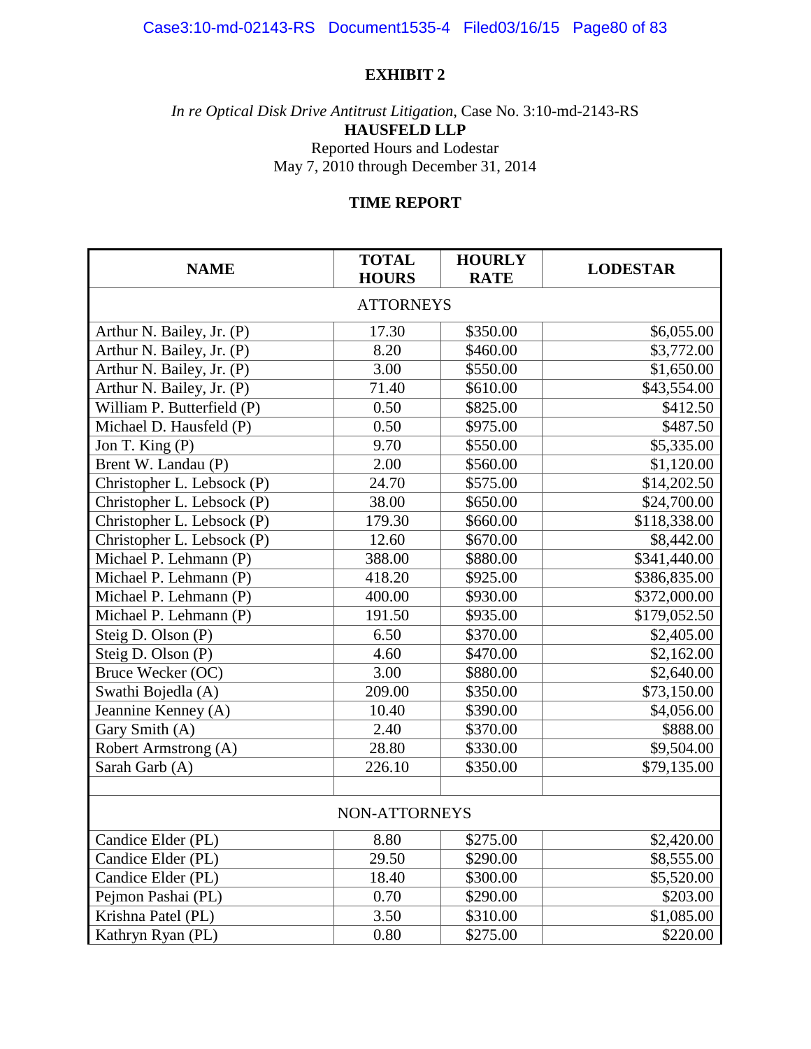# EXHIBIT 2

*In re Optical Disk Drive Antitrust Litigation*, Case No. 3:10-md-2143-RS
**HAUSFELD LLP**
Reported Hours and Lodestar
May 7, 2010 through December 31, 2014

**TIME REPORT**

| NAME | TOTAL HOURS | HOURLY RATE | LODESTAR |
|---|---|---|---|
| ATTORNEYS | | | |
| Arthur N. Bailey, Jr. (P) | 17.30 | $350.00 | $6,055.00 |
| Arthur N. Bailey, Jr. (P) | 8.20 | $460.00 | $3,772.00 |
| Arthur N. Bailey, Jr. (P) | 3.00 | $550.00 | $1,650.00 |
| Arthur N. Bailey, Jr. (P) | 71.40 | $610.00 | $43,554.00 |
| William P. Butterfield (P) | 0.50 | $825.00 | $412.50 |
| Michael D. Hausfeld (P) | 0.50 | $975.00 | $487.50 |
| Jon T. King (P) | 9.70 | $550.00 | $5,335.00 |
| Brent W. Landau (P) | 2.00 | $560.00 | $1,120.00 |
| Christopher L. Lebsock (P) | 24.70 | $575.00 | $14,202.50 |
| Christopher L. Lebsock (P) | 38.00 | $650.00 | $24,700.00 |
| Christopher L. Lebsock (P) | 179.30 | $660.00 | $118,338.00 |
| Christopher L. Lebsock (P) | 12.60 | $670.00 | $8,442.00 |
| Michael P. Lehmann (P) | 388.00 | $880.00 | $341,440.00 |
| Michael P. Lehmann (P) | 418.20 | $925.00 | $386,835.00 |
| Michael P. Lehmann (P) | 400.00 | $930.00 | $372,000.00 |
| Michael P. Lehmann (P) | 191.50 | $935.00 | $179,052.50 |
| Steig D. Olson (P) | 6.50 | $370.00 | $2,405.00 |
| Steig D. Olson (P) | 4.60 | $470.00 | $2,162.00 |
| Bruce Wecker (OC) | 3.00 | $880.00 | $2,640.00 |
| Swathi Bojedla (A) | 209.00 | $350.00 | $73,150.00 |
| Jeannine Kenney (A) | 10.40 | $390.00 | $4,056.00 |
| Gary Smith (A) | 2.40 | $370.00 | $888.00 |
| Robert Armstrong (A) | 28.80 | $330.00 | $9,504.00 |
| Sarah Garb (A) | 226.10 | $350.00 | $79,135.00 |
| | | | |
| NON-ATTORNEYS | | | |
| Candice Elder (PL) | 8.80 | $275.00 | $2,420.00 |
| Candice Elder (PL) | 29.50 | $290.00 | $8,555.00 |
| Candice Elder (PL) | 18.40 | $300.00 | $5,520.00 |
| Pejmon Pashai (PL) | 0.70 | $290.00 | $203.00 |
| Krishna Patel (PL) | 3.50 | $310.00 | $1,085.00 |
| Kathryn Ryan (PL) | 0.80 | $275.00 | $220.00 |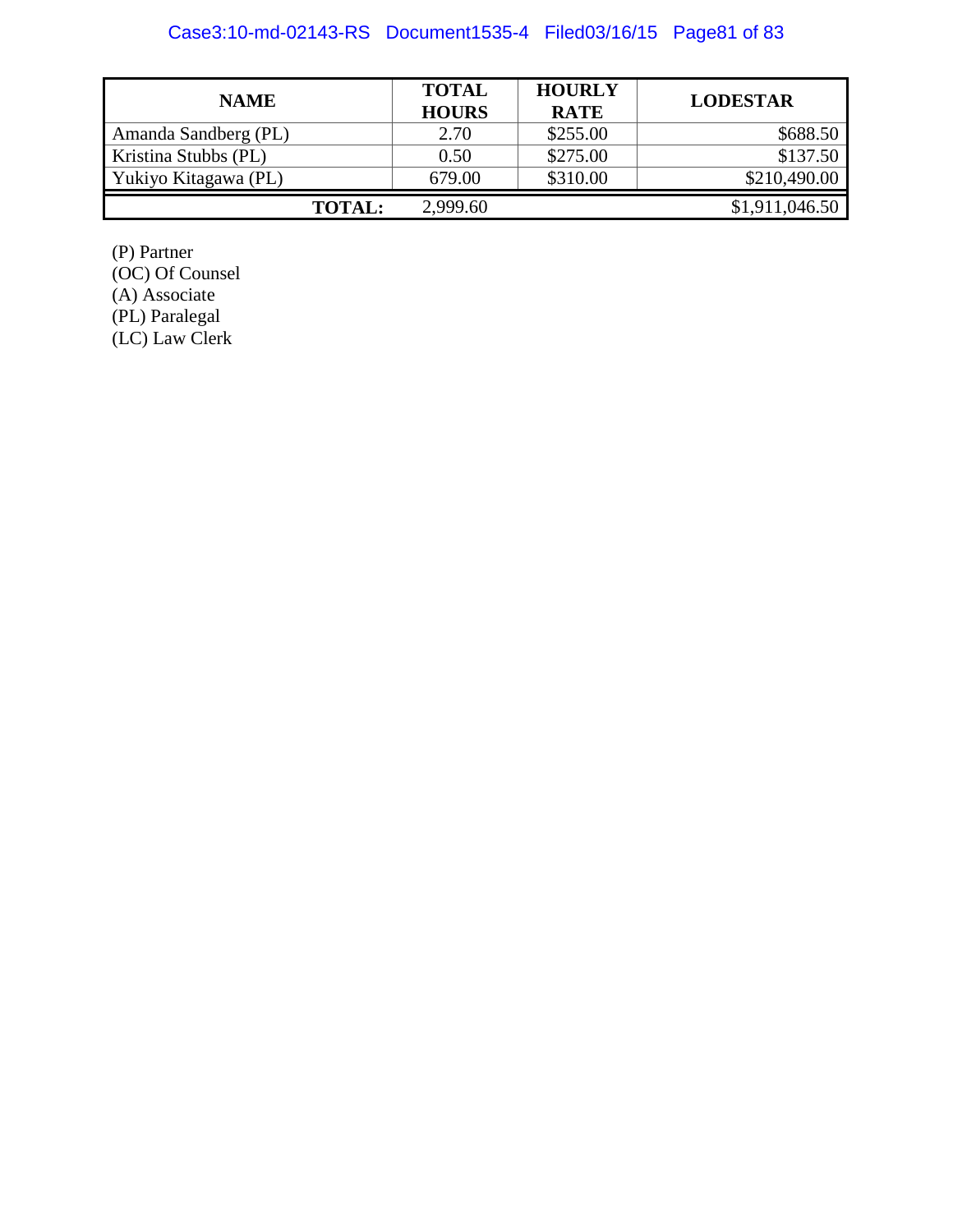| NAME | TOTAL HOURS | HOURLY RATE | LODESTAR |
|---|---|---|---|
| Amanda Sandberg (PL) | 2.70 | $255.00 | $688.50 |
| Kristina Stubbs (PL) | 0.50 | $275.00 | $137.50 |
| Yukiyo Kitagawa (PL) | 679.00 | $310.00 | $210,490.00 |
| **TOTAL:** | 2,999.60 | | $1,911,046.50 |

(P) Partner
(OC) Of Counsel
(A) Associate
(PL) Paralegal
(LC) Law Clerk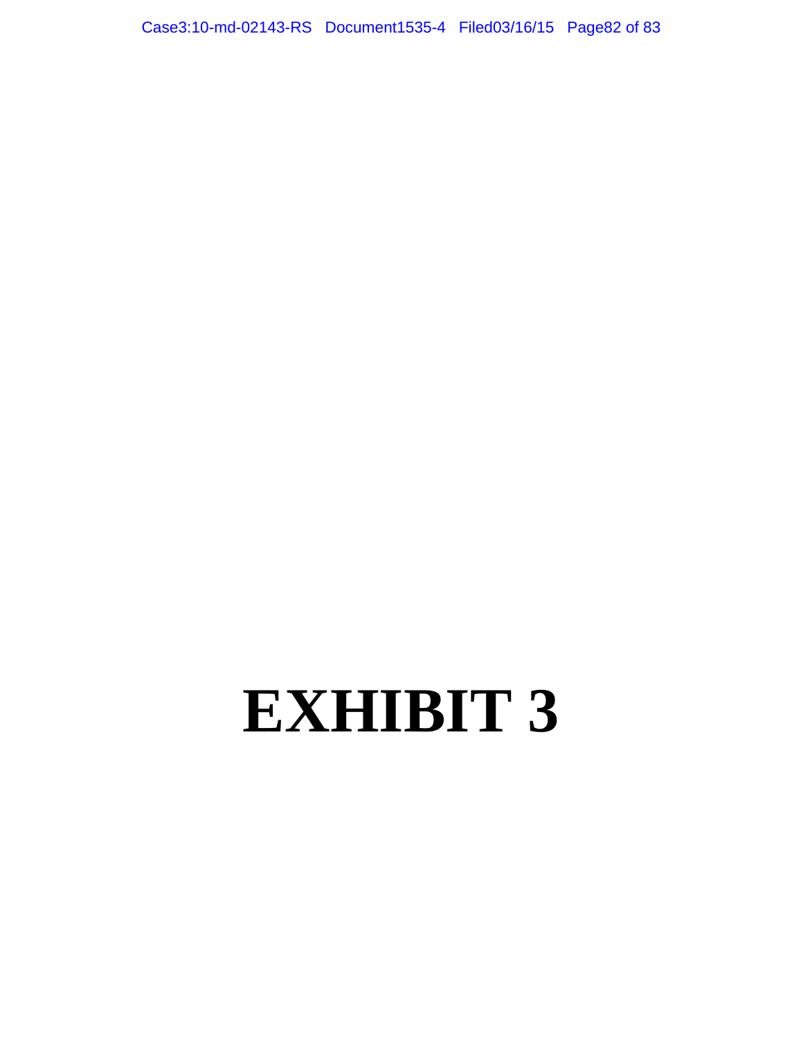# EXHIBIT 3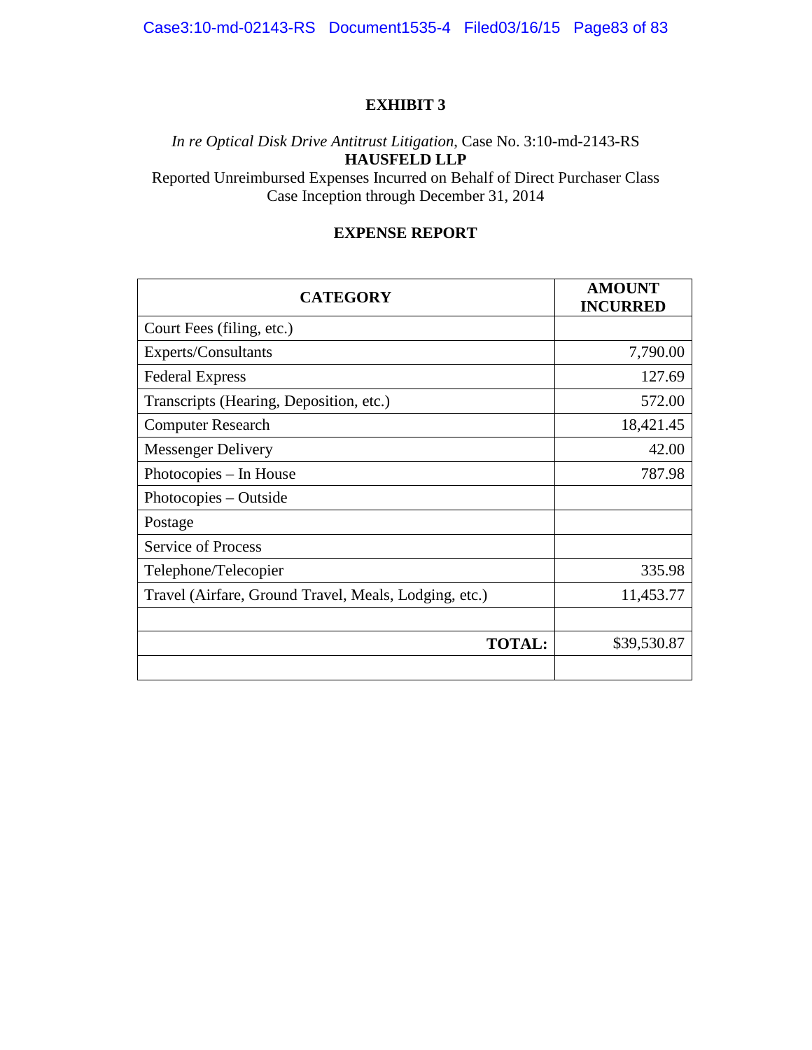# EXHIBIT 3

*In re Optical Disk Drive Antitrust Litigation*, Case No. 3:10-md-2143-RS
**HAUSFELD LLP**
Reported Unreimbursed Expenses Incurred on Behalf of Direct Purchaser Class
Case Inception through December 31, 2014

## EXPENSE REPORT

| CATEGORY | AMOUNT INCURRED |
|---|---|
| Court Fees (filing, etc.) | |
| Experts/Consultants | 7,790.00 |
| Federal Express | 127.69 |
| Transcripts (Hearing, Deposition, etc.) | 572.00 |
| Computer Research | 18,421.45 |
| Messenger Delivery | 42.00 |
| Photocopies – In House | 787.98 |
| Photocopies – Outside | |
| Postage | |
| Service of Process | |
| Telephone/Telecopier | 335.98 |
| Travel (Airfare, Ground Travel, Meals, Lodging, etc.) | 11,453.77 |
| | |
| **TOTAL:** | $39,530.87 |
| | |